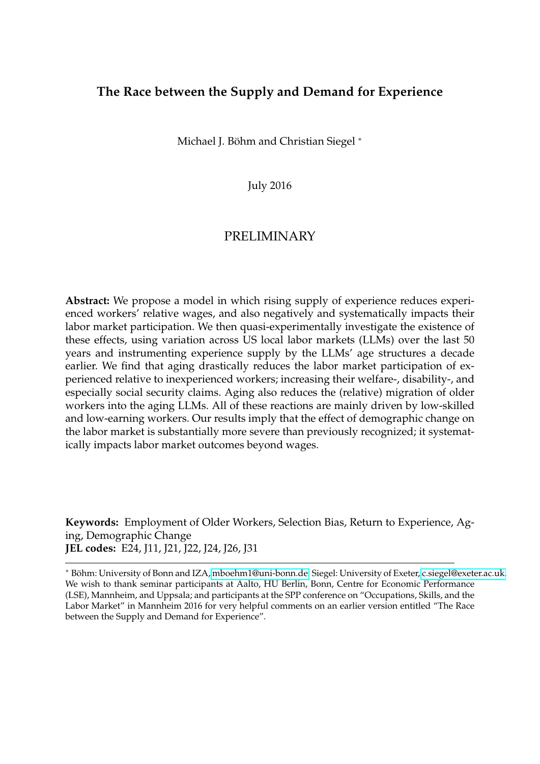# The Race between the Supply and Demand for Experience

Michael J. Böhm and Christian Siegel *

July 2016

PRELIMINARY

**Abstract:** We propose a model in which rising supply of experience reduces experienced workers' relative wages, and also negatively and systematically impacts their labor market participation. We then quasi-experimentally investigate the existence of these effects, using variation across US local labor markets (LLMs) over the last 50 years and instrumenting experience supply by the LLMs' age structures a decade earlier. We find that aging drastically reduces the labor market participation of experienced relative to inexperienced workers; increasing their welfare-, disability-, and especially social security claims. Aging also reduces the (relative) migration of older workers into the aging LLMs. All of these reactions are mainly driven by low-skilled and low-earning workers. Our results imply that the effect of demographic change on the labor market is substantially more severe than previously recognized; it systematically impacts labor market outcomes beyond wages.

**Keywords:** Employment of Older Workers, Selection Bias, Return to Experience, Aging, Demographic Change
**JEL codes:** E24, J11, J21, J22, J24, J26, J31

---

* Böhm: University of Bonn and IZA, mboehm1@uni-bonn.de. Siegel: University of Exeter, c.siegel@exeter.ac.uk. We wish to thank seminar participants at Aalto, HU Berlin, Bonn, Centre for Economic Performance (LSE), Mannheim, and Uppsala; and participants at the SPP conference on "Occupations, Skills, and the Labor Market" in Mannheim 2016 for very helpful comments on an earlier version entitled "The Race between the Supply and Demand for Experience".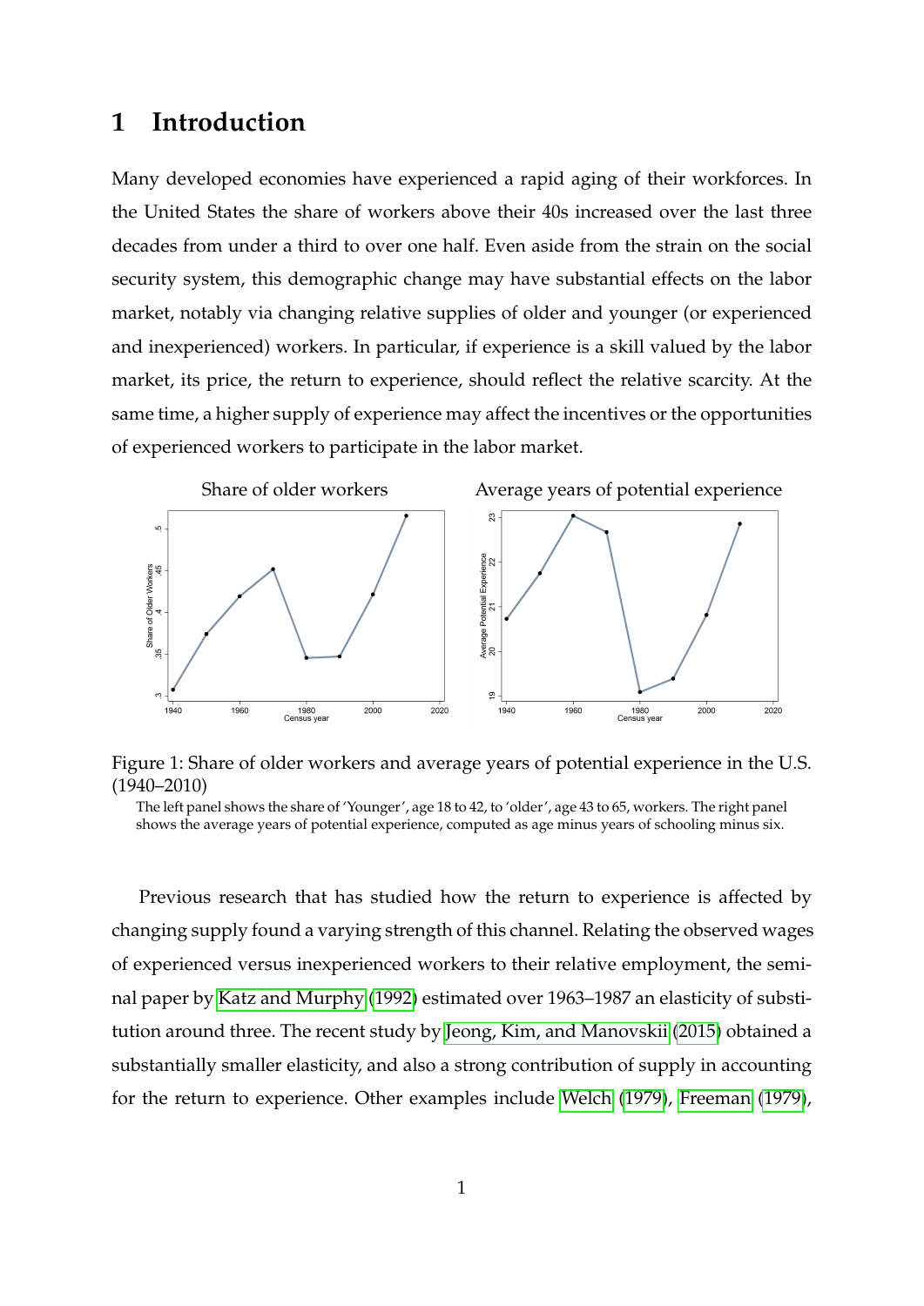# 1 Introduction

Many developed economies have experienced a rapid aging of their workforces. In the United States the share of workers above their 40s increased over the last three decades from under a third to over one half. Even aside from the strain on the social security system, this demographic change may have substantial effects on the labor market, notably via changing relative supplies of older and younger (or experienced and inexperienced) workers. In particular, if experience is a skill valued by the labor market, its price, the return to experience, should reflect the relative scarcity. At the same time, a higher supply of experience may affect the incentives or the opportunities of experienced workers to participate in the labor market.

Figure 1: Share of older workers and average years of potential experience in the U.S. (1940–2010)

The left panel shows the share of 'Younger', age 18 to 42, to 'older', age 43 to 65, workers. The right panel shows the average years of potential experience, computed as age minus years of schooling minus six.

Previous research that has studied how the return to experience is affected by changing supply found a varying strength of this channel. Relating the observed wages of experienced versus inexperienced workers to their relative employment, the seminal paper by Katz and Murphy (1992) estimated over 1963–1987 an elasticity of substitution around three. The recent study by Jeong, Kim, and Manovskii (2015) obtained a substantially smaller elasticity, and also a strong contribution of supply in accounting for the return to experience. Other examples include Welch (1979), Freeman (1979),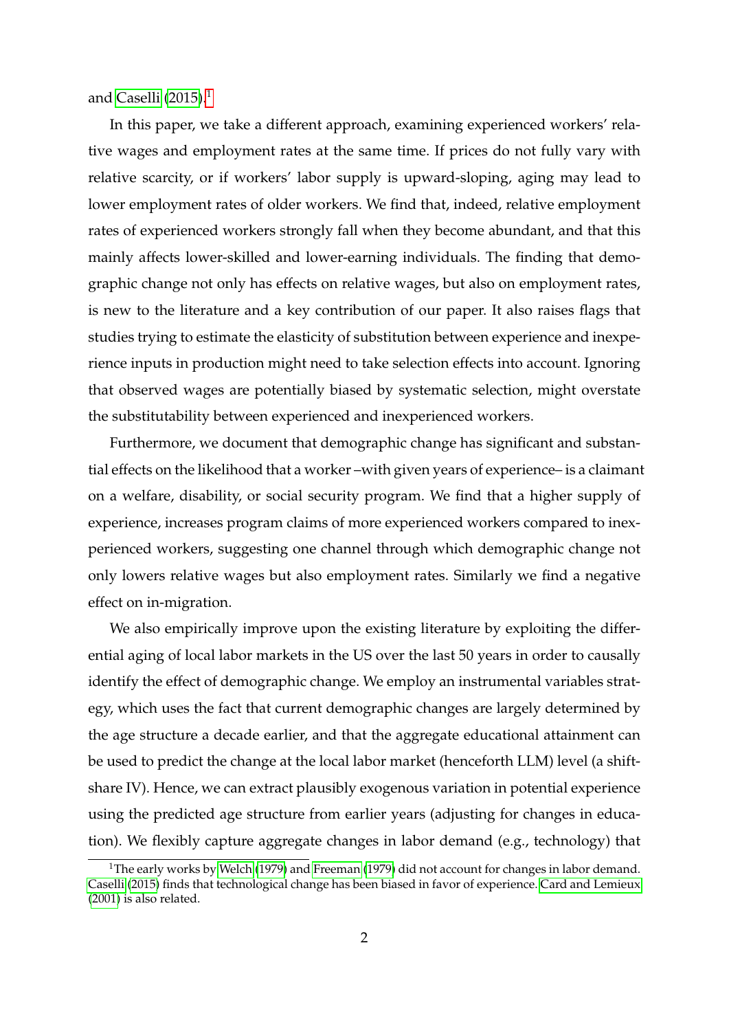and Caselli (2015).[1]

In this paper, we take a different approach, examining experienced workers' relative wages and employment rates at the same time. If prices do not fully vary with relative scarcity, or if workers' labor supply is upward-sloping, aging may lead to lower employment rates of older workers. We find that, indeed, relative employment rates of experienced workers strongly fall when they become abundant, and that this mainly affects lower-skilled and lower-earning individuals. The finding that demographic change not only has effects on relative wages, but also on employment rates, is new to the literature and a key contribution of our paper. It also raises flags that studies trying to estimate the elasticity of substitution between experience and inexperience inputs in production might need to take selection effects into account. Ignoring that observed wages are potentially biased by systematic selection, might overstate the substitutability between experienced and inexperienced workers.

Furthermore, we document that demographic change has significant and substantial effects on the likelihood that a worker –with given years of experience– is a claimant on a welfare, disability, or social security program. We find that a higher supply of experience, increases program claims of more experienced workers compared to inexperienced workers, suggesting one channel through which demographic change not only lowers relative wages but also employment rates. Similarly we find a negative effect on in-migration.

We also empirically improve upon the existing literature by exploiting the differential aging of local labor markets in the US over the last 50 years in order to causally identify the effect of demographic change. We employ an instrumental variables strategy, which uses the fact that current demographic changes are largely determined by the age structure a decade earlier, and that the aggregate educational attainment can be used to predict the change at the local labor market (henceforth LLM) level (a shift-share IV). Hence, we can extract plausibly exogenous variation in potential experience using the predicted age structure from earlier years (adjusting for changes in education). We flexibly capture aggregate changes in labor demand (e.g., technology) that

[1] The early works by Welch (1979) and Freeman (1979) did not account for changes in labor demand. Caselli (2015) finds that technological change has been biased in favor of experience. Card and Lemieux (2001) is also related.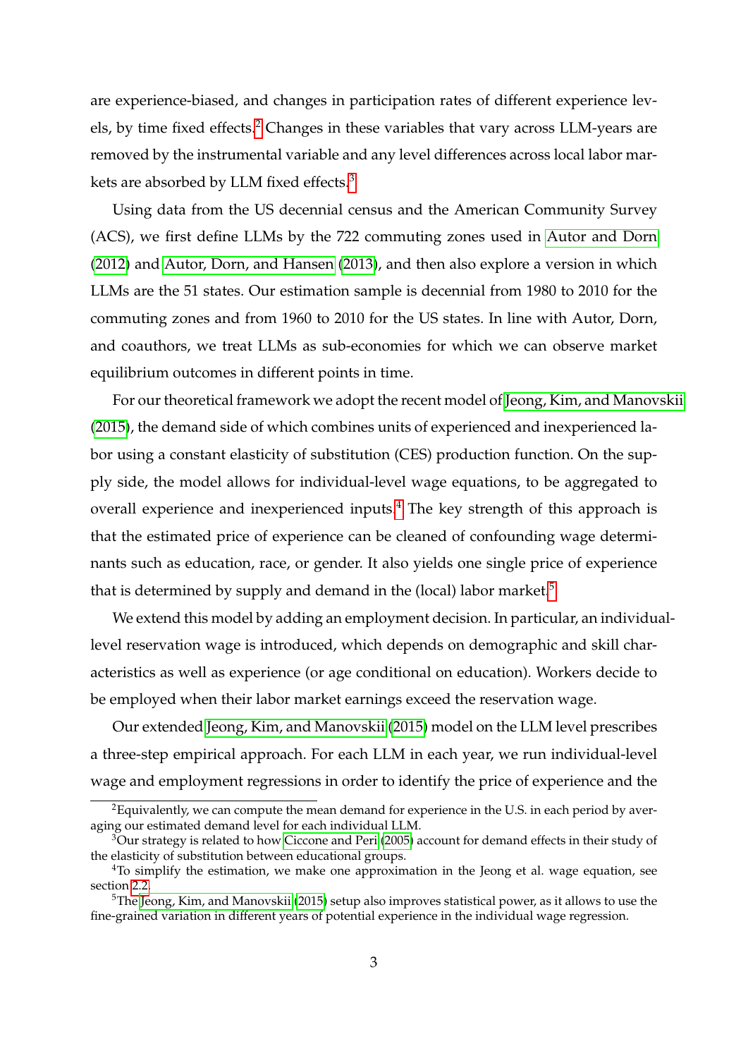are experience-biased, and changes in participation rates of different experience levels, by time fixed effects.[2] Changes in these variables that vary across LLM-years are removed by the instrumental variable and any level differences across local labor markets are absorbed by LLM fixed effects.[3]

Using data from the US decennial census and the American Community Survey (ACS), we first define LLMs by the 722 commuting zones used in Autor and Dorn (2012) and Autor, Dorn, and Hansen (2013), and then also explore a version in which LLMs are the 51 states. Our estimation sample is decennial from 1980 to 2010 for the commuting zones and from 1960 to 2010 for the US states. In line with Autor, Dorn, and coauthors, we treat LLMs as sub-economies for which we can observe market equilibrium outcomes in different points in time.

For our theoretical framework we adopt the recent model of Jeong, Kim, and Manovskii (2015), the demand side of which combines units of experienced and inexperienced labor using a constant elasticity of substitution (CES) production function. On the supply side, the model allows for individual-level wage equations, to be aggregated to overall experience and inexperienced inputs.[4] The key strength of this approach is that the estimated price of experience can be cleaned of confounding wage determinants such as education, race, or gender. It also yields one single price of experience that is determined by supply and demand in the (local) labor market.[5]

We extend this model by adding an employment decision. In particular, an individual-level reservation wage is introduced, which depends on demographic and skill characteristics as well as experience (or age conditional on education). Workers decide to be employed when their labor market earnings exceed the reservation wage.

Our extended Jeong, Kim, and Manovskii (2015) model on the LLM level prescribes a three-step empirical approach. For each LLM in each year, we run individual-level wage and employment regressions in order to identify the price of experience and the

---

[2] Equivalently, we can compute the mean demand for experience in the U.S. in each period by averaging our estimated demand level for each individual LLM.

[3] Our strategy is related to how Ciccone and Peri (2005) account for demand effects in their study of the elasticity of substitution between educational groups.

[4] To simplify the estimation, we make one approximation in the Jeong et al. wage equation, see section 2.2.

[5] The Jeong, Kim, and Manovskii (2015) setup also improves statistical power, as it allows to use the fine-grained variation in different years of potential experience in the individual wage regression.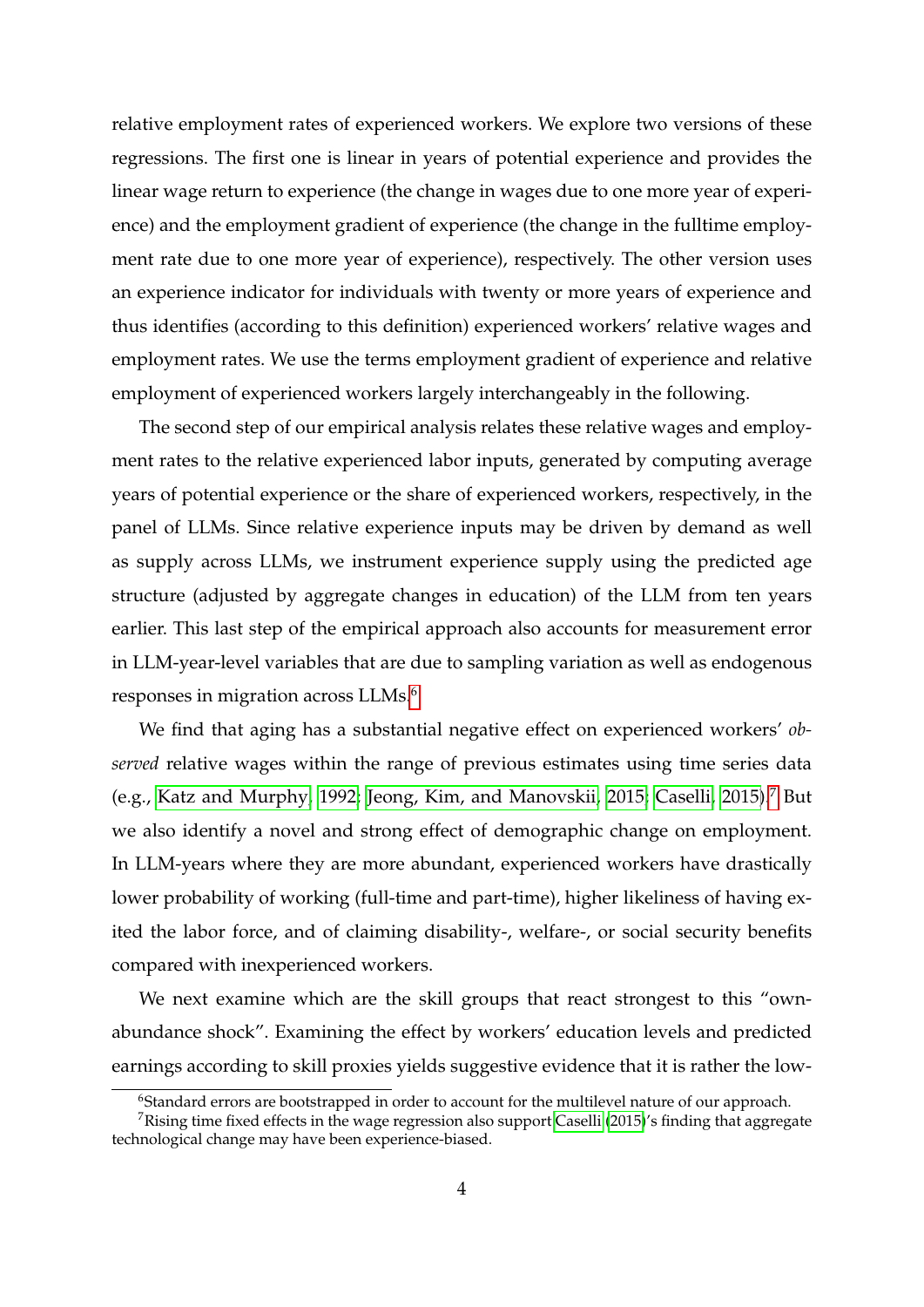relative employment rates of experienced workers. We explore two versions of these regressions. The first one is linear in years of potential experience and provides the linear wage return to experience (the change in wages due to one more year of experience) and the employment gradient of experience (the change in the fulltime employment rate due to one more year of experience), respectively. The other version uses an experience indicator for individuals with twenty or more years of experience and thus identifies (according to this definition) experienced workers' relative wages and employment rates. We use the terms employment gradient of experience and relative employment of experienced workers largely interchangeably in the following.

The second step of our empirical analysis relates these relative wages and employment rates to the relative experienced labor inputs, generated by computing average years of potential experience or the share of experienced workers, respectively, in the panel of LLMs. Since relative experience inputs may be driven by demand as well as supply across LLMs, we instrument experience supply using the predicted age structure (adjusted by aggregate changes in education) of the LLM from ten years earlier. This last step of the empirical approach also accounts for measurement error in LLM-year-level variables that are due to sampling variation as well as endogenous responses in migration across LLMs.[6]

We find that aging has a substantial negative effect on experienced workers' *observed* relative wages within the range of previous estimates using time series data (e.g., Katz and Murphy, 1992; Jeong, Kim, and Manovskii, 2015; Caselli, 2015).[7] But we also identify a novel and strong effect of demographic change on employment. In LLM-years where they are more abundant, experienced workers have drastically lower probability of working (full-time and part-time), higher likeliness of having exited the labor force, and of claiming disability-, welfare-, or social security benefits compared with inexperienced workers.

We next examine which are the skill groups that react strongest to this "own-abundance shock". Examining the effect by workers' education levels and predicted earnings according to skill proxies yields suggestive evidence that it is rather the low-

[6] Standard errors are bootstrapped in order to account for the multilevel nature of our approach.

[7] Rising time fixed effects in the wage regression also support Caselli (2015)'s finding that aggregate technological change may have been experience-biased.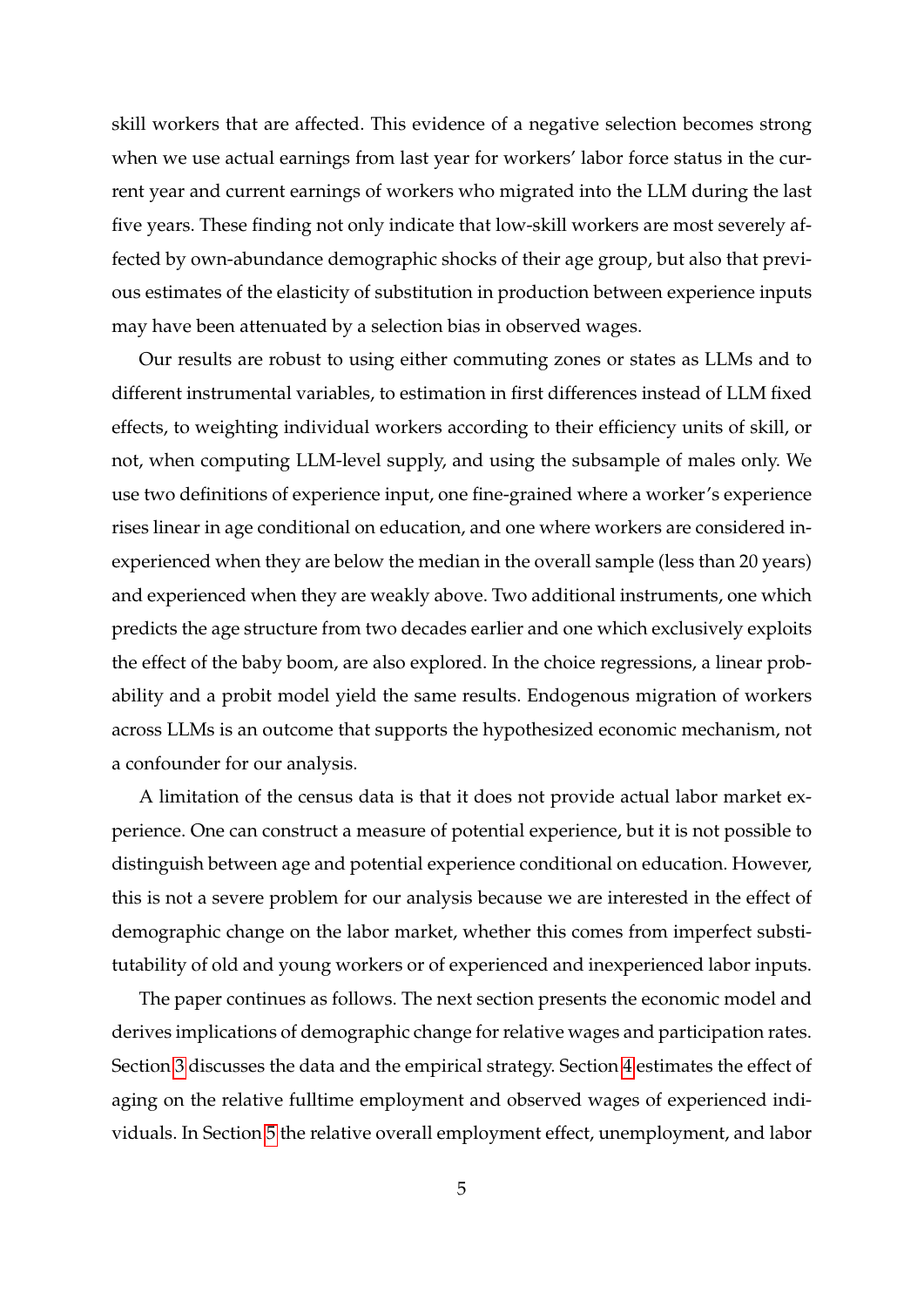skill workers that are affected. This evidence of a negative selection becomes strong when we use actual earnings from last year for workers' labor force status in the current year and current earnings of workers who migrated into the LLM during the last five years. These finding not only indicate that low-skill workers are most severely affected by own-abundance demographic shocks of their age group, but also that previous estimates of the elasticity of substitution in production between experience inputs may have been attenuated by a selection bias in observed wages.

Our results are robust to using either commuting zones or states as LLMs and to different instrumental variables, to estimation in first differences instead of LLM fixed effects, to weighting individual workers according to their efficiency units of skill, or not, when computing LLM-level supply, and using the subsample of males only. We use two definitions of experience input, one fine-grained where a worker's experience rises linear in age conditional on education, and one where workers are considered inexperienced when they are below the median in the overall sample (less than 20 years) and experienced when they are weakly above. Two additional instruments, one which predicts the age structure from two decades earlier and one which exclusively exploits the effect of the baby boom, are also explored. In the choice regressions, a linear probability and a probit model yield the same results. Endogenous migration of workers across LLMs is an outcome that supports the hypothesized economic mechanism, not a confounder for our analysis.

A limitation of the census data is that it does not provide actual labor market experience. One can construct a measure of potential experience, but it is not possible to distinguish between age and potential experience conditional on education. However, this is not a severe problem for our analysis because we are interested in the effect of demographic change on the labor market, whether this comes from imperfect substitutability of old and young workers or of experienced and inexperienced labor inputs.

The paper continues as follows. The next section presents the economic model and derives implications of demographic change for relative wages and participation rates. Section 3 discusses the data and the empirical strategy. Section 4 estimates the effect of aging on the relative fulltime employment and observed wages of experienced individuals. In Section 5 the relative overall employment effect, unemployment, and labor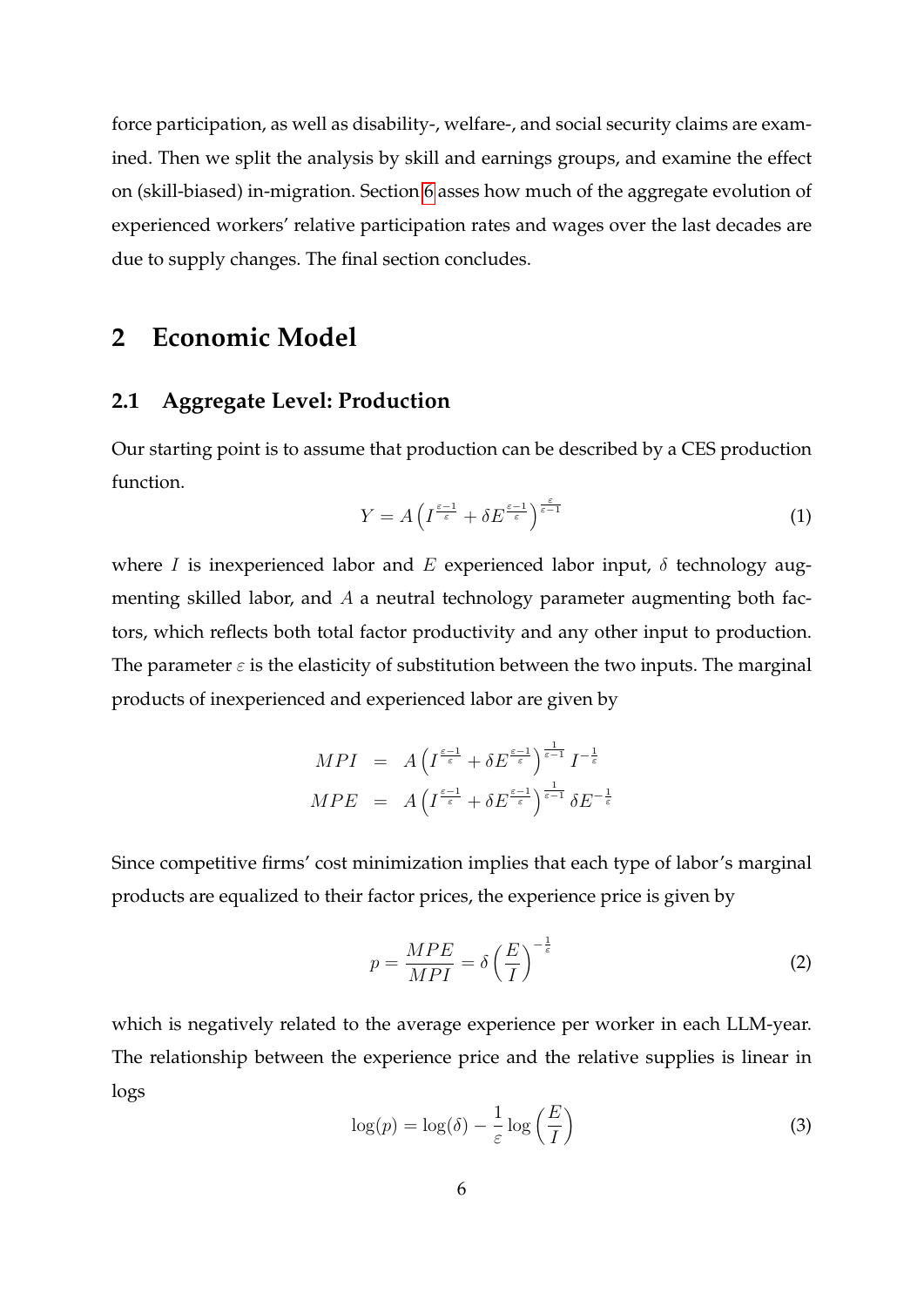force participation, as well as disability-, welfare-, and social security claims are examined. Then we split the analysis by skill and earnings groups, and examine the effect on (skill-biased) in-migration. Section 6 asses how much of the aggregate evolution of experienced workers' relative participation rates and wages over the last decades are due to supply changes. The final section concludes.

# 2 Economic Model

## 2.1 Aggregate Level: Production

Our starting point is to assume that production can be described by a CES production function.

$$Y = A\left(I^{\frac{\varepsilon-1}{\varepsilon}} + \delta E^{\frac{\varepsilon-1}{\varepsilon}}\right)^{\frac{\varepsilon}{\varepsilon-1}} \tag{1}$$

where $I$ is inexperienced labor and $E$ experienced labor input, $\delta$ technology augmenting skilled labor, and $A$ a neutral technology parameter augmenting both factors, which reflects both total factor productivity and any other input to production. The parameter $\varepsilon$ is the elasticity of substitution between the two inputs. The marginal products of inexperienced and experienced labor are given by

$$\begin{aligned} MPI &= A\left(I^{\frac{\varepsilon-1}{\varepsilon}} + \delta E^{\frac{\varepsilon-1}{\varepsilon}}\right)^{\frac{1}{\varepsilon-1}} I^{-\frac{1}{\varepsilon}} \\ MPE &= A\left(I^{\frac{\varepsilon-1}{\varepsilon}} + \delta E^{\frac{\varepsilon-1}{\varepsilon}}\right)^{\frac{1}{\varepsilon-1}} \delta E^{-\frac{1}{\varepsilon}} \end{aligned}$$

Since competitive firms' cost minimization implies that each type of labor's marginal products are equalized to their factor prices, the experience price is given by

$$p = \frac{MPE}{MPI} = \delta\left(\frac{E}{I}\right)^{-\frac{1}{\varepsilon}} \tag{2}$$

which is negatively related to the average experience per worker in each LLM-year. The relationship between the experience price and the relative supplies is linear in logs

$$\log(p) = \log(\delta) - \frac{1}{\varepsilon}\log\left(\frac{E}{I}\right) \tag{3}$$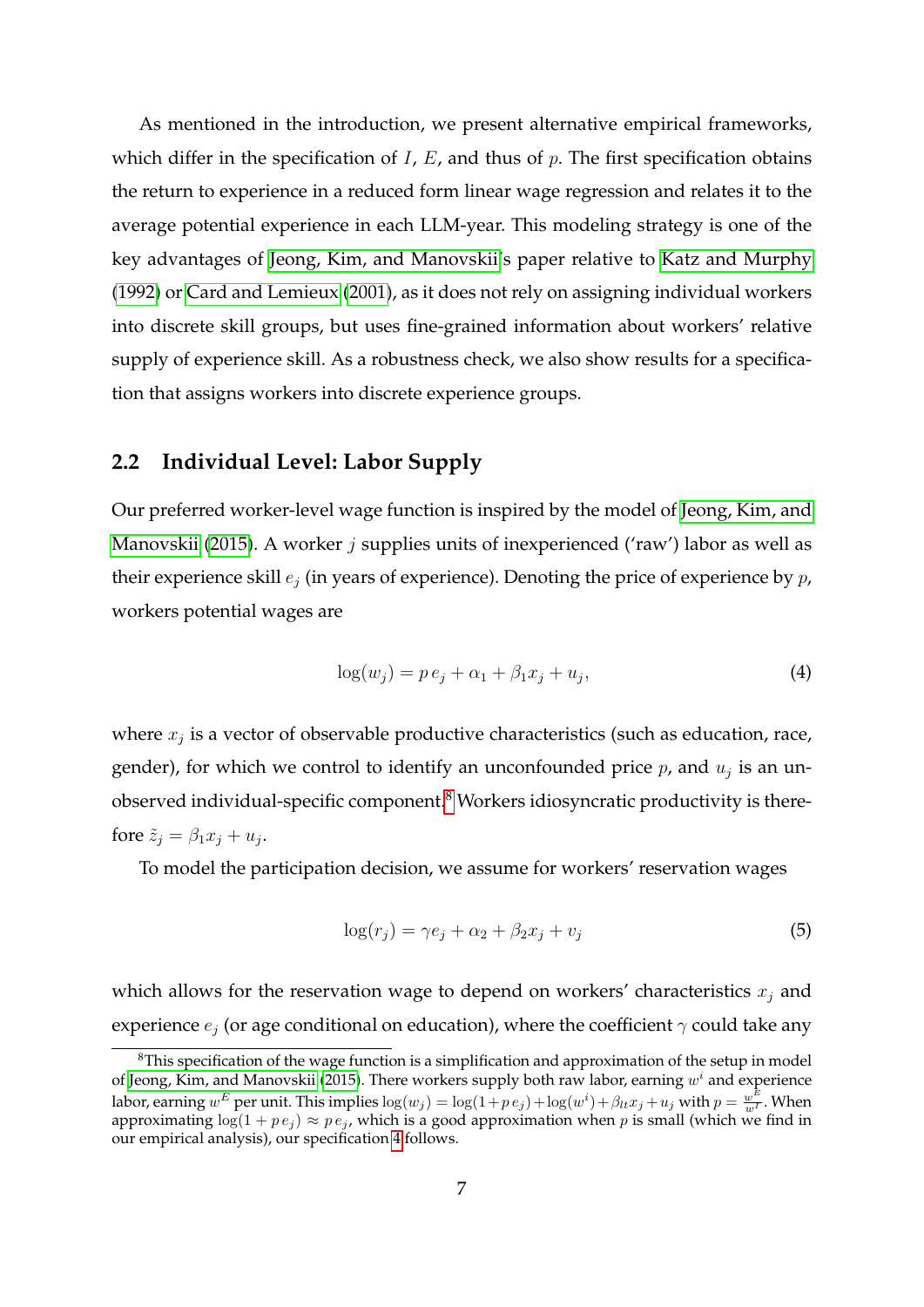As mentioned in the introduction, we present alternative empirical frameworks, which differ in the specification of $I$, $E$, and thus of $p$. The first specification obtains the return to experience in a reduced form linear wage regression and relates it to the average potential experience in each LLM-year. This modeling strategy is one of the key advantages of Jeong, Kim, and Manovskii's paper relative to Katz and Murphy (1992) or Card and Lemieux (2001), as it does not rely on assigning individual workers into discrete skill groups, but uses fine-grained information about workers' relative supply of experience skill. As a robustness check, we also show results for a specification that assigns workers into discrete experience groups.

## 2.2 Individual Level: Labor Supply

Our preferred worker-level wage function is inspired by the model of Jeong, Kim, and Manovskii (2015). A worker $j$ supplies units of inexperienced ('raw') labor as well as their experience skill $e_j$ (in years of experience). Denoting the price of experience by $p$, workers potential wages are

$$\log(w_j) = p\, e_j + \alpha_1 + \beta_1 x_j + u_j, \tag{4}$$

where $x_j$ is a vector of observable productive characteristics (such as education, race, gender), for which we control to identify an unconfounded price $p$, and $u_j$ is an unobserved individual-specific component.[8] Workers idiosyncratic productivity is therefore $\tilde{z}_j = \beta_1 x_j + u_j$.

To model the participation decision, we assume for workers' reservation wages

$$\log(r_j) = \gamma e_j + \alpha_2 + \beta_2 x_j + v_j \tag{5}$$

which allows for the reservation wage to depend on workers' characteristics $x_j$ and experience $e_j$ (or age conditional on education), where the coefficient $\gamma$ could take any

[8] This specification of the wage function is a simplification and approximation of the setup in model of Jeong, Kim, and Manovskii (2015). There workers supply both raw labor, earning $w^i$ and experience labor, earning $w^E$ per unit. This implies $\log(w_j) = \log(1+p\, e_j) + \log(w^i) + \beta_{lt} x_j + u_j$ with $p = \frac{w^E}{w^I}$. When approximating $\log(1 + p\, e_j) \approx p\, e_j$, which is a good approximation when $p$ is small (which we find in our empirical analysis), our specification 4 follows.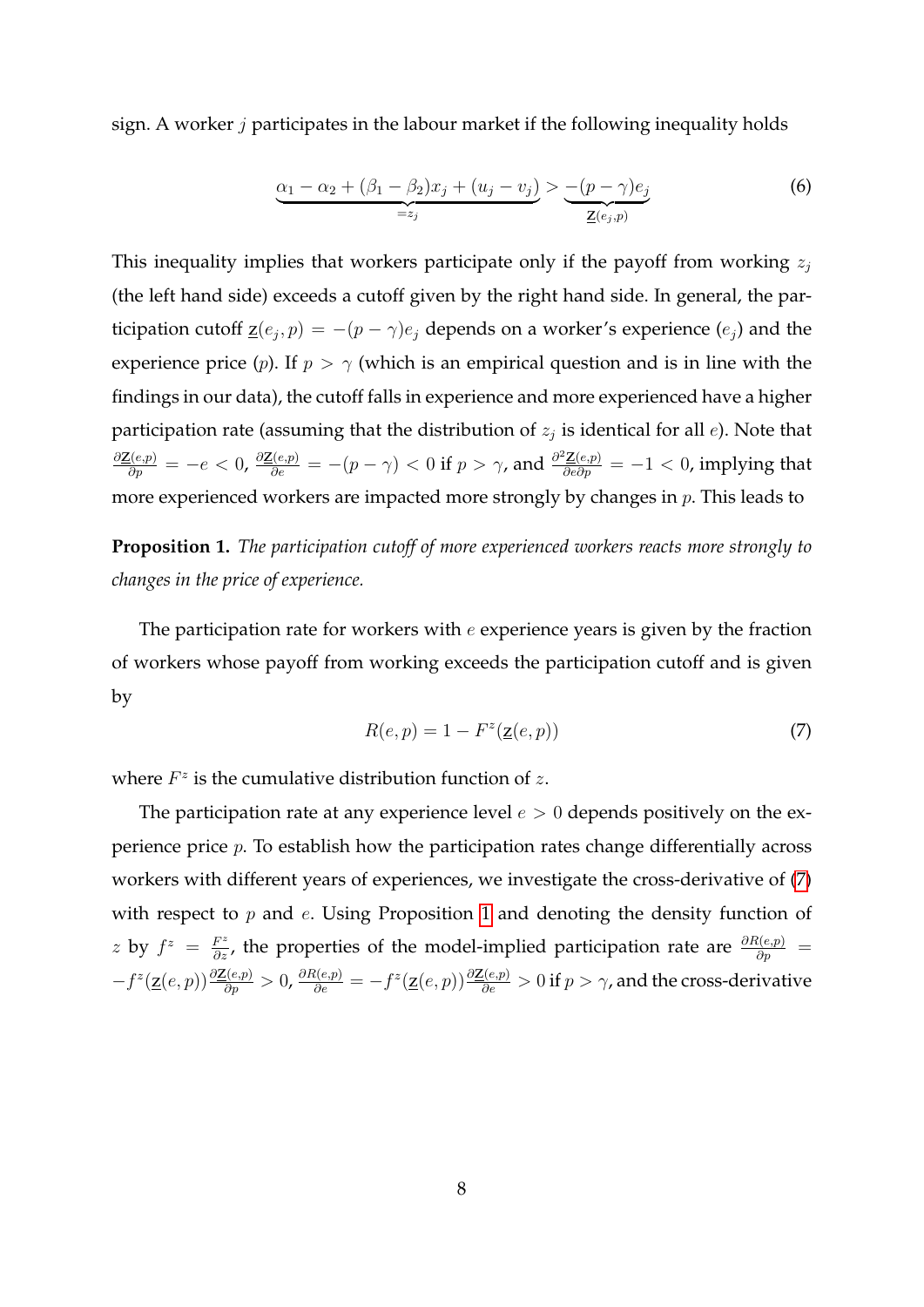sign. A worker $j$ participates in the labour market if the following inequality holds

$$\underbrace{\alpha_1 - \alpha_2 + (\beta_1 - \beta_2)x_j + (u_j - v_j)}_{=z_j} > \underbrace{-(p-\gamma)e_j}_{\underline{\mathbf{Z}}(e_j,p)} \tag{6}$$

This inequality implies that workers participate only if the payoff from working $z_j$ (the left hand side) exceeds a cutoff given by the right hand side. In general, the participation cutoff $\underline{\mathbf{z}}(e_j, p) = -(p-\gamma)e_j$ depends on a worker's experience ($e_j$) and the experience price ($p$). If $p > \gamma$ (which is an empirical question and is in line with the findings in our data), the cutoff falls in experience and more experienced have a higher participation rate (assuming that the distribution of $z_j$ is identical for all $e$). Note that $\frac{\partial \underline{\mathbf{Z}}(e,p)}{\partial p} = -e < 0$, $\frac{\partial \underline{\mathbf{Z}}(e,p)}{\partial e} = -(p-\gamma) < 0$ if $p > \gamma$, and $\frac{\partial^2 \underline{\mathbf{Z}}(e,p)}{\partial e \partial p} = -1 < 0$, implying that more experienced workers are impacted more strongly by changes in $p$. This leads to

**Proposition 1.** *The participation cutoff of more experienced workers reacts more strongly to changes in the price of experience.*

The participation rate for workers with $e$ experience years is given by the fraction of workers whose payoff from working exceeds the participation cutoff and is given by

$$R(e,p) = 1 - F^z(\underline{\mathbf{z}}(e,p)) \tag{7}$$

where $F^z$ is the cumulative distribution function of $z$.

The participation rate at any experience level $e > 0$ depends positively on the experience price $p$. To establish how the participation rates change differentially across workers with different years of experiences, we investigate the cross-derivative of (7) with respect to $p$ and $e$. Using Proposition 1 and denoting the density function of $z$ by $f^z = \frac{F^z}{\partial z}$, the properties of the model-implied participation rate are $\frac{\partial R(e,p)}{\partial p} = -f^z(\underline{\mathbf{z}}(e,p))\frac{\partial \underline{\mathbf{Z}}(e,p)}{\partial p} > 0$, $\frac{\partial R(e,p)}{\partial e} = -f^z(\underline{\mathbf{z}}(e,p))\frac{\partial \underline{\mathbf{Z}}(e,p)}{\partial e} > 0$ if $p > \gamma$, and the cross-derivative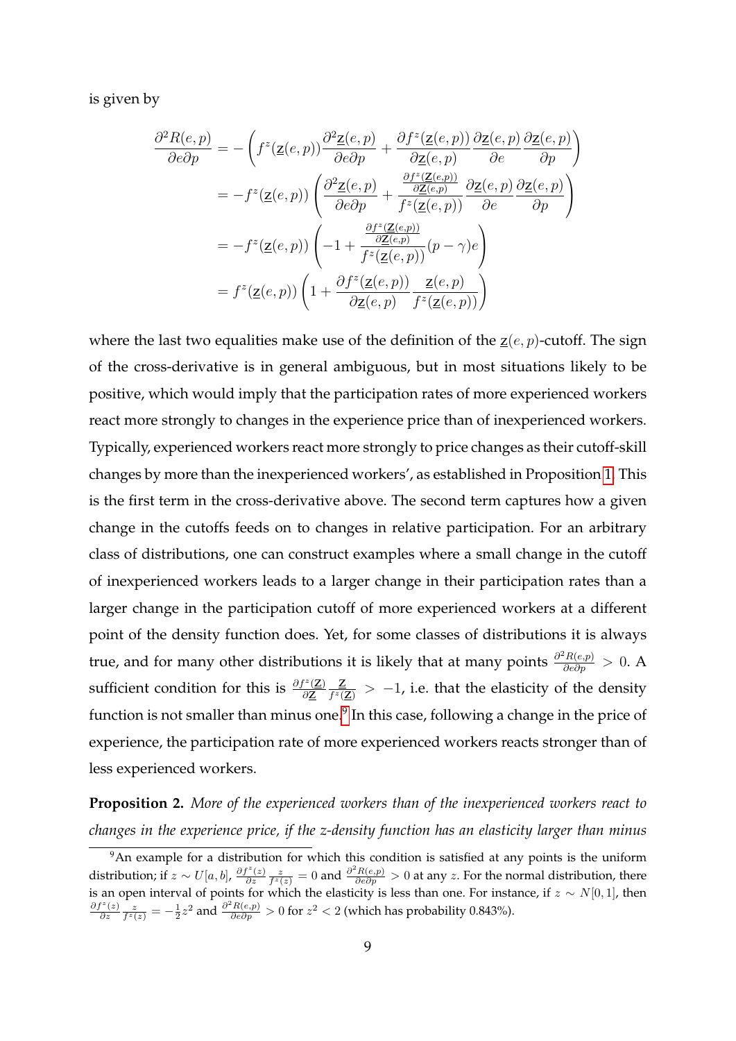is given by

$$
\begin{aligned}
\frac{\partial^2 R(e,p)}{\partial e \partial p} &= -\left( f^z(\underline{z}(e,p)) \frac{\partial^2 \underline{z}(e,p)}{\partial e \partial p} + \frac{\partial f^z(\underline{z}(e,p))}{\partial \underline{z}(e,p)} \frac{\partial \underline{z}(e,p)}{\partial e} \frac{\partial \underline{z}(e,p)}{\partial p} \right) \\
&= -f^z(\underline{z}(e,p)) \left( \frac{\partial^2 \underline{z}(e,p)}{\partial e \partial p} + \frac{\frac{\partial f^z(\underline{\mathbf{Z}}(e,p))}{\partial \underline{\mathbf{Z}}(e,p)}}{f^z(\underline{z}(e,p))} \frac{\partial \underline{z}(e,p)}{\partial e} \frac{\partial \underline{z}(e,p)}{\partial p} \right) \\
&= -f^z(\underline{z}(e,p)) \left( -1 + \frac{\frac{\partial f^z(\underline{\mathbf{Z}}(e,p))}{\partial \underline{\mathbf{Z}}(e,p)}}{f^z(\underline{z}(e,p))} (p-\gamma) e \right) \\
&= f^z(\underline{z}(e,p)) \left( 1 + \frac{\partial f^z(\underline{z}(e,p))}{\partial \underline{z}(e,p)} \frac{\underline{z}(e,p)}{f^z(\underline{z}(e,p))} \right)
\end{aligned}
$$

where the last two equalities make use of the definition of the $\underline{z}(e,p)$-cutoff. The sign of the cross-derivative is in general ambiguous, but in most situations likely to be positive, which would imply that the participation rates of more experienced workers react more strongly to changes in the experience price than of inexperienced workers. Typically, experienced workers react more strongly to price changes as their cutoff-skill changes by more than the inexperienced workers', as established in Proposition 1. This is the first term in the cross-derivative above. The second term captures how a given change in the cutoffs feeds on to changes in relative participation. For an arbitrary class of distributions, one can construct examples where a small change in the cutoff of inexperienced workers leads to a larger change in their participation rates than a larger change in the participation cutoff of more experienced workers at a different point of the density function does. Yet, for some classes of distributions it is always true, and for many other distributions it is likely that at many points $\frac{\partial^2 R(e,p)}{\partial e \partial p} > 0$. A sufficient condition for this is $\frac{\partial f^z(\underline{\mathbf{Z}})}{\partial \underline{\mathbf{Z}}} \frac{\underline{\mathbf{Z}}}{f^z(\underline{\mathbf{Z}})} > -1$, i.e. that the elasticity of the density function is not smaller than minus one.[9] In this case, following a change in the price of experience, the participation rate of more experienced workers reacts stronger than of less experienced workers.

**Proposition 2.** *More of the experienced workers than of the inexperienced workers react to changes in the experience price, if the z-density function has an elasticity larger than minus*

[9] An example for a distribution for which this condition is satisfied at any points is the uniform distribution; if $z \sim U[a,b]$, $\frac{\partial f^z(z)}{\partial z} \frac{z}{f^z(z)} = 0$ and $\frac{\partial^2 R(e,p)}{\partial e \partial p} > 0$ at any $z$. For the normal distribution, there is an open interval of points for which the elasticity is less than one. For instance, if $z \sim N[0,1]$, then $\frac{\partial f^z(z)}{\partial z} \frac{z}{f^z(z)} = -\frac{1}{2}z^2$ and $\frac{\partial^2 R(e,p)}{\partial e \partial p} > 0$ for $z^2 < 2$ (which has probability 0.843%).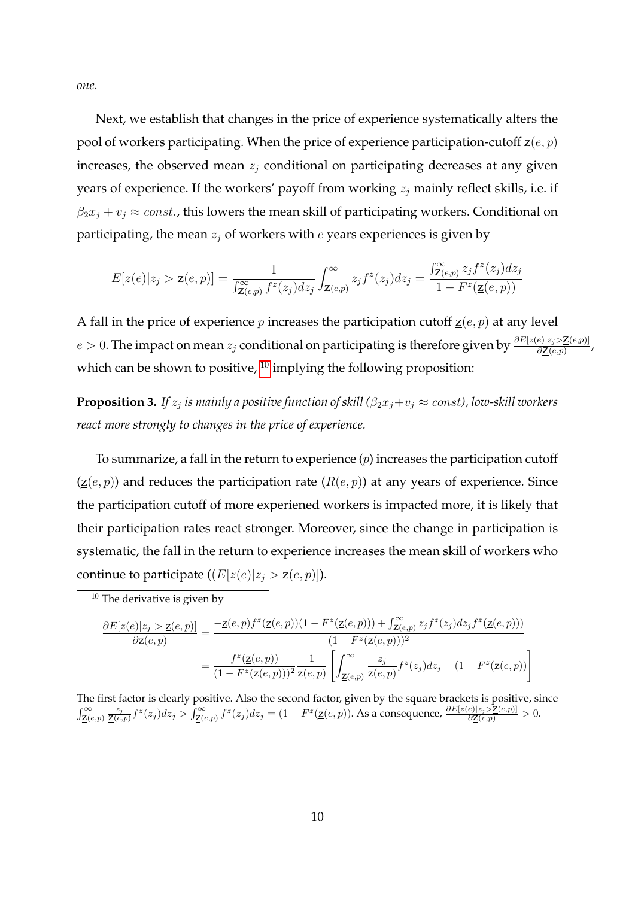*one.*

Next, we establish that changes in the price of experience systematically alters the pool of workers participating. When the price of experience participation-cutoff $\underline{z}(e, p)$ increases, the observed mean $z_j$ conditional on participating decreases at any given years of experience. If the workers' payoff from working $z_j$ mainly reflect skills, i.e. if $\beta_2 x_j + v_j \approx const.$, this lowers the mean skill of participating workers. Conditional on participating, the mean $z_j$ of workers with $e$ years experiences is given by

$$E[z(e)|z_j > \underline{z}(e,p)] = \frac{1}{\int_{\underline{\mathbf{Z}}(e,p)}^{\infty} f^z(z_j)dz_j} \int_{\underline{\mathbf{Z}}(e,p)}^{\infty} z_j f^z(z_j)dz_j = \frac{\int_{\underline{\mathbf{Z}}(e,p)}^{\infty} z_j f^z(z_j)dz_j}{1 - F^z(\underline{\mathbf{z}}(e,p))}$$

A fall in the price of experience $p$ increases the participation cutoff $\underline{z}(e, p)$ at any level $e > 0$. The impact on mean $z_j$ conditional on participating is therefore given by $\frac{\partial E[z(e)|z_j > \underline{\mathbf{Z}}(e,p)]}{\partial \underline{\mathbf{Z}}(e,p)}$, which can be shown to positive, [10] implying the following proposition:

**Proposition 3.** *If $z_j$ is mainly a positive function of skill ($\beta_2 x_j + v_j \approx const$), low-skill workers react more strongly to changes in the price of experience.*

To summarize, a fall in the return to experience ($p$) increases the participation cutoff ($\underline{z}(e, p)$) and reduces the participation rate ($R(e, p)$) at any years of experience. Since the participation cutoff of more experiened workers is impacted more, it is likely that their participation rates react stronger. Moreover, since the change in participation is systematic, the fall in the return to experience increases the mean skill of workers who continue to participate ($(E[z(e)|z_j > \underline{z}(e, p)]$).

[10] The derivative is given by

$$\begin{aligned}
\frac{\partial E[z(e)|z_j > \underline{z}(e,p)]}{\partial \underline{z}(e,p)} &= \frac{-\underline{z}(e,p) f^z(\underline{z}(e,p))(1 - F^z(\underline{z}(e,p))) + \int_{\underline{\mathbf{Z}}(e,p)}^{\infty} z_j f^z(z_j)dz_j f^z(\underline{z}(e,p)))}{(1 - F^z(\underline{z}(e,p)))^2} \\
&= \frac{f^z(\underline{z}(e,p))}{(1 - F^z(\underline{z}(e,p)))^2} \frac{1}{\underline{z}(e,p)} \left[ \int_{\underline{\mathbf{Z}}(e,p)}^{\infty} \frac{z_j}{\underline{z}(e,p)} f^z(z_j)dz_j - (1 - F^z(\underline{z}(e,p)) \right]
\end{aligned}$$

The first factor is clearly positive. Also the second factor, given by the square brackets is positive, since $\int_{\underline{\mathbf{Z}}(e,p)}^{\infty} \frac{z_j}{\underline{\mathbf{Z}}(e,p)} f^z(z_j)dz_j > \int_{\underline{\mathbf{Z}}(e,p)}^{\infty} f^z(z_j)dz_j = (1 - F^z(\underline{z}(e,p))$. As a consequence, $\frac{\partial E[z(e)|z_j > \underline{\mathbf{Z}}(e,p)]}{\partial \underline{\mathbf{Z}}(e,p)} > 0$.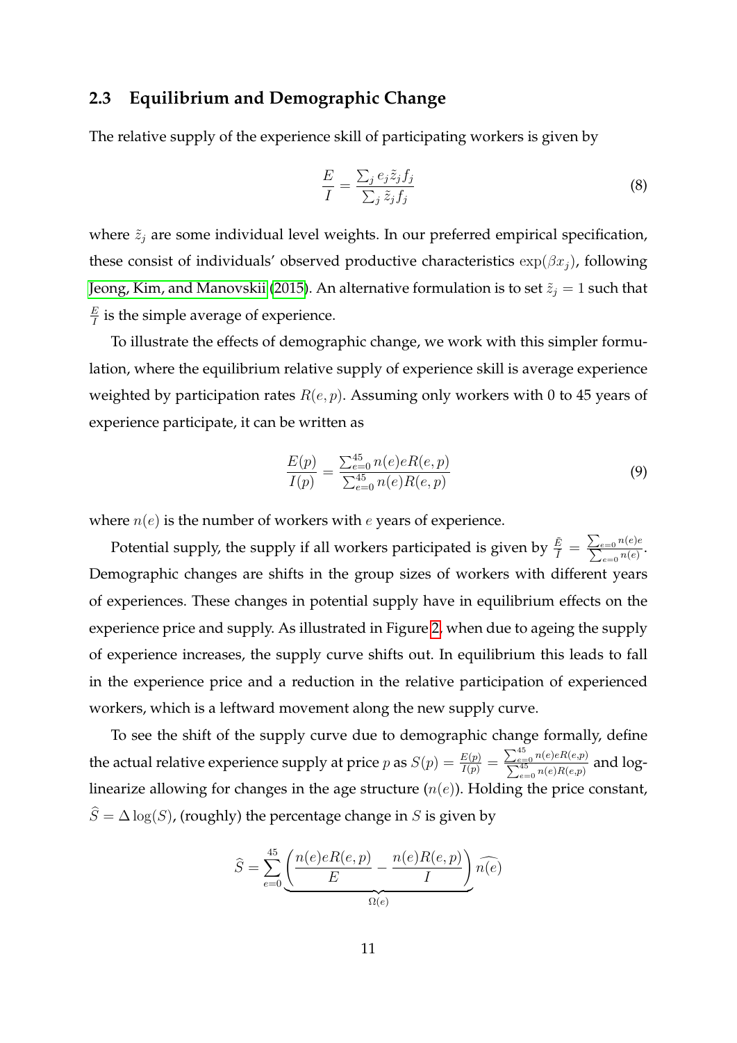## 2.3 Equilibrium and Demographic Change

The relative supply of the experience skill of participating workers is given by

$$\frac{E}{I} = \frac{\sum_j e_j \tilde{z}_j f_j}{\sum_j \tilde{z}_j f_j} \tag{8}$$

where $\tilde{z}_j$ are some individual level weights. In our preferred empirical specification, these consist of individuals' observed productive characteristics $\exp(\beta x_j)$, following Jeong, Kim, and Manovskii (2015). An alternative formulation is to set $\tilde{z}_j = 1$ such that $\frac{E}{I}$ is the simple average of experience.

To illustrate the effects of demographic change, we work with this simpler formulation, where the equilibrium relative supply of experience skill is average experience weighted by participation rates $R(e, p)$. Assuming only workers with 0 to 45 years of experience participate, it can be written as

$$\frac{E(p)}{I(p)} = \frac{\sum_{e=0}^{45} n(e) e R(e, p)}{\sum_{e=0}^{45} n(e) R(e, p)} \tag{9}$$

where $n(e)$ is the number of workers with $e$ years of experience.

Potential supply, the supply if all workers participated is given by $\frac{\bar{E}}{\bar{I}} = \frac{\sum_{e=0} n(e)e}{\sum_{e=0} n(e)}$. Demographic changes are shifts in the group sizes of workers with different years of experiences. These changes in potential supply have in equilibrium effects on the experience price and supply. As illustrated in Figure 2, when due to ageing the supply of experience increases, the supply curve shifts out. In equilibrium this leads to fall in the experience price and a reduction in the relative participation of experienced workers, which is a leftward movement along the new supply curve.

To see the shift of the supply curve due to demographic change formally, define the actual relative experience supply at price $p$ as $S(p) = \frac{E(p)}{I(p)} = \frac{\sum_{e=0}^{45} n(e)eR(e,p)}{\sum_{e=0}^{45} n(e)R(e,p)}$ and log-linearize allowing for changes in the age structure ($n(e)$). Holding the price constant, $\widehat{S} = \Delta \log(S)$, (roughly) the percentage change in $S$ is given by

$$\widehat{S} = \sum_{e=0}^{45} \underbrace{\left( \frac{n(e)eR(e,p)}{E} - \frac{n(e)R(e,p)}{I} \right)}_{\Omega(e)} \widehat{n(e)}$$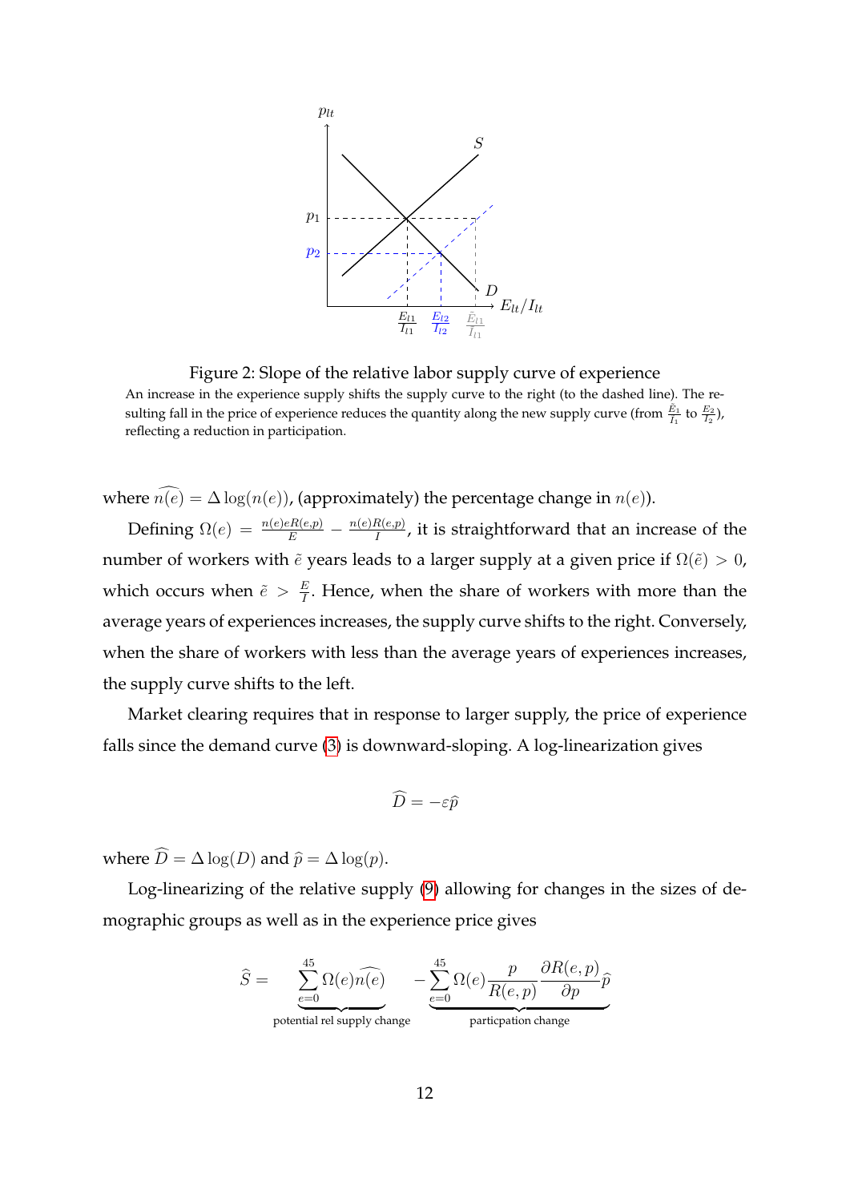Figure 2: Slope of the relative labor supply curve of experience

An increase in the experience supply shifts the supply curve to the right (to the dashed line). The resulting fall in the price of experience reduces the quantity along the new supply curve (from $\frac{\tilde{E}_1}{I_1}$ to $\frac{E_2}{I_2}$), reflecting a reduction in participation.

where $\widehat{n(e)} = \Delta \log(n(e))$, (approximately) the percentage change in $n(e)$).

Defining $\Omega(e) = \frac{n(e)eR(e,p)}{E} - \frac{n(e)R(e,p)}{I}$, it is straightforward that an increase of the number of workers with $\tilde{e}$ years leads to a larger supply at a given price if $\Omega(\tilde{e}) > 0$, which occurs when $\tilde{e} > \frac{E}{I}$. Hence, when the share of workers with more than the average years of experiences increases, the supply curve shifts to the right. Conversely, when the share of workers with less than the average years of experiences increases, the supply curve shifts to the left.

Market clearing requires that in response to larger supply, the price of experience falls since the demand curve (3) is downward-sloping. A log-linearization gives

$$\widehat{D} = -\varepsilon \widehat{p}$$

where $\widehat{D} = \Delta \log(D)$ and $\widehat{p} = \Delta \log(p)$.

Log-linearizing of the relative supply (9) allowing for changes in the sizes of demographic groups as well as in the experience price gives

$$\widehat{S} = \underbrace{\sum_{e=0}^{45} \Omega(e)\widehat{n(e)}}_{\text{potential rel supply change}} - \underbrace{\sum_{e=0}^{45} \Omega(e) \frac{p}{R(e,p)} \frac{\partial R(e,p)}{\partial p} \widehat{p}}_{\text{particpation change}}$$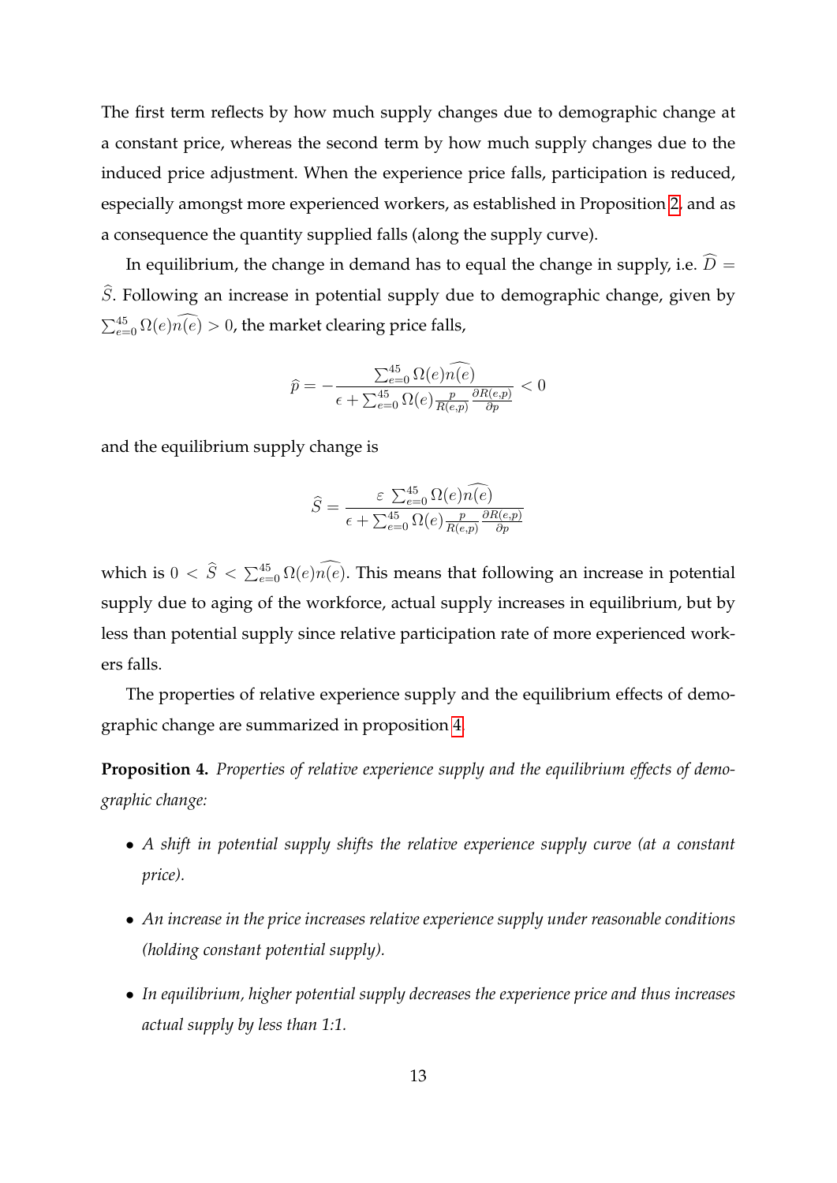The first term reflects by how much supply changes due to demographic change at a constant price, whereas the second term by how much supply changes due to the induced price adjustment. When the experience price falls, participation is reduced, especially amongst more experienced workers, as established in Proposition 2, and as a consequence the quantity supplied falls (along the supply curve).

In equilibrium, the change in demand has to equal the change in supply, i.e. $\widehat{D} = \widehat{S}$. Following an increase in potential supply due to demographic change, given by $\sum_{e=0}^{45} \Omega(e)\widehat{n(e)} > 0$, the market clearing price falls,

$$\widehat{p} = -\frac{\sum_{e=0}^{45} \Omega(e)\widehat{n(e)}}{\epsilon + \sum_{e=0}^{45} \Omega(e)\frac{p}{R(e,p)}\frac{\partial R(e,p)}{\partial p}} < 0$$

and the equilibrium supply change is

$$\widehat{S} = \frac{\varepsilon \, \sum_{e=0}^{45} \Omega(e)\widehat{n(e)}}{\epsilon + \sum_{e=0}^{45} \Omega(e)\frac{p}{R(e,p)}\frac{\partial R(e,p)}{\partial p}}$$

which is $0 < \widehat{S} < \sum_{e=0}^{45} \Omega(e)\widehat{n(e)}$. This means that following an increase in potential supply due to aging of the workforce, actual supply increases in equilibrium, but by less than potential supply since relative participation rate of more experienced workers falls.

The properties of relative experience supply and the equilibrium effects of demographic change are summarized in proposition 4.

**Proposition 4.** *Properties of relative experience supply and the equilibrium effects of demographic change:*

- *A shift in potential supply shifts the relative experience supply curve (at a constant price).*
- *An increase in the price increases relative experience supply under reasonable conditions (holding constant potential supply).*
- *In equilibrium, higher potential supply decreases the experience price and thus increases actual supply by less than 1:1.*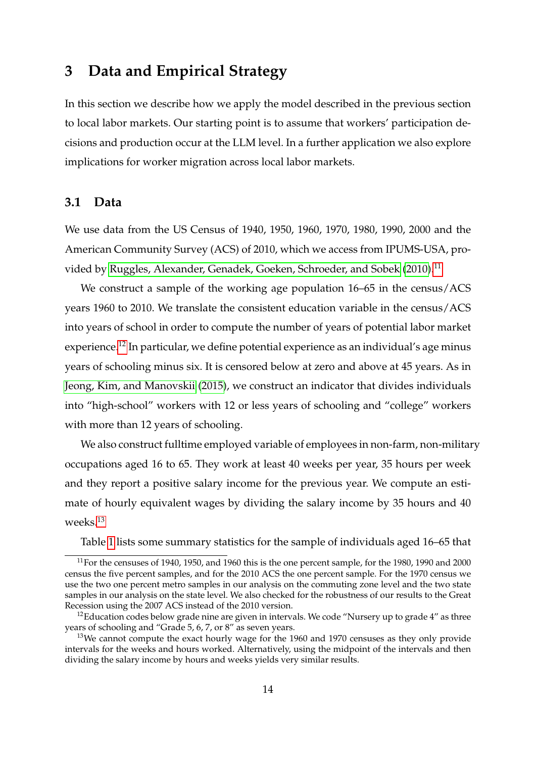## 3 Data and Empirical Strategy

In this section we describe how we apply the model described in the previous section to local labor markets. Our starting point is to assume that workers' participation decisions and production occur at the LLM level. In a further application we also explore implications for worker migration across local labor markets.

### 3.1 Data

We use data from the US Census of 1940, 1950, 1960, 1970, 1980, 1990, 2000 and the American Community Survey (ACS) of 2010, which we access from IPUMS-USA, provided by Ruggles, Alexander, Genadek, Goeken, Schroeder, and Sobek (2010).[11]

We construct a sample of the working age population 16–65 in the census/ACS years 1960 to 2010. We translate the consistent education variable in the census/ACS into years of school in order to compute the number of years of potential labor market experience.[12] In particular, we define potential experience as an individual's age minus years of schooling minus six. It is censored below at zero and above at 45 years. As in Jeong, Kim, and Manovskii (2015), we construct an indicator that divides individuals into "high-school" workers with 12 or less years of schooling and "college" workers with more than 12 years of schooling.

We also construct fulltime employed variable of employees in non-farm, non-military occupations aged 16 to 65. They work at least 40 weeks per year, 35 hours per week and they report a positive salary income for the previous year. We compute an estimate of hourly equivalent wages by dividing the salary income by 35 hours and 40 weeks.[13]

Table 1 lists some summary statistics for the sample of individuals aged 16–65 that

---

[11] For the censuses of 1940, 1950, and 1960 this is the one percent sample, for the 1980, 1990 and 2000 census the five percent samples, and for the 2010 ACS the one percent sample. For the 1970 census we use the two one percent metro samples in our analysis on the commuting zone level and the two state samples in our analysis on the state level. We also checked for the robustness of our results to the Great Recession using the 2007 ACS instead of the 2010 version.

[12] Education codes below grade nine are given in intervals. We code "Nursery up to grade 4" as three years of schooling and "Grade 5, 6, 7, or 8" as seven years.

[13] We cannot compute the exact hourly wage for the 1960 and 1970 censuses as they only provide intervals for the weeks and hours worked. Alternatively, using the midpoint of the intervals and then dividing the salary income by hours and weeks yields very similar results.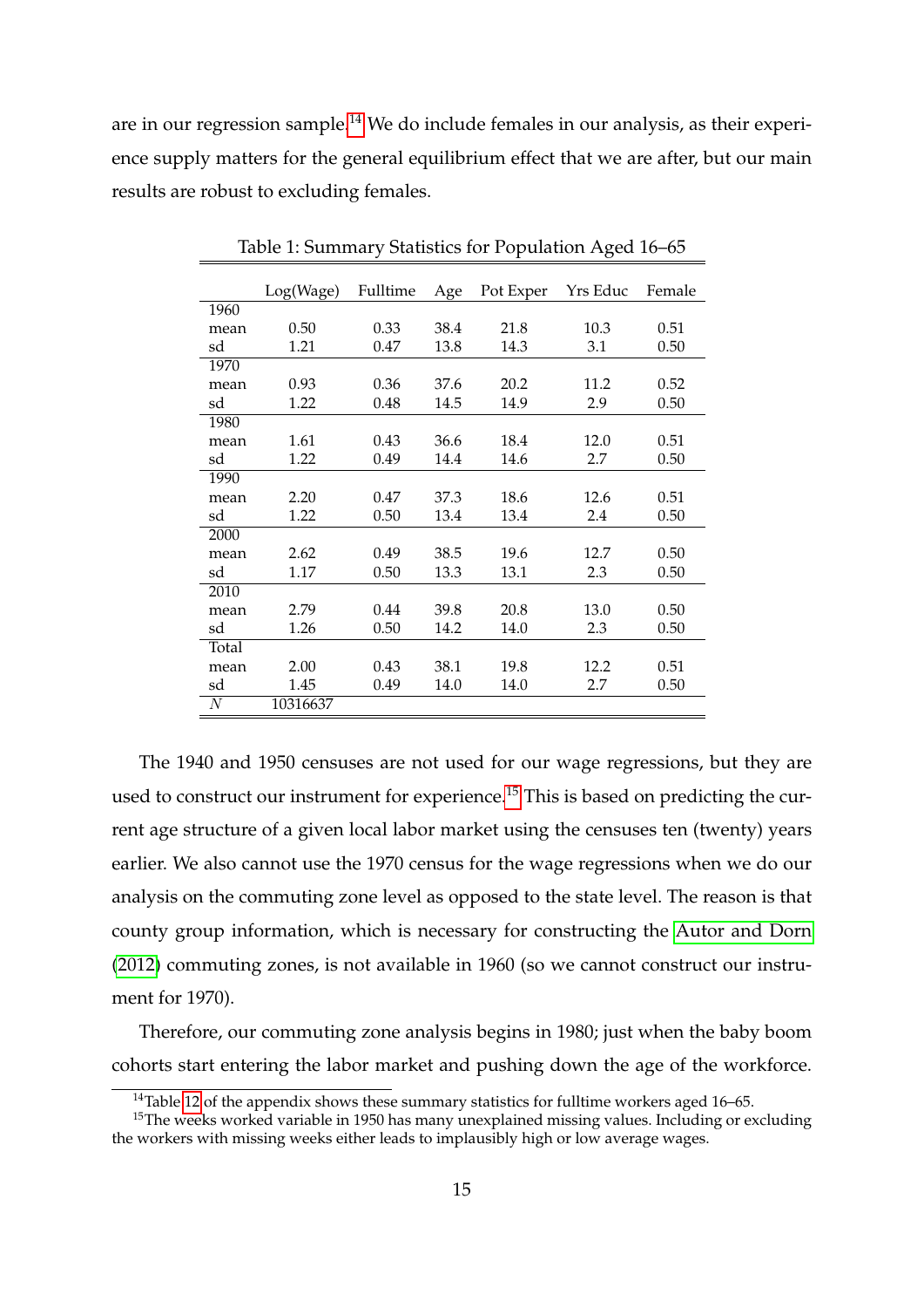are in our regression sample.[14] We do include females in our analysis, as their experience supply matters for the general equilibrium effect that we are after, but our main results are robust to excluding females.

Table 1: Summary Statistics for Population Aged 16–65

| | Log(Wage) | Fulltime | Age | Pot Exper | Yrs Educ | Female |
|---|---|---|---|---|---|---|
| 1960 | | | | | | |
| mean | 0.50 | 0.33 | 38.4 | 21.8 | 10.3 | 0.51 |
| sd | 1.21 | 0.47 | 13.8 | 14.3 | 3.1 | 0.50 |
| 1970 | | | | | | |
| mean | 0.93 | 0.36 | 37.6 | 20.2 | 11.2 | 0.52 |
| sd | 1.22 | 0.48 | 14.5 | 14.9 | 2.9 | 0.50 |
| 1980 | | | | | | |
| mean | 1.61 | 0.43 | 36.6 | 18.4 | 12.0 | 0.51 |
| sd | 1.22 | 0.49 | 14.4 | 14.6 | 2.7 | 0.50 |
| 1990 | | | | | | |
| mean | 2.20 | 0.47 | 37.3 | 18.6 | 12.6 | 0.51 |
| sd | 1.22 | 0.50 | 13.4 | 13.4 | 2.4 | 0.50 |
| 2000 | | | | | | |
| mean | 2.62 | 0.49 | 38.5 | 19.6 | 12.7 | 0.50 |
| sd | 1.17 | 0.50 | 13.3 | 13.1 | 2.3 | 0.50 |
| 2010 | | | | | | |
| mean | 2.79 | 0.44 | 39.8 | 20.8 | 13.0 | 0.50 |
| sd | 1.26 | 0.50 | 14.2 | 14.0 | 2.3 | 0.50 |
| Total | | | | | | |
| mean | 2.00 | 0.43 | 38.1 | 19.8 | 12.2 | 0.51 |
| sd | 1.45 | 0.49 | 14.0 | 14.0 | 2.7 | 0.50 |
| $N$ | 10316637 | | | | | |

The 1940 and 1950 censuses are not used for our wage regressions, but they are used to construct our instrument for experience.[15] This is based on predicting the current age structure of a given local labor market using the censuses ten (twenty) years earlier. We also cannot use the 1970 census for the wage regressions when we do our analysis on the commuting zone level as opposed to the state level. The reason is that county group information, which is necessary for constructing the Autor and Dorn (2012) commuting zones, is not available in 1960 (so we cannot construct our instrument for 1970).

Therefore, our commuting zone analysis begins in 1980; just when the baby boom cohorts start entering the labor market and pushing down the age of the workforce.

[14] Table 12 of the appendix shows these summary statistics for fulltime workers aged 16–65.

[15] The weeks worked variable in 1950 has many unexplained missing values. Including or excluding the workers with missing weeks either leads to implausibly high or low average wages.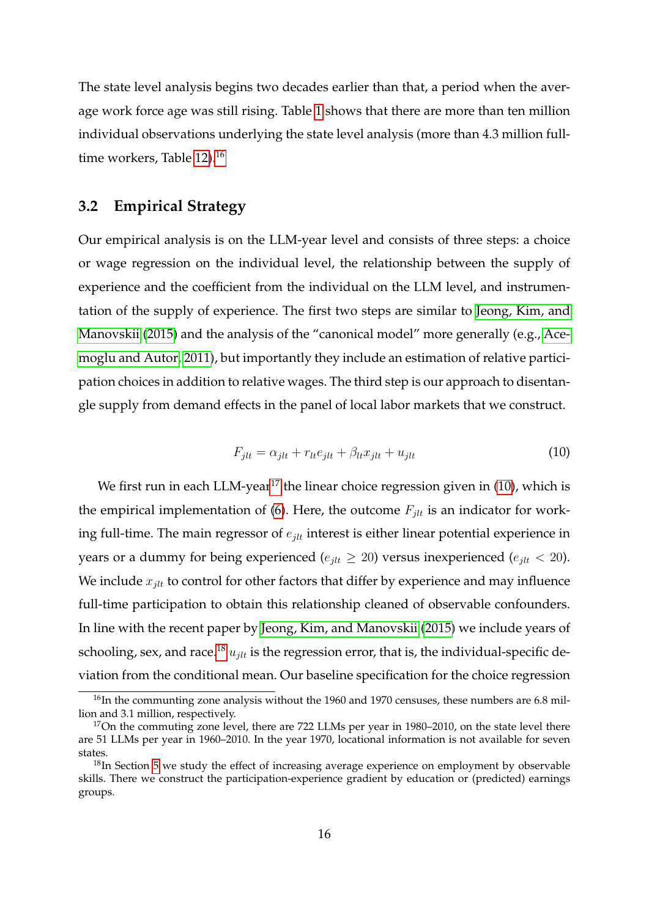The state level analysis begins two decades earlier than that, a period when the average work force age was still rising. Table 1 shows that there are more than ten million individual observations underlying the state level analysis (more than 4.3 million full-time workers, Table 12).[16]

### 3.2 Empirical Strategy

Our empirical analysis is on the LLM-year level and consists of three steps: a choice or wage regression on the individual level, the relationship between the supply of experience and the coefficient from the individual on the LLM level, and instrumentation of the supply of experience. The first two steps are similar to Jeong, Kim, and Manovskii (2015) and the analysis of the "canonical model" more generally (e.g., Acemoglu and Autor, 2011), but importantly they include an estimation of relative participation choices in addition to relative wages. The third step is our approach to disentangle supply from demand effects in the panel of local labor markets that we construct.

$$F_{jlt} = \alpha_{jlt} + r_{lt} e_{jlt} + \beta_{lt} x_{jlt} + u_{jlt} \tag{10}$$

We first run in each LLM-year[17] the linear choice regression given in (10), which is the empirical implementation of (6). Here, the outcome $F_{jlt}$ is an indicator for working full-time. The main regressor of $e_{jlt}$ interest is either linear potential experience in years or a dummy for being experienced ($e_{jlt} \geq 20$) versus inexperienced ($e_{jlt} < 20$). We include $x_{jlt}$ to control for other factors that differ by experience and may influence full-time participation to obtain this relationship cleaned of observable confounders. In line with the recent paper by Jeong, Kim, and Manovskii (2015) we include years of schooling, sex, and race.[18] $u_{jlt}$ is the regression error, that is, the individual-specific deviation from the conditional mean. Our baseline specification for the choice regression

---

[16] In the commmunting zone analysis without the 1960 and 1970 censuses, these numbers are 6.8 million and 3.1 million, respectively.

[17] On the commuting zone level, there are 722 LLMs per year in 1980–2010, on the state level there are 51 LLMs per year in 1960–2010. In the year 1970, locational information is not available for seven states.

[18] In Section 5 we study the effect of increasing average experience on employment by observable skills. There we construct the participation-experience gradient by education or (predicted) earnings groups.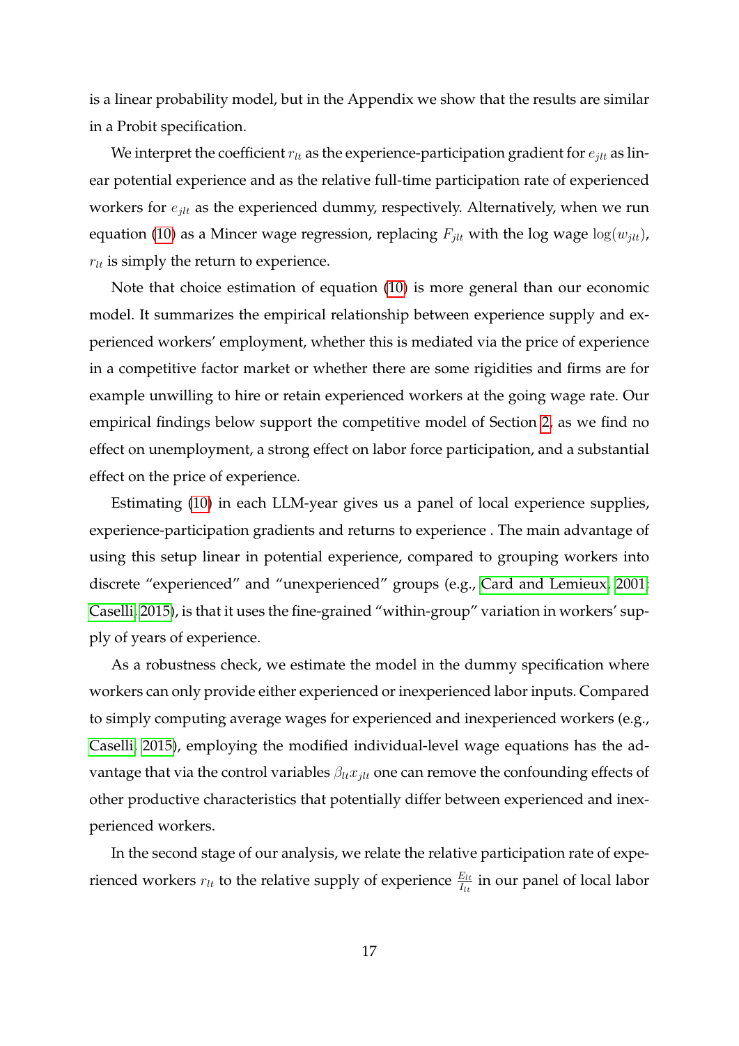is a linear probability model, but in the Appendix we show that the results are similar in a Probit specification.

We interpret the coefficient $r_{lt}$ as the experience-participation gradient for $e_{jlt}$ as linear potential experience and as the relative full-time participation rate of experienced workers for $e_{jlt}$ as the experienced dummy, respectively. Alternatively, when we run equation (10) as a Mincer wage regression, replacing $F_{jlt}$ with the log wage $\log(w_{jlt})$, $r_{lt}$ is simply the return to experience.

Note that choice estimation of equation (10) is more general than our economic model. It summarizes the empirical relationship between experience supply and experienced workers' employment, whether this is mediated via the price of experience in a competitive factor market or whether there are some rigidities and firms are for example unwilling to hire or retain experienced workers at the going wage rate. Our empirical findings below support the competitive model of Section 2, as we find no effect on unemployment, a strong effect on labor force participation, and a substantial effect on the price of experience.

Estimating (10) in each LLM-year gives us a panel of local experience supplies, experience-participation gradients and returns to experience . The main advantage of using this setup linear in potential experience, compared to grouping workers into discrete "experienced" and "unexperienced" groups (e.g., Card and Lemieux, 2001; Caselli, 2015), is that it uses the fine-grained "within-group" variation in workers' supply of years of experience.

As a robustness check, we estimate the model in the dummy specification where workers can only provide either experienced or inexperienced labor inputs. Compared to simply computing average wages for experienced and inexperienced workers (e.g., Caselli, 2015), employing the modified individual-level wage equations has the advantage that via the control variables $\beta_{lt}x_{jlt}$ one can remove the confounding effects of other productive characteristics that potentially differ between experienced and inexperienced workers.

In the second stage of our analysis, we relate the relative participation rate of experienced workers $r_{lt}$ to the relative supply of experience $\frac{E_{lt}}{I_{lt}}$ in our panel of local labor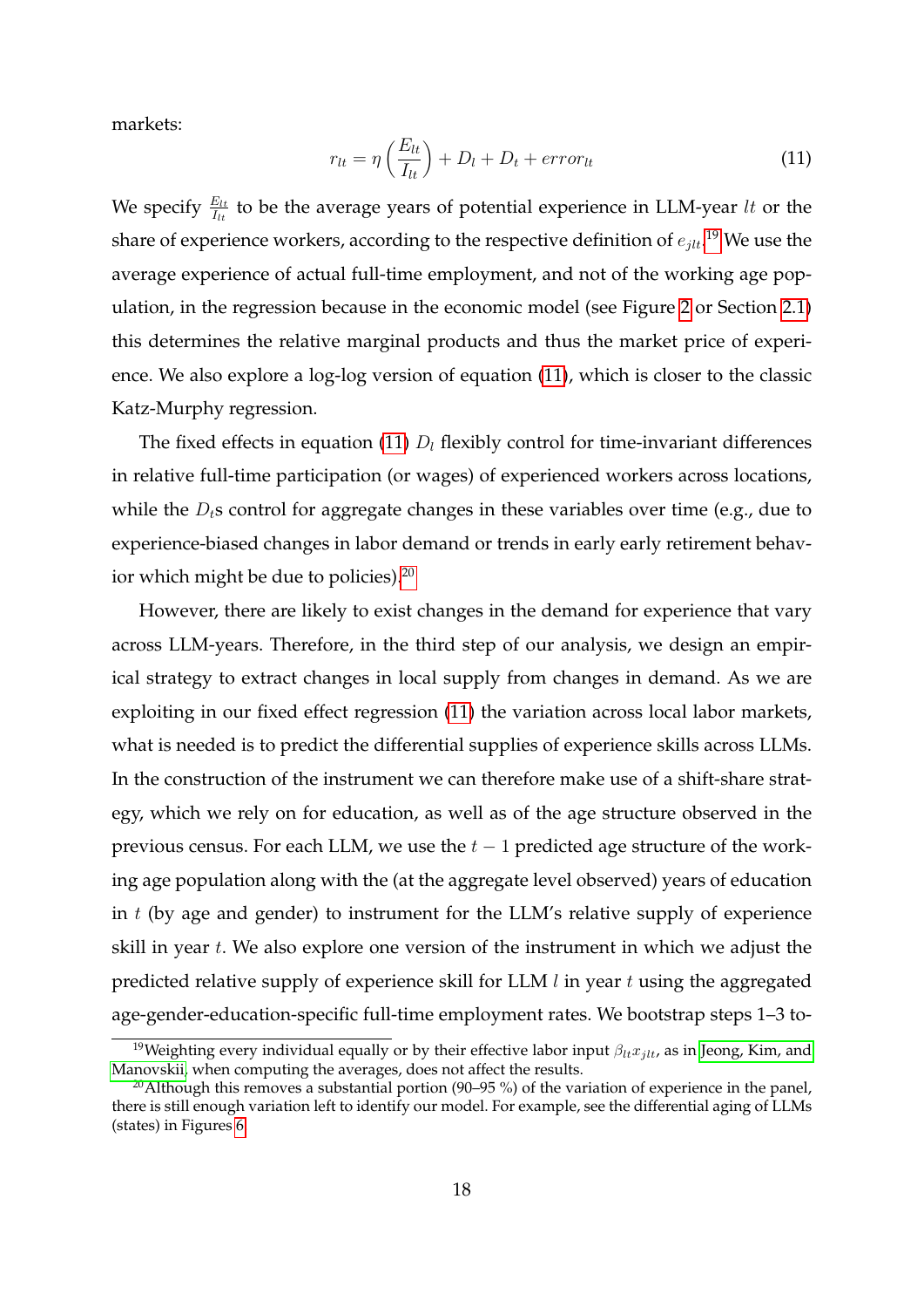markets:

$$r_{lt} = \eta \left( \frac{E_{lt}}{I_{lt}} \right) + D_l + D_t + error_{lt} \tag{11}$$

We specify $\frac{E_{lt}}{I_{lt}}$ to be the average years of potential experience in LLM-year $lt$ or the share of experience workers, according to the respective definition of $e_{jlt}$.[19] We use the average experience of actual full-time employment, and not of the working age population, in the regression because in the economic model (see Figure 2 or Section 2.1) this determines the relative marginal products and thus the market price of experience. We also explore a log-log version of equation (11), which is closer to the classic Katz-Murphy regression.

The fixed effects in equation (11) $D_l$ flexibly control for time-invariant differences in relative full-time participation (or wages) of experienced workers across locations, while the $D_t$s control for aggregate changes in these variables over time (e.g., due to experience-biased changes in labor demand or trends in early early retirement behavior which might be due to policies).[20]

However, there are likely to exist changes in the demand for experience that vary across LLM-years. Therefore, in the third step of our analysis, we design an empirical strategy to extract changes in local supply from changes in demand. As we are exploiting in our fixed effect regression (11) the variation across local labor markets, what is needed is to predict the differential supplies of experience skills across LLMs. In the construction of the instrument we can therefore make use of a shift-share strategy, which we rely on for education, as well as of the age structure observed in the previous census. For each LLM, we use the $t-1$ predicted age structure of the working age population along with the (at the aggregate level observed) years of education in $t$ (by age and gender) to instrument for the LLM's relative supply of experience skill in year $t$. We also explore one version of the instrument in which we adjust the predicted relative supply of experience skill for LLM $l$ in year $t$ using the aggregated age-gender-education-specific full-time employment rates. We bootstrap steps 1–3 to-

[19] Weighting every individual equally or by their effective labor input $\beta_{lt} x_{jlt}$, as in Jeong, Kim, and Manovskii, when computing the averages, does not affect the results.

[20] Although this removes a substantial portion (90–95 %) of the variation of experience in the panel, there is still enough variation left to identify our model. For example, see the differential aging of LLMs (states) in Figures 6.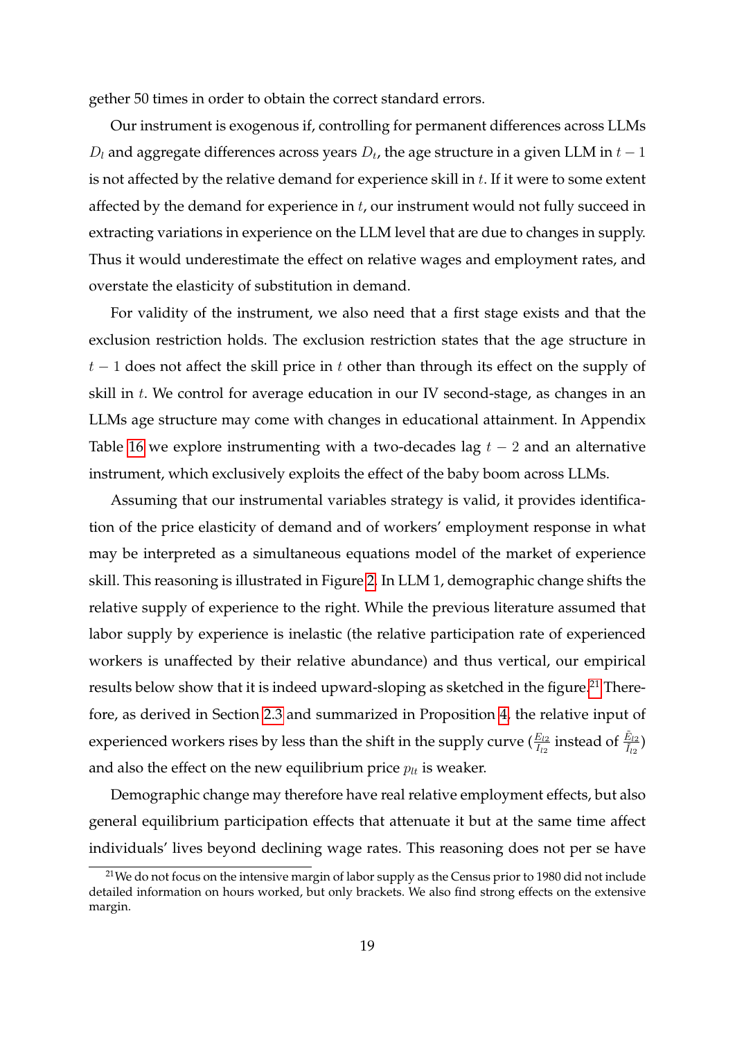gether 50 times in order to obtain the correct standard errors.

Our instrument is exogenous if, controlling for permanent differences across LLMs $D_l$ and aggregate differences across years $D_t$, the age structure in a given LLM in $t-1$ is not affected by the relative demand for experience skill in $t$. If it were to some extent affected by the demand for experience in $t$, our instrument would not fully succeed in extracting variations in experience on the LLM level that are due to changes in supply. Thus it would underestimate the effect on relative wages and employment rates, and overstate the elasticity of substitution in demand.

For validity of the instrument, we also need that a first stage exists and that the exclusion restriction holds. The exclusion restriction states that the age structure in $t-1$ does not affect the skill price in $t$ other than through its effect on the supply of skill in $t$. We control for average education in our IV second-stage, as changes in an LLMs age structure may come with changes in educational attainment. In Appendix Table 16 we explore instrumenting with a two-decades lag $t-2$ and an alternative instrument, which exclusively exploits the effect of the baby boom across LLMs.

Assuming that our instrumental variables strategy is valid, it provides identification of the price elasticity of demand and of workers' employment response in what may be interpreted as a simultaneous equations model of the market of experience skill. This reasoning is illustrated in Figure 2. In LLM 1, demographic change shifts the relative supply of experience to the right. While the previous literature assumed that labor supply by experience is inelastic (the relative participation rate of experienced workers is unaffected by their relative abundance) and thus vertical, our empirical results below show that it is indeed upward-sloping as sketched in the figure.[21] Therefore, as derived in Section 2.3 and summarized in Proposition 4, the relative input of experienced workers rises by less than the shift in the supply curve ($\frac{E_{l2}}{I_{l2}}$ instead of $\frac{\bar{E}_{l2}}{\bar{I}_{l2}}$) and also the effect on the new equilibrium price $p_{lt}$ is weaker.

Demographic change may therefore have real relative employment effects, but also general equilibrium participation effects that attenuate it but at the same time affect individuals' lives beyond declining wage rates. This reasoning does not per se have

[21] We do not focus on the intensive margin of labor supply as the Census prior to 1980 did not include detailed information on hours worked, but only brackets. We also find strong effects on the extensive margin.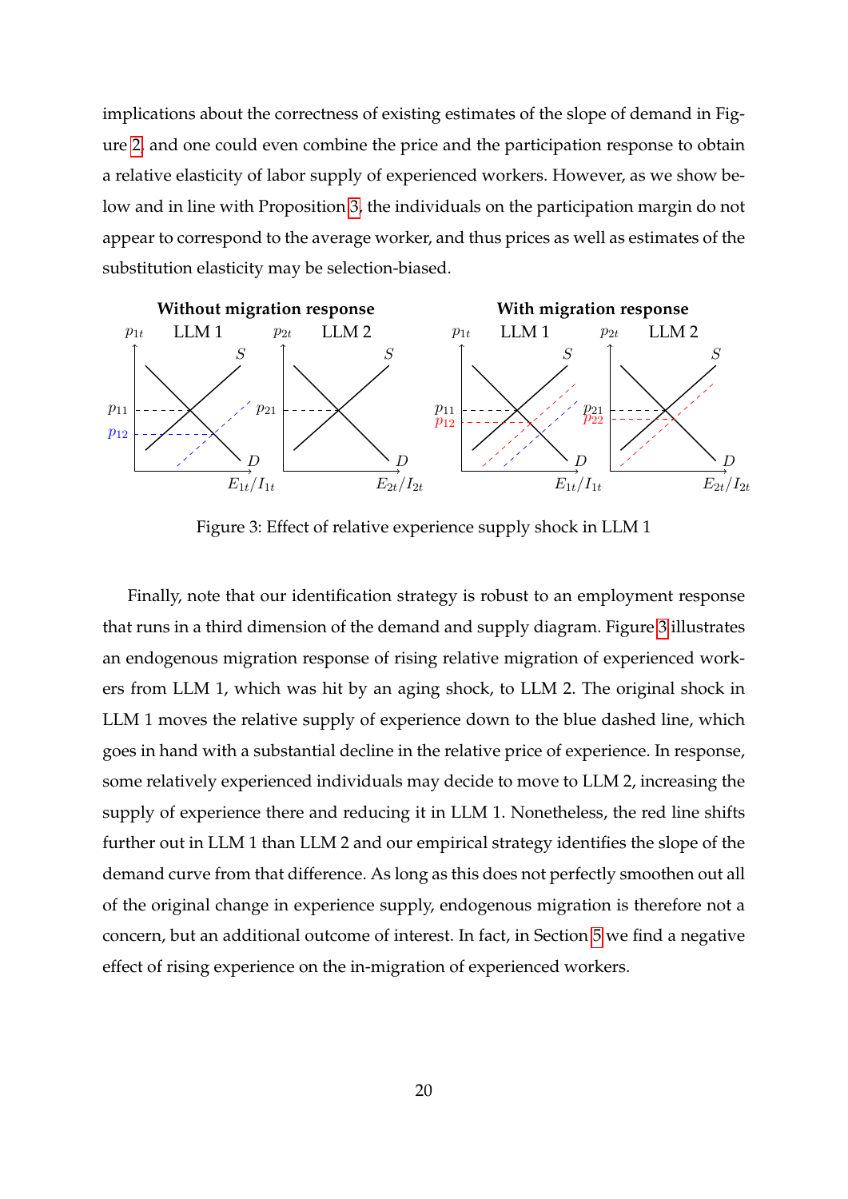implications about the correctness of existing estimates of the slope of demand in Figure 2, and one could even combine the price and the participation response to obtain a relative elasticity of labor supply of experienced workers. However, as we show below and in line with Proposition 3, the individuals on the participation margin do not appear to correspond to the average worker, and thus prices as well as estimates of the substitution elasticity may be selection-biased.

Figure 3: Effect of relative experience supply shock in LLM 1

Finally, note that our identification strategy is robust to an employment response that runs in a third dimension of the demand and supply diagram. Figure 3 illustrates an endogenous migration response of rising relative migration of experienced workers from LLM 1, which was hit by an aging shock, to LLM 2. The original shock in LLM 1 moves the relative supply of experience down to the blue dashed line, which goes in hand with a substantial decline in the relative price of experience. In response, some relatively experienced individuals may decide to move to LLM 2, increasing the supply of experience there and reducing it in LLM 1. Nonetheless, the red line shifts further out in LLM 1 than LLM 2 and our empirical strategy identifies the slope of the demand curve from that difference. As long as this does not perfectly smoothen out all of the original change in experience supply, endogenous migration is therefore not a concern, but an additional outcome of interest. In fact, in Section 5 we find a negative effect of rising experience on the in-migration of experienced workers.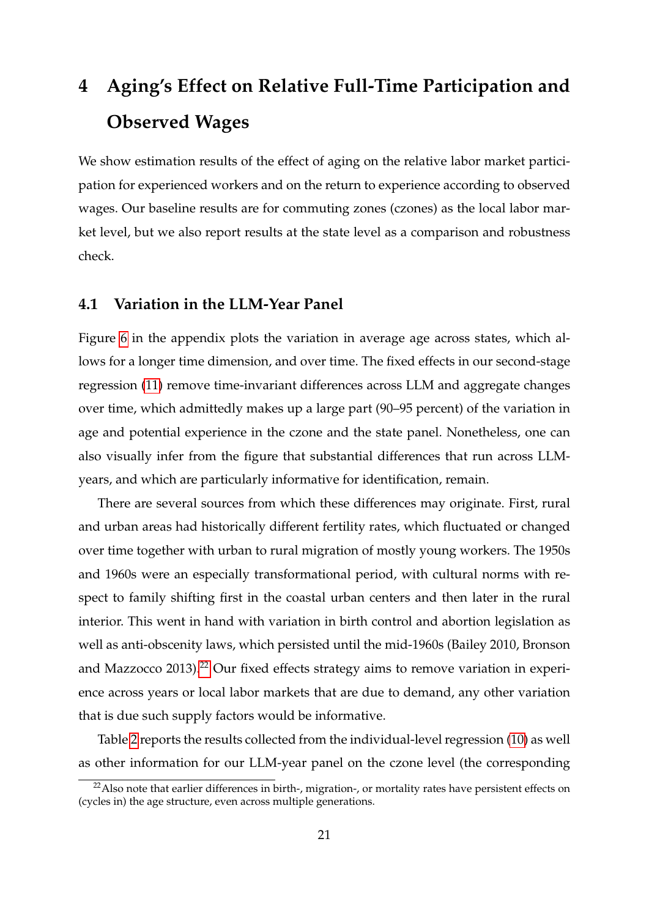# 4 Aging's Effect on Relative Full-Time Participation and Observed Wages

We show estimation results of the effect of aging on the relative labor market participation for experienced workers and on the return to experience according to observed wages. Our baseline results are for commuting zones (czones) as the local labor market level, but we also report results at the state level as a comparison and robustness check.

## 4.1 Variation in the LLM-Year Panel

Figure 6 in the appendix plots the variation in average age across states, which allows for a longer time dimension, and over time. The fixed effects in our second-stage regression (11) remove time-invariant differences across LLM and aggregate changes over time, which admittedly makes up a large part (90–95 percent) of the variation in age and potential experience in the czone and the state panel. Nonetheless, one can also visually infer from the figure that substantial differences that run across LLM-years, and which are particularly informative for identification, remain.

There are several sources from which these differences may originate. First, rural and urban areas had historically different fertility rates, which fluctuated or changed over time together with urban to rural migration of mostly young workers. The 1950s and 1960s were an especially transformational period, with cultural norms with respect to family shifting first in the coastal urban centers and then later in the rural interior. This went in hand with variation in birth control and abortion legislation as well as anti-obscenity laws, which persisted until the mid-1960s (Bailey 2010, Bronson and Mazzocco 2013).[22] Our fixed effects strategy aims to remove variation in experience across years or local labor markets that are due to demand, any other variation that is due such supply factors would be informative.

Table 2 reports the results collected from the individual-level regression (10) as well as other information for our LLM-year panel on the czone level (the corresponding

[22] Also note that earlier differences in birth-, migration-, or mortality rates have persistent effects on (cycles in) the age structure, even across multiple generations.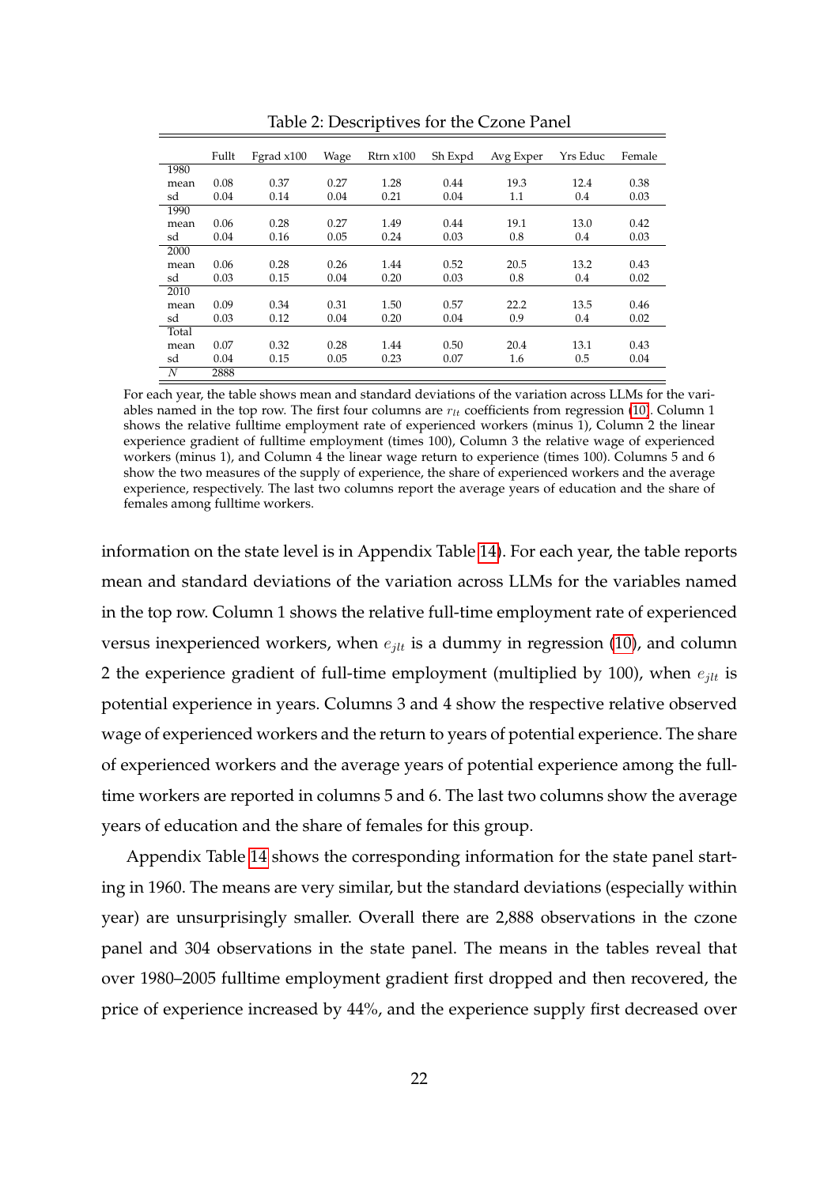Table 2: Descriptives for the Czone Panel

| | Fullt | Fgrad x100 | Wage | Rtrn x100 | Sh Expd | Avg Exper | Yrs Educ | Female |
|---|---|---|---|---|---|---|---|---|
| 1980 | | | | | | | | |
| mean | 0.08 | 0.37 | 0.27 | 1.28 | 0.44 | 19.3 | 12.4 | 0.38 |
| sd | 0.04 | 0.14 | 0.04 | 0.21 | 0.04 | 1.1 | 0.4 | 0.03 |
| 1990 | | | | | | | | |
| mean | 0.06 | 0.28 | 0.27 | 1.49 | 0.44 | 19.1 | 13.0 | 0.42 |
| sd | 0.04 | 0.16 | 0.05 | 0.24 | 0.03 | 0.8 | 0.4 | 0.03 |
| 2000 | | | | | | | | |
| mean | 0.06 | 0.28 | 0.26 | 1.44 | 0.52 | 20.5 | 13.2 | 0.43 |
| sd | 0.03 | 0.15 | 0.04 | 0.20 | 0.03 | 0.8 | 0.4 | 0.02 |
| 2010 | | | | | | | | |
| mean | 0.09 | 0.34 | 0.31 | 1.50 | 0.57 | 22.2 | 13.5 | 0.46 |
| sd | 0.03 | 0.12 | 0.04 | 0.20 | 0.04 | 0.9 | 0.4 | 0.02 |
| Total | | | | | | | | |
| mean | 0.07 | 0.32 | 0.28 | 1.44 | 0.50 | 20.4 | 13.1 | 0.43 |
| sd | 0.04 | 0.15 | 0.05 | 0.23 | 0.07 | 1.6 | 0.5 | 0.04 |
| $N$ | 2888 | | | | | | | |

For each year, the table shows mean and standard deviations of the variation across LLMs for the variables named in the top row. The first four columns are $r_{lt}$ coefficients from regression (10). Column 1 shows the relative fulltime employment rate of experienced workers (minus 1), Column 2 the linear experience gradient of fulltime employment (times 100), Column 3 the relative wage of experienced workers (minus 1), and Column 4 the linear wage return to experience (times 100). Columns 5 and 6 show the two measures of the supply of experience, the share of experienced workers and the average experience, respectively. The last two columns report the average years of education and the share of females among fulltime workers.

information on the state level is in Appendix Table 14). For each year, the table reports mean and standard deviations of the variation across LLMs for the variables named in the top row. Column 1 shows the relative full-time employment rate of experienced versus inexperienced workers, when $e_{jlt}$ is a dummy in regression (10), and column 2 the experience gradient of full-time employment (multiplied by 100), when $e_{jlt}$ is potential experience in years. Columns 3 and 4 show the respective relative observed wage of experienced workers and the return to years of potential experience. The share of experienced workers and the average years of potential experience among the full-time workers are reported in columns 5 and 6. The last two columns show the average years of education and the share of females for this group.

Appendix Table 14 shows the corresponding information for the state panel starting in 1960. The means are very similar, but the standard deviations (especially within year) are unsurprisingly smaller. Overall there are 2,888 observations in the czone panel and 304 observations in the state panel. The means in the tables reveal that over 1980–2005 fulltime employment gradient first dropped and then recovered, the price of experience increased by 44%, and the experience supply first decreased over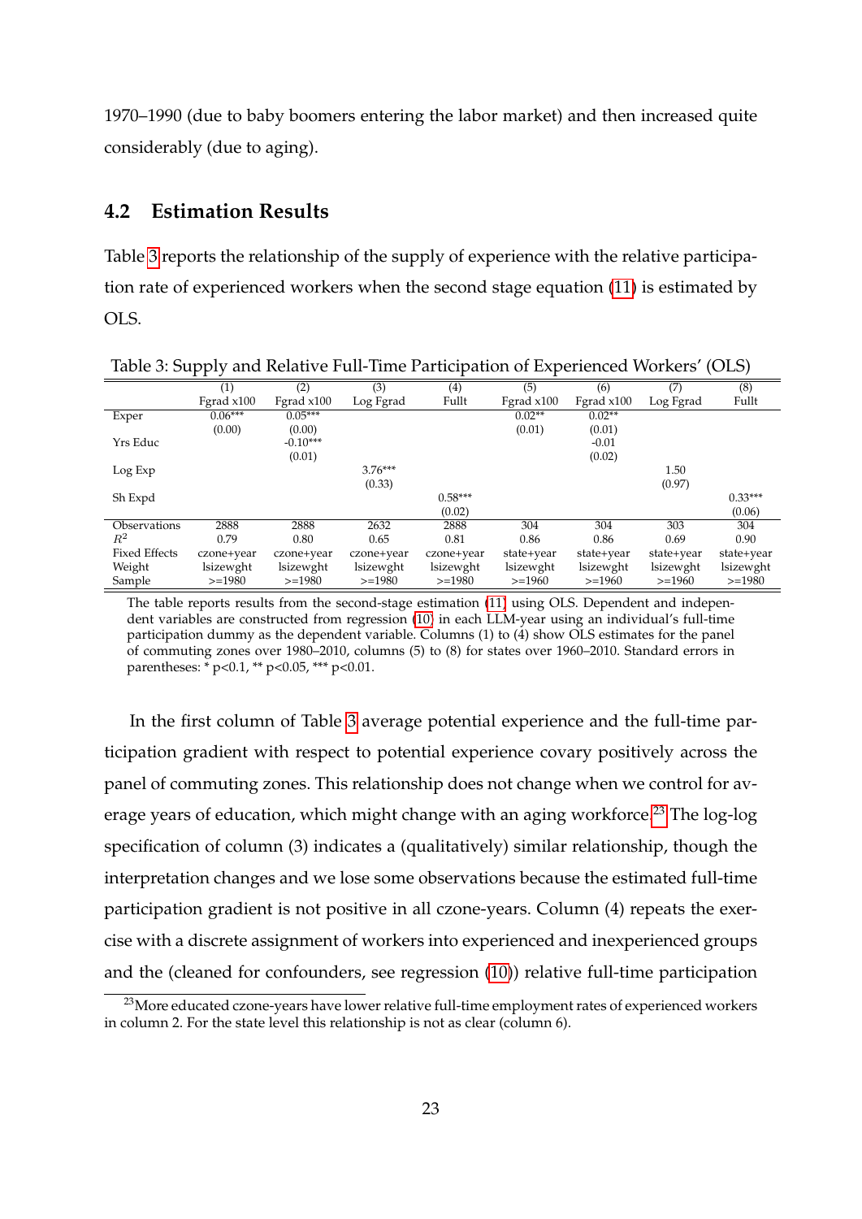1970–1990 (due to baby boomers entering the labor market) and then increased quite considerably (due to aging).

### 4.2 Estimation Results

Table 3 reports the relationship of the supply of experience with the relative participation rate of experienced workers when the second stage equation (11) is estimated by OLS.

Table 3: Supply and Relative Full-Time Participation of Experienced Workers' (OLS)

| | (1) | (2) | (3) | (4) | (5) | (6) | (7) | (8) |
|---|---|---|---|---|---|---|---|---|
| | Fgrad x100 | Fgrad x100 | Log Fgrad | Fullt | Fgrad x100 | Fgrad x100 | Log Fgrad | Fullt |
| Exper | 0.06*** | 0.05*** | | | 0.02** | 0.02** | | |
| | (0.00) | (0.00) | | | (0.01) | (0.01) | | |
| Yrs Educ | | -0.10*** | | | | -0.01 | | |
| | | (0.01) | | | | (0.02) | | |
| Log Exp | | | 3.76*** | | | | 1.50 | |
| | | | (0.33) | | | | (0.97) | |
| Sh Expd | | | | 0.58*** | | | | 0.33*** |
| | | | | (0.02) | | | | (0.06) |
| Observations | 2888 | 2888 | 2632 | 2888 | 304 | 304 | 303 | 304 |
| $R^2$ | 0.79 | 0.80 | 0.65 | 0.81 | 0.86 | 0.86 | 0.69 | 0.90 |
| Fixed Effects | czone+year | czone+year | czone+year | czone+year | state+year | state+year | state+year | state+year |
| Weight | lsizewght | lsizewght | lsizewght | lsizewght | lsizewght | lsizewght | lsizewght | lsizewght |
| Sample | >=1980 | >=1980 | >=1980 | >=1980 | >=1960 | >=1960 | >=1960 | >=1980 |

The table reports results from the second-stage estimation (11) using OLS. Dependent and independent variables are constructed from regression (10) in each LLM-year using an individual's full-time participation dummy as the dependent variable. Columns (1) to (4) show OLS estimates for the panel of commuting zones over 1980–2010, columns (5) to (8) for states over 1960–2010. Standard errors in parentheses: * p<0.1, ** p<0.05, *** p<0.01.

In the first column of Table 3 average potential experience and the full-time participation gradient with respect to potential experience covary positively across the panel of commuting zones. This relationship does not change when we control for average years of education, which might change with an aging workforce.[23] The log-log specification of column (3) indicates a (qualitatively) similar relationship, though the interpretation changes and we lose some observations because the estimated full-time participation gradient is not positive in all czone-years. Column (4) repeats the exercise with a discrete assignment of workers into experienced and inexperienced groups and the (cleaned for confounders, see regression (10)) relative full-time participation

[23] More educated czone-years have lower relative full-time employment rates of experienced workers in column 2. For the state level this relationship is not as clear (column 6).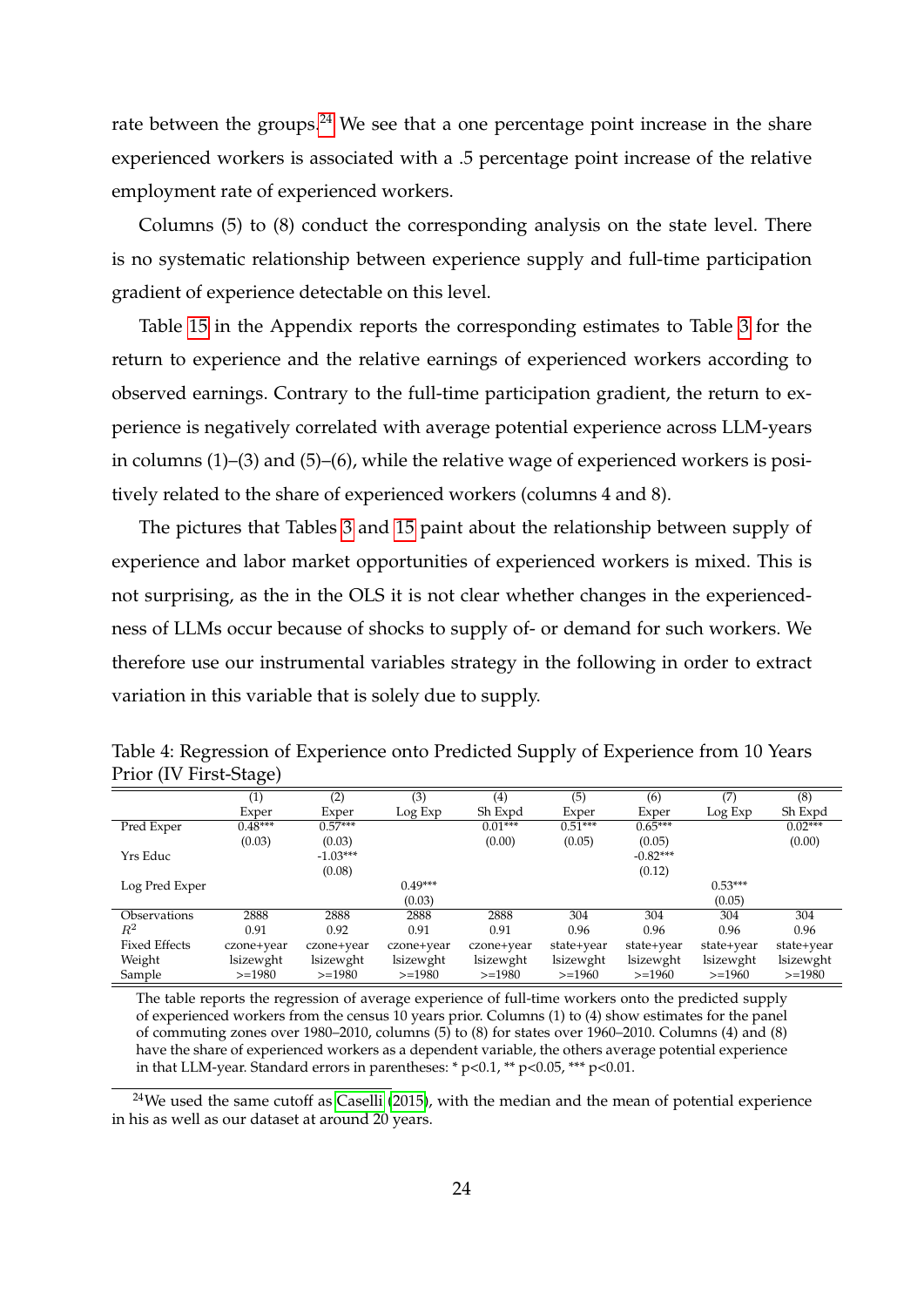rate between the groups.[24] We see that a one percentage point increase in the share experienced workers is associated with a .5 percentage point increase of the relative employment rate of experienced workers.

Columns (5) to (8) conduct the corresponding analysis on the state level. There is no systematic relationship between experience supply and full-time participation gradient of experience detectable on this level.

Table 15 in the Appendix reports the corresponding estimates to Table 3 for the return to experience and the relative earnings of experienced workers according to observed earnings. Contrary to the full-time participation gradient, the return to experience is negatively correlated with average potential experience across LLM-years in columns (1)–(3) and (5)–(6), while the relative wage of experienced workers is positively related to the share of experienced workers (columns 4 and 8).

The pictures that Tables 3 and 15 paint about the relationship between supply of experience and labor market opportunities of experienced workers is mixed. This is not surprising, as the in the OLS it is not clear whether changes in the experiencedness of LLMs occur because of shocks to supply of- or demand for such workers. We therefore use our instrumental variables strategy in the following in order to extract variation in this variable that is solely due to supply.

Table 4: Regression of Experience onto Predicted Supply of Experience from 10 Years Prior (IV First-Stage)

| | (1) | (2) | (3) | (4) | (5) | (6) | (7) | (8) |
|---|---|---|---|---|---|---|---|---|
| | Exper | Exper | Log Exp | Sh Expd | Exper | Exper | Log Exp | Sh Expd |
| Pred Exper | 0.48*** | 0.57*** | | 0.01*** | 0.51*** | 0.65*** | | 0.02*** |
| | (0.03) | (0.03) | | (0.00) | (0.05) | (0.05) | | (0.00) |
| Yrs Educ | | -1.03*** | | | | -0.82*** | | |
| | | (0.08) | | | | (0.12) | | |
| Log Pred Exper | | | 0.49*** | | | | 0.53*** | |
| | | | (0.03) | | | | (0.05) | |
| Observations | 2888 | 2888 | 2888 | 2888 | 304 | 304 | 304 | 304 |
| $R^2$ | 0.91 | 0.92 | 0.91 | 0.91 | 0.96 | 0.96 | 0.96 | 0.96 |
| Fixed Effects | czone+year | czone+year | czone+year | czone+year | state+year | state+year | state+year | state+year |
| Weight | lsizewght | lsizewght | lsizewght | lsizewght | lsizewght | lsizewght | lsizewght | lsizewght |
| Sample | >=1980 | >=1980 | >=1980 | >=1980 | >=1960 | >=1960 | >=1960 | >=1980 |

The table reports the regression of average experience of full-time workers onto the predicted supply of experienced workers from the census 10 years prior. Columns (1) to (4) show estimates for the panel of commuting zones over 1980–2010, columns (5) to (8) for states over 1960–2010. Columns (4) and (8) have the share of experienced workers as a dependent variable, the others average potential experience in that LLM-year. Standard errors in parentheses: * p<0.1, ** p<0.05, *** p<0.01.

[24] We used the same cutoff as Caselli (2015), with the median and the mean of potential experience in his as well as our dataset at around 20 years.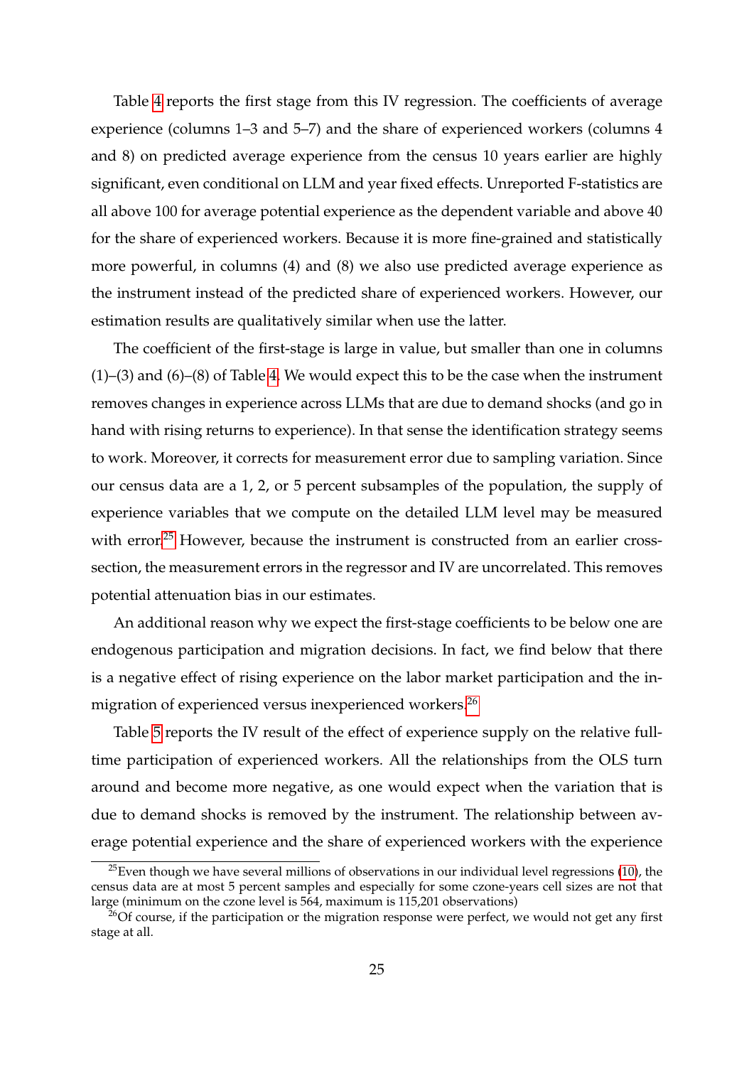Table 4 reports the first stage from this IV regression. The coefficients of average experience (columns 1–3 and 5–7) and the share of experienced workers (columns 4 and 8) on predicted average experience from the census 10 years earlier are highly significant, even conditional on LLM and year fixed effects. Unreported F-statistics are all above 100 for average potential experience as the dependent variable and above 40 for the share of experienced workers. Because it is more fine-grained and statistically more powerful, in columns (4) and (8) we also use predicted average experience as the instrument instead of the predicted share of experienced workers. However, our estimation results are qualitatively similar when use the latter.

The coefficient of the first-stage is large in value, but smaller than one in columns (1)–(3) and (6)–(8) of Table 4. We would expect this to be the case when the instrument removes changes in experience across LLMs that are due to demand shocks (and go in hand with rising returns to experience). In that sense the identification strategy seems to work. Moreover, it corrects for measurement error due to sampling variation. Since our census data are a 1, 2, or 5 percent subsamples of the population, the supply of experience variables that we compute on the detailed LLM level may be measured with error.[25] However, because the instrument is constructed from an earlier cross-section, the measurement errors in the regressor and IV are uncorrelated. This removes potential attenuation bias in our estimates.

An additional reason why we expect the first-stage coefficients to be below one are endogenous participation and migration decisions. In fact, we find below that there is a negative effect of rising experience on the labor market participation and the in-migration of experienced versus inexperienced workers.[26]

Table 5 reports the IV result of the effect of experience supply on the relative full-time participation of experienced workers. All the relationships from the OLS turn around and become more negative, as one would expect when the variation that is due to demand shocks is removed by the instrument. The relationship between average potential experience and the share of experienced workers with the experience

[25] Even though we have several millions of observations in our individual level regressions (10), the census data are at most 5 percent samples and especially for some czone-years cell sizes are not that large (minimum on the czone level is 564, maximum is 115,201 observations)

[26] Of course, if the participation or the migration response were perfect, we would not get any first stage at all.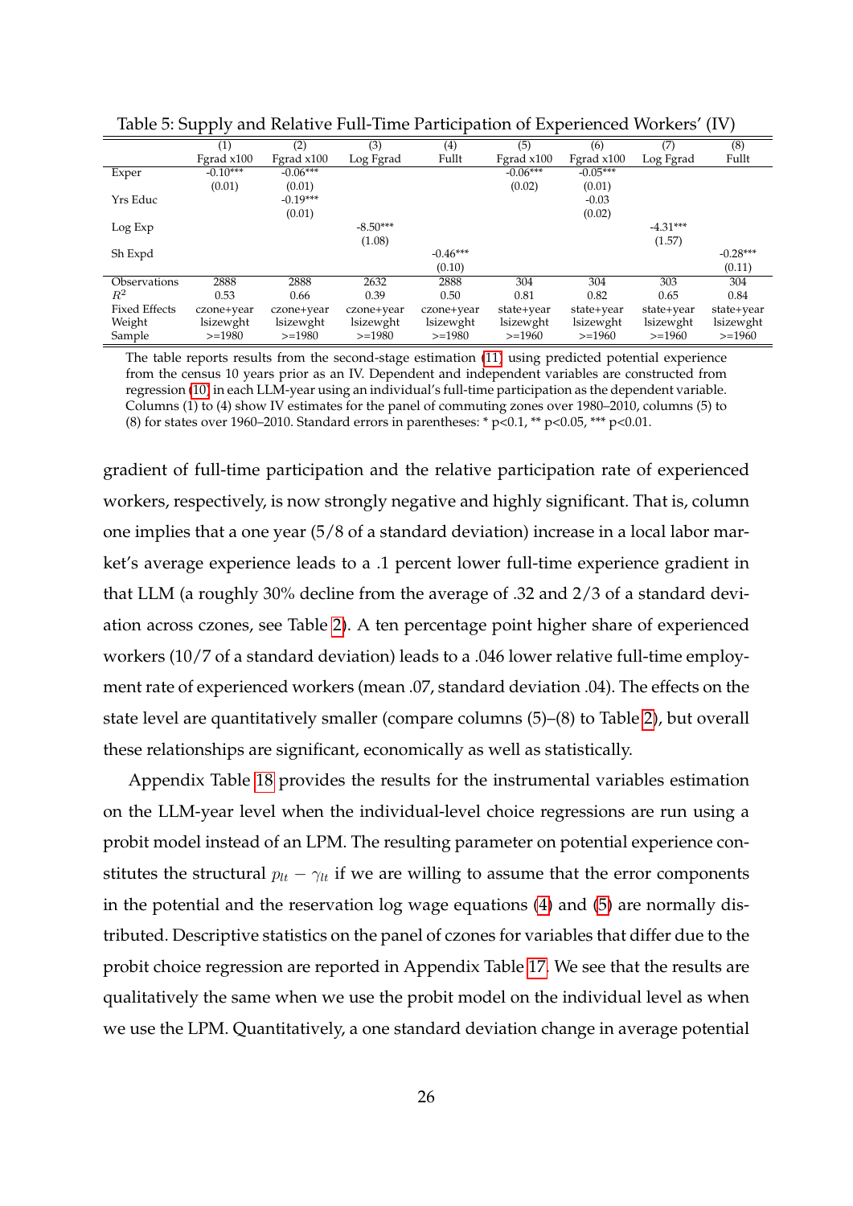Table 5: Supply and Relative Full-Time Participation of Experienced Workers' (IV)

| | (1) | (2) | (3) | (4) | (5) | (6) | (7) | (8) |
|---|---|---|---|---|---|---|---|---|
| | Fgrad x100 | Fgrad x100 | Log Fgrad | Fullt | Fgrad x100 | Fgrad x100 | Log Fgrad | Fullt |
| Exper | -0.10*** | -0.06*** | | | -0.06*** | -0.05*** | | |
| | (0.01) | (0.01) | | | (0.02) | (0.01) | | |
| Yrs Educ | | -0.19*** | | | | -0.03 | | |
| | | (0.01) | | | | (0.02) | | |
| Log Exp | | | -8.50*** | | | | -4.31*** | |
| | | | (1.08) | | | | (1.57) | |
| Sh Expd | | | | -0.46*** | | | | -0.28*** |
| | | | | (0.10) | | | | (0.11) |
| Observations | 2888 | 2888 | 2632 | 2888 | 304 | 304 | 303 | 304 |
| $R^2$ | 0.53 | 0.66 | 0.39 | 0.50 | 0.81 | 0.82 | 0.65 | 0.84 |
| Fixed Effects | czone+year | czone+year | czone+year | czone+year | state+year | state+year | state+year | state+year |
| Weight | lsizewght | lsizewght | lsizewght | lsizewght | lsizewght | lsizewght | lsizewght | lsizewght |
| Sample | >=1980 | >=1980 | >=1980 | >=1980 | >=1960 | >=1960 | >=1960 | >=1960 |

The table reports results from the second-stage estimation (11) using predicted potential experience from the census 10 years prior as an IV. Dependent and independent variables are constructed from regression (10) in each LLM-year using an individual's full-time participation as the dependent variable. Columns (1) to (4) show IV estimates for the panel of commuting zones over 1980–2010, columns (5) to (8) for states over 1960–2010. Standard errors in parentheses: * p<0.1, ** p<0.05, *** p<0.01.

gradient of full-time participation and the relative participation rate of experienced workers, respectively, is now strongly negative and highly significant. That is, column one implies that a one year (5/8 of a standard deviation) increase in a local labor market's average experience leads to a .1 percent lower full-time experience gradient in that LLM (a roughly 30% decline from the average of .32 and 2/3 of a standard deviation across czones, see Table 2). A ten percentage point higher share of experienced workers (10/7 of a standard deviation) leads to a .046 lower relative full-time employment rate of experienced workers (mean .07, standard deviation .04). The effects on the state level are quantitatively smaller (compare columns (5)–(8) to Table 2), but overall these relationships are significant, economically as well as statistically.

Appendix Table 18 provides the results for the instrumental variables estimation on the LLM-year level when the individual-level choice regressions are run using a probit model instead of an LPM. The resulting parameter on potential experience constitutes the structural $p_{lt} - \gamma_{lt}$ if we are willing to assume that the error components in the potential and the reservation log wage equations (4) and (5) are normally distributed. Descriptive statistics on the panel of czones for variables that differ due to the probit choice regression are reported in Appendix Table 17. We see that the results are qualitatively the same when we use the probit model on the individual level as when we use the LPM. Quantitatively, a one standard deviation change in average potential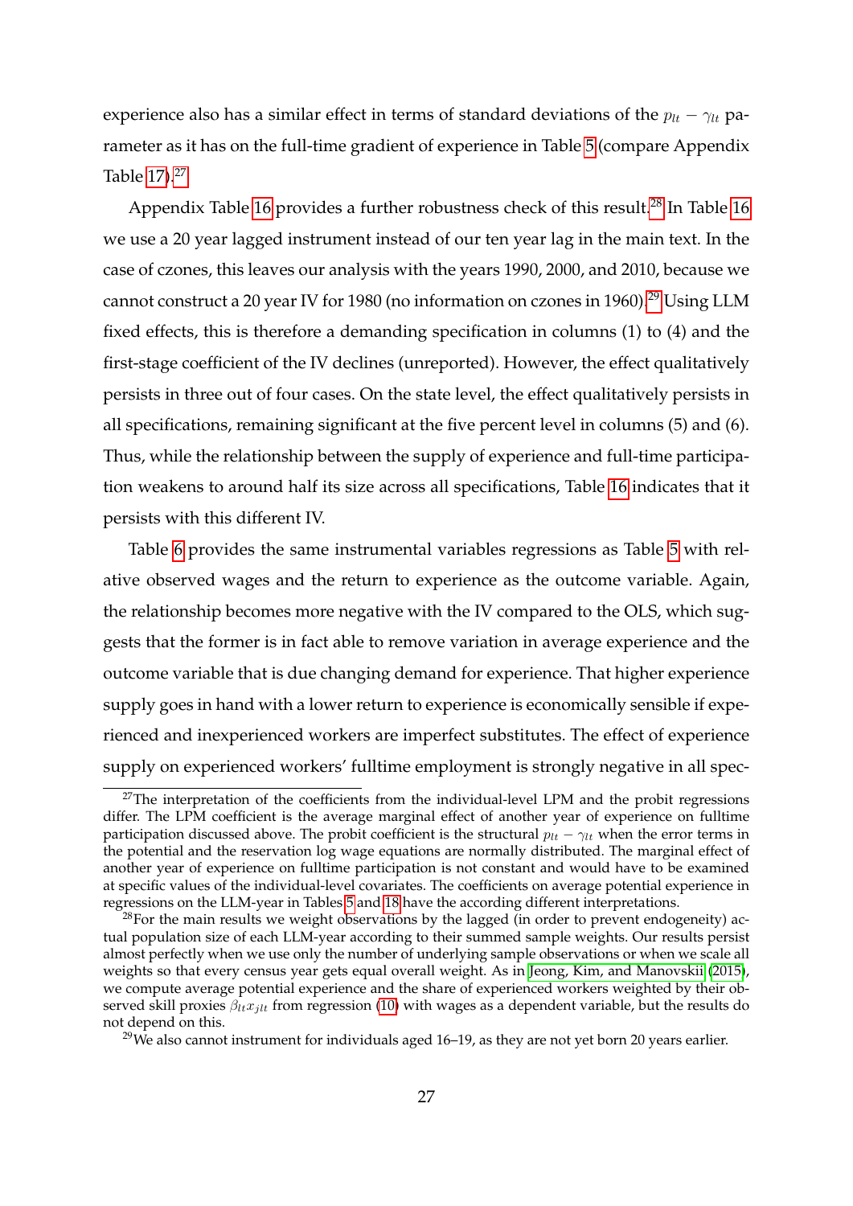experience also has a similar effect in terms of standard deviations of the $p_{lt} - \gamma_{lt}$ parameter as it has on the full-time gradient of experience in Table 5 (compare Appendix Table 17).[27]

Appendix Table 16 provides a further robustness check of this result.[28] In Table 16 we use a 20 year lagged instrument instead of our ten year lag in the main text. In the case of czones, this leaves our analysis with the years 1990, 2000, and 2010, because we cannot construct a 20 year IV for 1980 (no information on czones in 1960).[29] Using LLM fixed effects, this is therefore a demanding specification in columns (1) to (4) and the first-stage coefficient of the IV declines (unreported). However, the effect qualitatively persists in three out of four cases. On the state level, the effect qualitatively persists in all specifications, remaining significant at the five percent level in columns (5) and (6). Thus, while the relationship between the supply of experience and full-time participation weakens to around half its size across all specifications, Table 16 indicates that it persists with this different IV.

Table 6 provides the same instrumental variables regressions as Table 5 with relative observed wages and the return to experience as the outcome variable. Again, the relationship becomes more negative with the IV compared to the OLS, which suggests that the former is in fact able to remove variation in average experience and the outcome variable that is due changing demand for experience. That higher experience supply goes in hand with a lower return to experience is economically sensible if experienced and inexperienced workers are imperfect substitutes. The effect of experience supply on experienced workers' fulltime employment is strongly negative in all spec-

[27] The interpretation of the coefficients from the individual-level LPM and the probit regressions differ. The LPM coefficient is the average marginal effect of another year of experience on fulltime participation discussed above. The probit coefficient is the structural $p_{lt} - \gamma_{lt}$ when the error terms in the potential and the reservation log wage equations are normally distributed. The marginal effect of another year of experience on fulltime participation is not constant and would have to be examined at specific values of the individual-level covariates. The coefficients on average potential experience in regressions on the LLM-year in Tables 5 and 18 have the according different interpretations.

[28] For the main results we weight observations by the lagged (in order to prevent endogeneity) actual population size of each LLM-year according to their summed sample weights. Our results persist almost perfectly when we use only the number of underlying sample observations or when we scale all weights so that every census year gets equal overall weight. As in Jeong, Kim, and Manovskii (2015), we compute average potential experience and the share of experienced workers weighted by their observed skill proxies $\beta_{lt} x_{jlt}$ from regression (10) with wages as a dependent variable, but the results do not depend on this.

[29] We also cannot instrument for individuals aged 16–19, as they are not yet born 20 years earlier.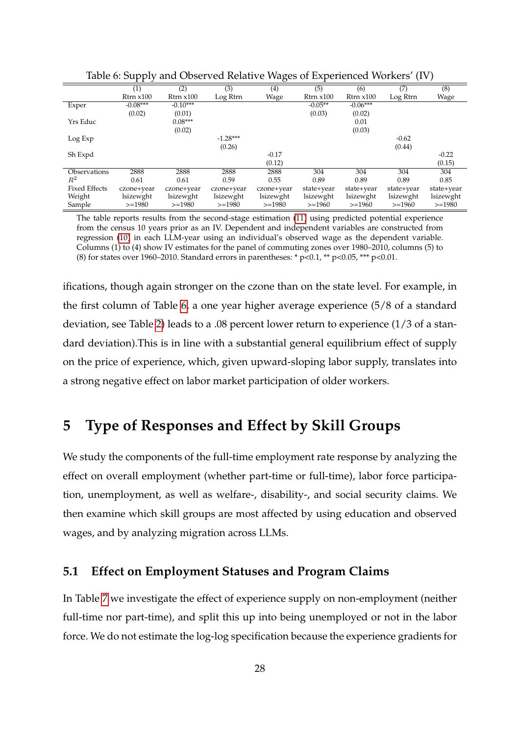Table 6: Supply and Observed Relative Wages of Experienced Workers' (IV)

| | (1) | (2) | (3) | (4) | (5) | (6) | (7) | (8) |
|---|---|---|---|---|---|---|---|---|
| | Rtrn x100 | Rtrn x100 | Log Rtrn | Wage | Rtrn x100 | Rtrn x100 | Log Rtrn | Wage |
| Exper | -0.08*** | -0.10*** | | | -0.05** | -0.06*** | | |
| | (0.02) | (0.01) | | | (0.03) | (0.02) | | |
| Yrs Educ | | 0.08*** | | | | 0.01 | | |
| | | (0.02) | | | | (0.03) | | |
| Log Exp | | | -1.28*** | | | | -0.62 | |
| | | | (0.26) | | | | (0.44) | |
| Sh Expd | | | | -0.17 | | | | -0.22 |
| | | | | (0.12) | | | | (0.15) |
| Observations | 2888 | 2888 | 2888 | 2888 | 304 | 304 | 304 | 304 |
| $R^2$ | 0.61 | 0.61 | 0.59 | 0.55 | 0.89 | 0.89 | 0.89 | 0.85 |
| Fixed Effects | czone+year | czone+year | czone+year | czone+year | state+year | state+year | state+year | state+year |
| Weight | lsizewght | lsizewght | lsizewght | lsizewght | lsizewght | lsizewght | lsizewght | lsizewght |
| Sample | >=1980 | >=1980 | >=1980 | >=1980 | >=1960 | >=1960 | >=1960 | >=1980 |

The table reports results from the second-stage estimation (11) using predicted potential experience from the census 10 years prior as an IV. Dependent and independent variables are constructed from regression (10) in each LLM-year using an individual's observed wage as the dependent variable. Columns (1) to (4) show IV estimates for the panel of commuting zones over 1980–2010, columns (5) to (8) for states over 1960–2010. Standard errors in parentheses: * p<0.1, ** p<0.05, *** p<0.01.

ifications, though again stronger on the czone than on the state level. For example, in the first column of Table 6, a one year higher average experience (5/8 of a standard deviation, see Table 2) leads to a .08 percent lower return to experience (1/3 of a standard deviation).This is in line with a substantial general equilibrium effect of supply on the price of experience, which, given upward-sloping labor supply, translates into a strong negative effect on labor market participation of older workers.

# 5 Type of Responses and Effect by Skill Groups

We study the components of the full-time employment rate response by analyzing the effect on overall employment (whether part-time or full-time), labor force participation, unemployment, as well as welfare-, disability-, and social security claims. We then examine which skill groups are most affected by using education and observed wages, and by analyzing migration across LLMs.

## 5.1 Effect on Employment Statuses and Program Claims

In Table 7 we investigate the effect of experience supply on non-employment (neither full-time nor part-time), and split this up into being unemployed or not in the labor force. We do not estimate the log-log specification because the experience gradients for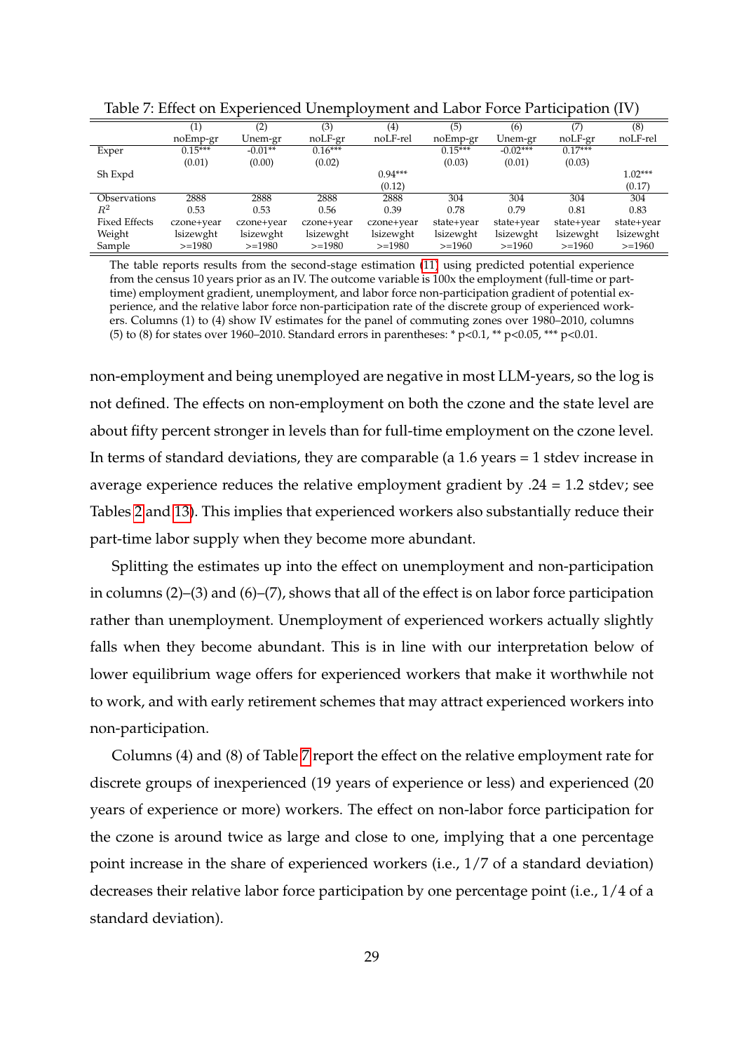Table 7: Effect on Experienced Unemployment and Labor Force Participation (IV)

| | (1) | (2) | (3) | (4) | (5) | (6) | (7) | (8) |
|---|---|---|---|---|---|---|---|---|
| | noEmp-gr | Unem-gr | noLF-gr | noLF-rel | noEmp-gr | Unem-gr | noLF-gr | noLF-rel |
| Exper | 0.15*** | -0.01** | 0.16*** | | 0.15*** | -0.02*** | 0.17*** | |
| | (0.01) | (0.00) | (0.02) | | (0.03) | (0.01) | (0.03) | |
| Sh Expd | | | | 0.94*** | | | | 1.02*** |
| | | | | (0.12) | | | | (0.17) |
| Observations | 2888 | 2888 | 2888 | 2888 | 304 | 304 | 304 | 304 |
| $R^2$ | 0.53 | 0.53 | 0.56 | 0.39 | 0.78 | 0.79 | 0.81 | 0.83 |
| Fixed Effects | czone+year | czone+year | czone+year | czone+year | state+year | state+year | state+year | state+year |
| Weight | lsizewght | lsizewght | lsizewght | lsizewght | lsizewght | lsizewght | lsizewght | lsizewght |
| Sample | >=1980 | >=1980 | >=1980 | >=1980 | >=1960 | >=1960 | >=1960 | >=1960 |

The table reports results from the second-stage estimation (11) using predicted potential experience from the census 10 years prior as an IV. The outcome variable is 100x the employment (full-time or part-time) employment gradient, unemployment, and labor force non-participation gradient of potential experience, and the relative labor force non-participation rate of the discrete group of experienced workers. Columns (1) to (4) show IV estimates for the panel of commuting zones over 1980–2010, columns (5) to (8) for states over 1960–2010. Standard errors in parentheses: * p<0.1, ** p<0.05, *** p<0.01.

non-employment and being unemployed are negative in most LLM-years, so the log is not defined. The effects on non-employment on both the czone and the state level are about fifty percent stronger in levels than for full-time employment on the czone level. In terms of standard deviations, they are comparable (a 1.6 years = 1 stdev increase in average experience reduces the relative employment gradient by .24 = 1.2 stdev; see Tables 2 and 13). This implies that experienced workers also substantially reduce their part-time labor supply when they become more abundant.

Splitting the estimates up into the effect on unemployment and non-participation in columns (2)–(3) and (6)–(7), shows that all of the effect is on labor force participation rather than unemployment. Unemployment of experienced workers actually slightly falls when they become abundant. This is in line with our interpretation below of lower equilibrium wage offers for experienced workers that make it worthwhile not to work, and with early retirement schemes that may attract experienced workers into non-participation.

Columns (4) and (8) of Table 7 report the effect on the relative employment rate for discrete groups of inexperienced (19 years of experience or less) and experienced (20 years of experience or more) workers. The effect on non-labor force participation for the czone is around twice as large and close to one, implying that a one percentage point increase in the share of experienced workers (i.e., 1/7 of a standard deviation) decreases their relative labor force participation by one percentage point (i.e., 1/4 of a standard deviation).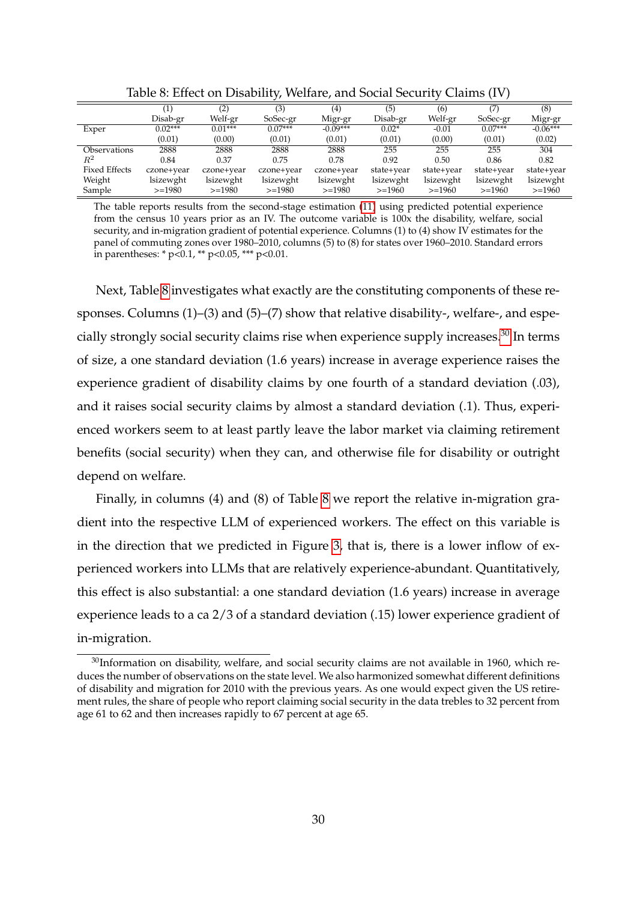Table 8: Effect on Disability, Welfare, and Social Security Claims (IV)

| | (1) | (2) | (3) | (4) | (5) | (6) | (7) | (8) |
|---|---|---|---|---|---|---|---|---|
| | Disab-gr | Welf-gr | SoSec-gr | Migr-gr | Disab-gr | Welf-gr | SoSec-gr | Migr-gr |
| Exper | 0.02*** | 0.01*** | 0.07*** | -0.09*** | 0.02* | -0.01 | 0.07*** | -0.06*** |
| | (0.01) | (0.00) | (0.01) | (0.01) | (0.01) | (0.00) | (0.01) | (0.02) |
| Observations | 2888 | 2888 | 2888 | 2888 | 255 | 255 | 255 | 304 |
| $R^2$ | 0.84 | 0.37 | 0.75 | 0.78 | 0.92 | 0.50 | 0.86 | 0.82 |
| Fixed Effects | czone+year | czone+year | czone+year | czone+year | state+year | state+year | state+year | state+year |
| Weight | lsizewght | lsizewght | lsizewght | lsizewght | lsizewght | lsizewght | lsizewght | lsizewght |
| Sample | >=1980 | >=1980 | >=1980 | >=1980 | >=1960 | >=1960 | >=1960 | >=1960 |

The table reports results from the second-stage estimation (11) using predicted potential experience from the census 10 years prior as an IV. The outcome variable is 100x the disability, welfare, social security, and in-migration gradient of potential experience. Columns (1) to (4) show IV estimates for the panel of commuting zones over 1980–2010, columns (5) to (8) for states over 1960–2010. Standard errors in parentheses: * p<0.1, ** p<0.05, *** p<0.01.

Next, Table 8 investigates what exactly are the constituting components of these responses. Columns (1)–(3) and (5)–(7) show that relative disability-, welfare-, and especially strongly social security claims rise when experience supply increases.[30] In terms of size, a one standard deviation (1.6 years) increase in average experience raises the experience gradient of disability claims by one fourth of a standard deviation (.03), and it raises social security claims by almost a standard deviation (.1). Thus, experienced workers seem to at least partly leave the labor market via claiming retirement benefits (social security) when they can, and otherwise file for disability or outright depend on welfare.

Finally, in columns (4) and (8) of Table 8 we report the relative in-migration gradient into the respective LLM of experienced workers. The effect on this variable is in the direction that we predicted in Figure 3, that is, there is a lower inflow of experienced workers into LLMs that are relatively experience-abundant. Quantitatively, this effect is also substantial: a one standard deviation (1.6 years) increase in average experience leads to a ca 2/3 of a standard deviation (.15) lower experience gradient of in-migration.

[30] Information on disability, welfare, and social security claims are not available in 1960, which reduces the number of observations on the state level. We also harmonized somewhat different definitions of disability and migration for 2010 with the previous years. As one would expect given the US retirement rules, the share of people who report claiming social security in the data trebles to 32 percent from age 61 to 62 and then increases rapidly to 67 percent at age 65.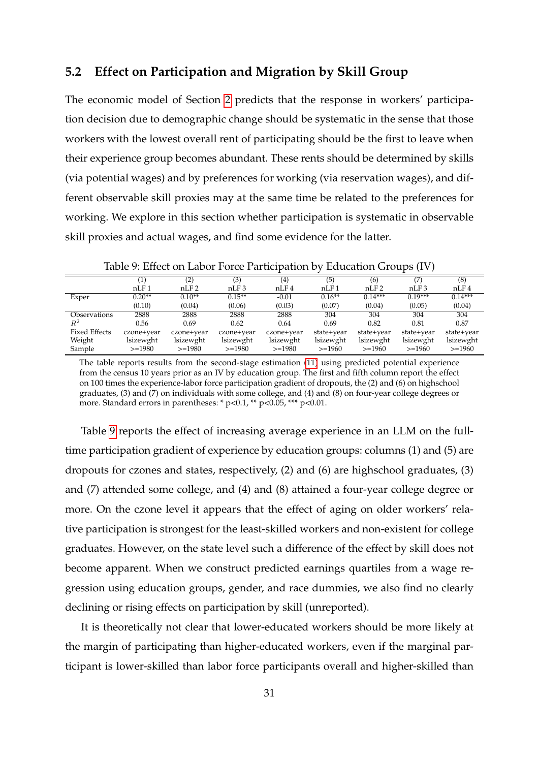## 5.2 Effect on Participation and Migration by Skill Group

The economic model of Section 2 predicts that the response in workers' participation decision due to demographic change should be systematic in the sense that those workers with the lowest overall rent of participating should be the first to leave when their experience group becomes abundant. These rents should be determined by skills (via potential wages) and by preferences for working (via reservation wages), and different observable skill proxies may at the same time be related to the preferences for working. We explore in this section whether participation is systematic in observable skill proxies and actual wages, and find some evidence for the latter.

Table 9: Effect on Labor Force Participation by Education Groups (IV)

| | (1) | (2) | (3) | (4) | (5) | (6) | (7) | (8) |
|---|---|---|---|---|---|---|---|---|
| | nLF 1 | nLF 2 | nLF 3 | nLF 4 | nLF 1 | nLF 2 | nLF 3 | nLF 4 |
| Exper | 0.20** | 0.10** | 0.15** | -0.01 | 0.16** | 0.14*** | 0.19*** | 0.14*** |
| | (0.10) | (0.04) | (0.06) | (0.03) | (0.07) | (0.04) | (0.05) | (0.04) |
| Observations | 2888 | 2888 | 2888 | 2888 | 304 | 304 | 304 | 304 |
| $R^2$ | 0.56 | 0.69 | 0.62 | 0.64 | 0.69 | 0.82 | 0.81 | 0.87 |
| Fixed Effects | czone+year | czone+year | czone+year | czone+year | state+year | state+year | state+year | state+year |
| Weight | lsizewght | lsizewght | lsizewght | lsizewght | lsizewght | lsizewght | lsizewght | lsizewght |
| Sample | >=1980 | >=1980 | >=1980 | >=1980 | >=1960 | >=1960 | >=1960 | >=1960 |

The table reports results from the second-stage estimation (11) using predicted potential experience from the census 10 years prior as an IV by education group. The first and fifth column report the effect on 100 times the experience-labor force participation gradient of dropouts, the (2) and (6) on highschool graduates, (3) and (7) on individuals with some college, and (4) and (8) on four-year college degrees or more. Standard errors in parentheses: * p<0.1, ** p<0.05, *** p<0.01.

Table 9 reports the effect of increasing average experience in an LLM on the full-time participation gradient of experience by education groups: columns (1) and (5) are dropouts for czones and states, respectively, (2) and (6) are highschool graduates, (3) and (7) attended some college, and (4) and (8) attained a four-year college degree or more. On the czone level it appears that the effect of aging on older workers' relative participation is strongest for the least-skilled workers and non-existent for college graduates. However, on the state level such a difference of the effect by skill does not become apparent. When we construct predicted earnings quartiles from a wage regression using education groups, gender, and race dummies, we also find no clearly declining or rising effects on participation by skill (unreported).

It is theoretically not clear that lower-educated workers should be more likely at the margin of participating than higher-educated workers, even if the marginal participant is lower-skilled than labor force participants overall and higher-skilled than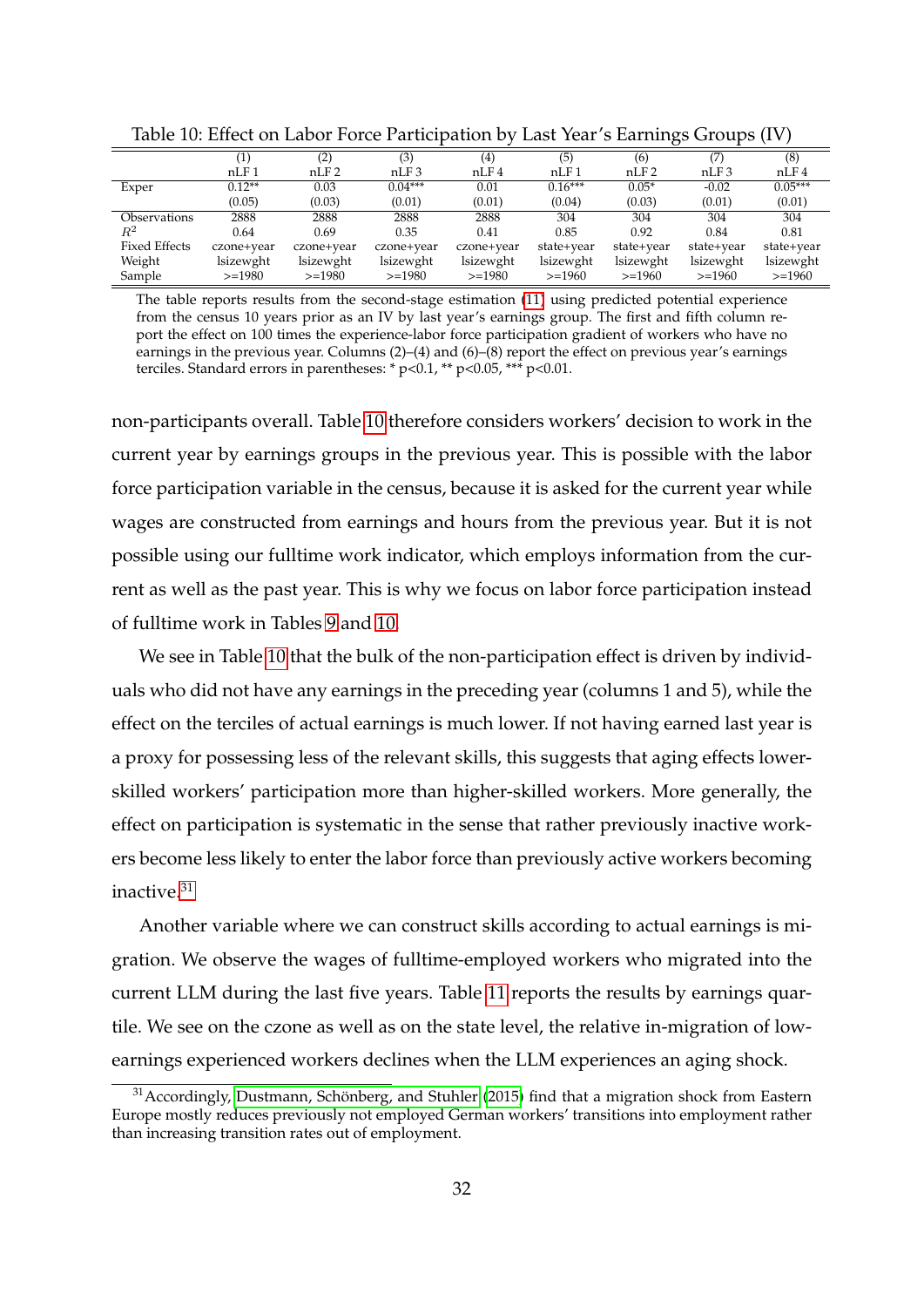Table 10: Effect on Labor Force Participation by Last Year's Earnings Groups (IV)

| | (1) | (2) | (3) | (4) | (5) | (6) | (7) | (8) |
|---|---|---|---|---|---|---|---|---|
| | nLF 1 | nLF 2 | nLF 3 | nLF 4 | nLF 1 | nLF 2 | nLF 3 | nLF 4 |
| Exper | 0.12** | 0.03 | 0.04*** | 0.01 | 0.16*** | 0.05* | -0.02 | 0.05*** |
| | (0.05) | (0.03) | (0.01) | (0.01) | (0.04) | (0.03) | (0.01) | (0.01) |
| Observations | 2888 | 2888 | 2888 | 2888 | 304 | 304 | 304 | 304 |
| $R^2$ | 0.64 | 0.69 | 0.35 | 0.41 | 0.85 | 0.92 | 0.84 | 0.81 |
| Fixed Effects | czone+year | czone+year | czone+year | czone+year | state+year | state+year | state+year | state+year |
| Weight | lsizewght | lsizewght | lsizewght | lsizewght | lsizewght | lsizewght | lsizewght | lsizewght |
| Sample | >=1980 | >=1980 | >=1980 | >=1980 | >=1960 | >=1960 | >=1960 | >=1960 |

The table reports results from the second-stage estimation (11) using predicted potential experience from the census 10 years prior as an IV by last year's earnings group. The first and fifth column report the effect on 100 times the experience-labor force participation gradient of workers who have no earnings in the previous year. Columns (2)–(4) and (6)–(8) report the effect on previous year's earnings terciles. Standard errors in parentheses: * p<0.1, ** p<0.05, *** p<0.01.

non-participants overall. Table 10 therefore considers workers' decision to work in the current year by earnings groups in the previous year. This is possible with the labor force participation variable in the census, because it is asked for the current year while wages are constructed from earnings and hours from the previous year. But it is not possible using our fulltime work indicator, which employs information from the current as well as the past year. This is why we focus on labor force participation instead of fulltime work in Tables 9 and 10.

We see in Table 10 that the bulk of the non-participation effect is driven by individuals who did not have any earnings in the preceding year (columns 1 and 5), while the effect on the terciles of actual earnings is much lower. If not having earned last year is a proxy for possessing less of the relevant skills, this suggests that aging effects lower-skilled workers' participation more than higher-skilled workers. More generally, the effect on participation is systematic in the sense that rather previously inactive workers become less likely to enter the labor force than previously active workers becoming inactive.[31]

Another variable where we can construct skills according to actual earnings is migration. We observe the wages of fulltime-employed workers who migrated into the current LLM during the last five years. Table 11 reports the results by earnings quartile. We see on the czone as well as on the state level, the relative in-migration of low-earnings experienced workers declines when the LLM experiences an aging shock.

[31] Accordingly, Dustmann, Schönberg, and Stuhler (2015) find that a migration shock from Eastern Europe mostly reduces previously not employed German workers' transitions into employment rather than increasing transition rates out of employment.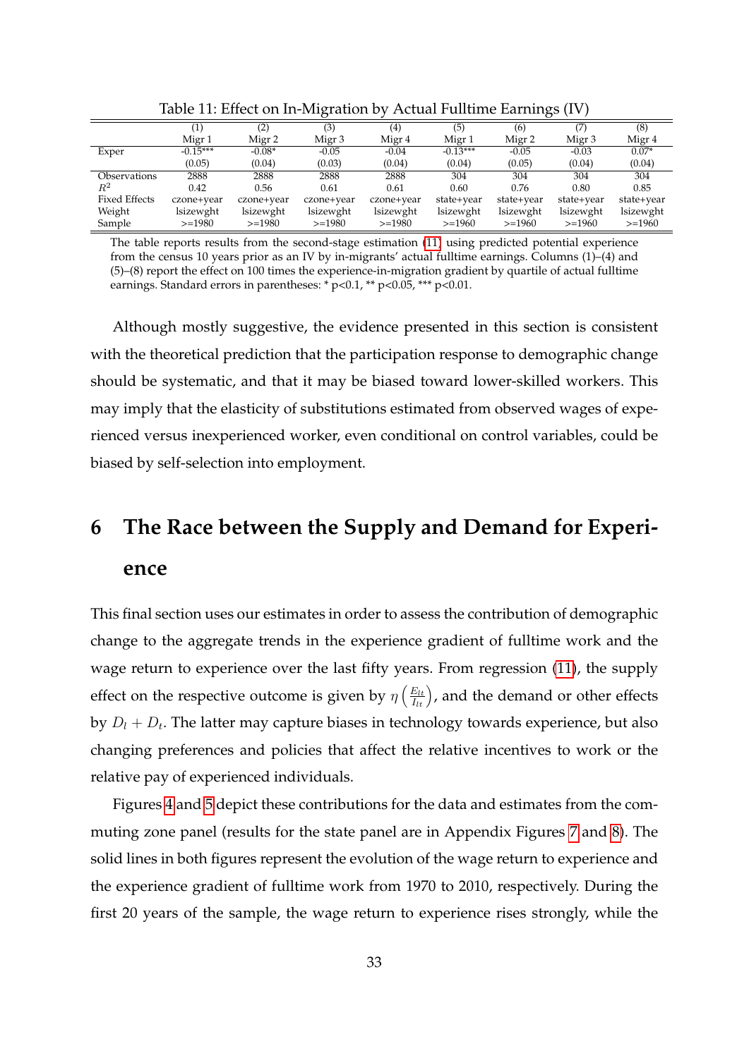Table 11: Effect on In-Migration by Actual Fulltime Earnings (IV)

| | (1) | (2) | (3) | (4) | (5) | (6) | (7) | (8) |
|---|---|---|---|---|---|---|---|---|
| | Migr 1 | Migr 2 | Migr 3 | Migr 4 | Migr 1 | Migr 2 | Migr 3 | Migr 4 |
| Exper | -0.15*** | -0.08* | -0.05 | -0.04 | -0.13*** | -0.05 | -0.03 | 0.07* |
| | (0.05) | (0.04) | (0.03) | (0.04) | (0.04) | (0.05) | (0.04) | (0.04) |
| Observations | 2888 | 2888 | 2888 | 2888 | 304 | 304 | 304 | 304 |
| $R^2$ | 0.42 | 0.56 | 0.61 | 0.61 | 0.60 | 0.76 | 0.80 | 0.85 |
| Fixed Effects | czone+year | czone+year | czone+year | czone+year | state+year | state+year | state+year | state+year |
| Weight | lsizewght | lsizewght | lsizewght | lsizewght | lsizewght | lsizewght | lsizewght | lsizewght |
| Sample | >=1980 | >=1980 | >=1980 | >=1980 | >=1960 | >=1960 | >=1960 | >=1960 |

The table reports results from the second-stage estimation (11) using predicted potential experience from the census 10 years prior as an IV by in-migrants' actual fulltime earnings. Columns (1)–(4) and (5)–(8) report the effect on 100 times the experience-in-migration gradient by quartile of actual fulltime earnings. Standard errors in parentheses: * p<0.1, ** p<0.05, *** p<0.01.

Although mostly suggestive, the evidence presented in this section is consistent with the theoretical prediction that the participation response to demographic change should be systematic, and that it may be biased toward lower-skilled workers. This may imply that the elasticity of substitutions estimated from observed wages of experienced versus inexperienced worker, even conditional on control variables, could be biased by self-selection into employment.

# 6 The Race between the Supply and Demand for Experience

This final section uses our estimates in order to assess the contribution of demographic change to the aggregate trends in the experience gradient of fulltime work and the wage return to experience over the last fifty years. From regression (11), the supply effect on the respective outcome is given by $\eta\left(\frac{E_{lt}}{I_{lt}}\right)$, and the demand or other effects by $D_l + D_t$. The latter may capture biases in technology towards experience, but also changing preferences and policies that affect the relative incentives to work or the relative pay of experienced individuals.

Figures 4 and 5 depict these contributions for the data and estimates from the commuting zone panel (results for the state panel are in Appendix Figures 7 and 8). The solid lines in both figures represent the evolution of the wage return to experience and the experience gradient of fulltime work from 1970 to 2010, respectively. During the first 20 years of the sample, the wage return to experience rises strongly, while the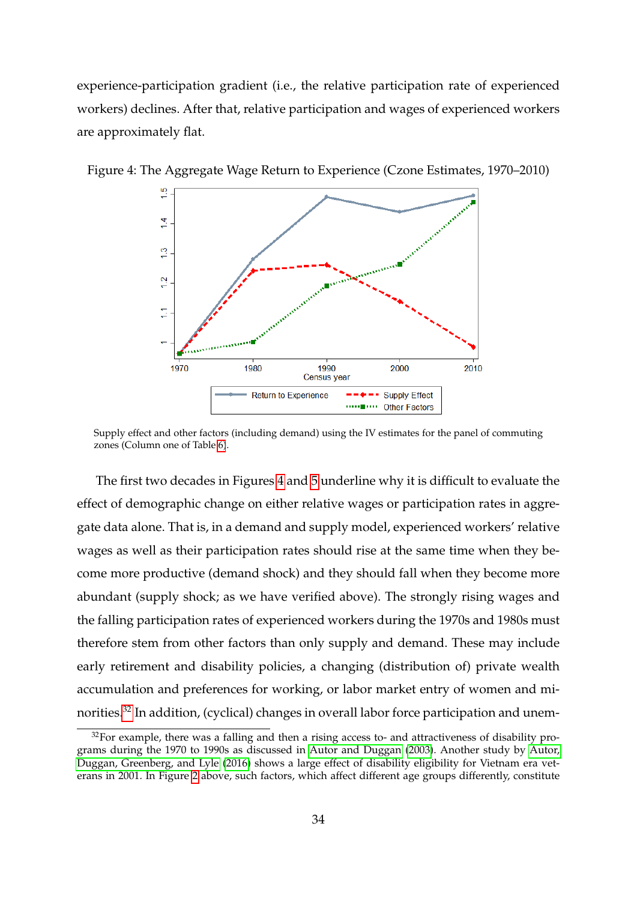experience-participation gradient (i.e., the relative participation rate of experienced workers) declines. After that, relative participation and wages of experienced workers are approximately flat.

Figure 4: The Aggregate Wage Return to Experience (Czone Estimates, 1970–2010)

Supply effect and other factors (including demand) using the IV estimates for the panel of commuting zones (Column one of Table 6).

The first two decades in Figures 4 and 5 underline why it is difficult to evaluate the effect of demographic change on either relative wages or participation rates in aggregate data alone. That is, in a demand and supply model, experienced workers' relative wages as well as their participation rates should rise at the same time when they become more productive (demand shock) and they should fall when they become more abundant (supply shock; as we have verified above). The strongly rising wages and the falling participation rates of experienced workers during the 1970s and 1980s must therefore stem from other factors than only supply and demand. These may include early retirement and disability policies, a changing (distribution of) private wealth accumulation and preferences for working, or labor market entry of women and minorities.[32] In addition, (cyclical) changes in overall labor force participation and unem-

[32]For example, there was a falling and then a rising access to- and attractiveness of disability programs during the 1970 to 1990s as discussed in Autor and Duggan (2003). Another study by Autor, Duggan, Greenberg, and Lyle (2016) shows a large effect of disability eligibility for Vietnam era veterans in 2001. In Figure 2 above, such factors, which affect different age groups differently, constitute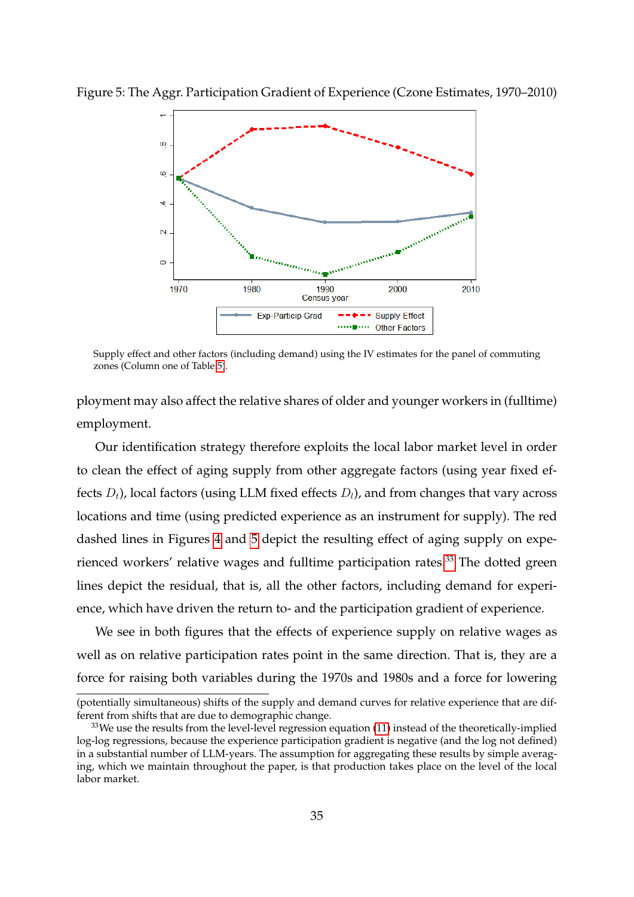Figure 5: The Aggr. Participation Gradient of Experience (Czone Estimates, 1970–2010)

Supply effect and other factors (including demand) using the IV estimates for the panel of commuting zones (Column one of Table 5).

ployment may also affect the relative shares of older and younger workers in (fulltime) employment.

Our identification strategy therefore exploits the local labor market level in order to clean the effect of aging supply from other aggregate factors (using year fixed effects $D_t$), local factors (using LLM fixed effects $D_l$), and from changes that vary across locations and time (using predicted experience as an instrument for supply). The red dashed lines in Figures 4 and 5 depict the resulting effect of aging supply on experienced workers' relative wages and fulltime participation rates.[33] The dotted green lines depict the residual, that is, all the other factors, including demand for experience, which have driven the return to- and the participation gradient of experience.

We see in both figures that the effects of experience supply on relative wages as well as on relative participation rates point in the same direction. That is, they are a force for raising both variables during the 1970s and 1980s and a force for lowering

(potentially simultaneous) shifts of the supply and demand curves for relative experience that are different from shifts that are due to demographic change.

[33] We use the results from the level-level regression equation (11) instead of the theoretically-implied log-log regressions, because the experience participation gradient is negative (and the log not defined) in a substantial number of LLM-years. The assumption for aggregating these results by simple averaging, which we maintain throughout the paper, is that production takes place on the level of the local labor market.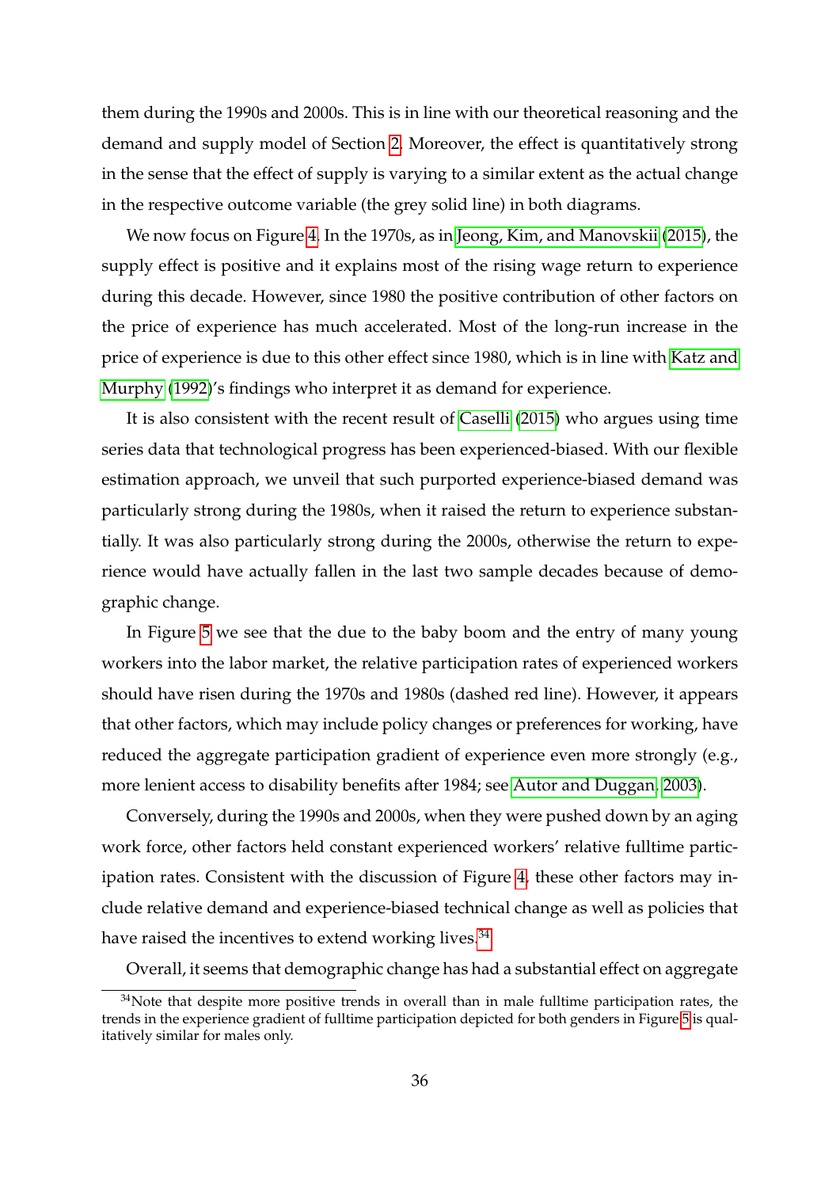them during the 1990s and 2000s. This is in line with our theoretical reasoning and the demand and supply model of Section 2. Moreover, the effect is quantitatively strong in the sense that the effect of supply is varying to a similar extent as the actual change in the respective outcome variable (the grey solid line) in both diagrams.

We now focus on Figure 4. In the 1970s, as in Jeong, Kim, and Manovskii (2015), the supply effect is positive and it explains most of the rising wage return to experience during this decade. However, since 1980 the positive contribution of other factors on the price of experience has much accelerated. Most of the long-run increase in the price of experience is due to this other effect since 1980, which is in line with Katz and Murphy (1992)'s findings who interpret it as demand for experience.

It is also consistent with the recent result of Caselli (2015) who argues using time series data that technological progress has been experienced-biased. With our flexible estimation approach, we unveil that such purported experience-biased demand was particularly strong during the 1980s, when it raised the return to experience substantially. It was also particularly strong during the 2000s, otherwise the return to experience would have actually fallen in the last two sample decades because of demographic change.

In Figure 5 we see that the due to the baby boom and the entry of many young workers into the labor market, the relative participation rates of experienced workers should have risen during the 1970s and 1980s (dashed red line). However, it appears that other factors, which may include policy changes or preferences for working, have reduced the aggregate participation gradient of experience even more strongly (e.g., more lenient access to disability benefits after 1984; see Autor and Duggan, 2003).

Conversely, during the 1990s and 2000s, when they were pushed down by an aging work force, other factors held constant experienced workers' relative fulltime participation rates. Consistent with the discussion of Figure 4, these other factors may include relative demand and experience-biased technical change as well as policies that have raised the incentives to extend working lives.[34]

Overall, it seems that demographic change has had a substantial effect on aggregate

[34]Note that despite more positive trends in overall than in male fulltime participation rates, the trends in the experience gradient of fulltime participation depicted for both genders in Figure 5 is qualitatively similar for males only.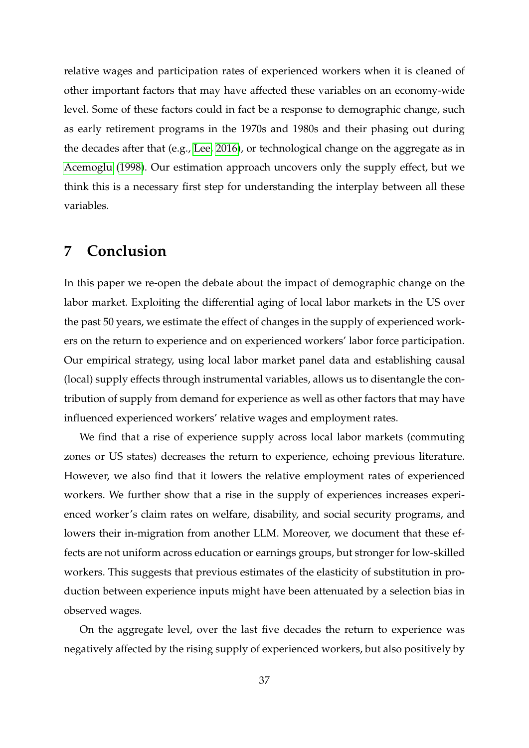relative wages and participation rates of experienced workers when it is cleaned of other important factors that may have affected these variables on an economy-wide level. Some of these factors could in fact be a response to demographic change, such as early retirement programs in the 1970s and 1980s and their phasing out during the decades after that (e.g., Lee, 2016), or technological change on the aggregate as in Acemoglu (1998). Our estimation approach uncovers only the supply effect, but we think this is a necessary first step for understanding the interplay between all these variables.

## 7 Conclusion

In this paper we re-open the debate about the impact of demographic change on the labor market. Exploiting the differential aging of local labor markets in the US over the past 50 years, we estimate the effect of changes in the supply of experienced workers on the return to experience and on experienced workers' labor force participation. Our empirical strategy, using local labor market panel data and establishing causal (local) supply effects through instrumental variables, allows us to disentangle the contribution of supply from demand for experience as well as other factors that may have influenced experienced workers' relative wages and employment rates.

We find that a rise of experience supply across local labor markets (commuting zones or US states) decreases the return to experience, echoing previous literature. However, we also find that it lowers the relative employment rates of experienced workers. We further show that a rise in the supply of experiences increases experienced worker's claim rates on welfare, disability, and social security programs, and lowers their in-migration from another LLM. Moreover, we document that these effects are not uniform across education or earnings groups, but stronger for low-skilled workers. This suggests that previous estimates of the elasticity of substitution in production between experience inputs might have been attenuated by a selection bias in observed wages.

On the aggregate level, over the last five decades the return to experience was negatively affected by the rising supply of experienced workers, but also positively by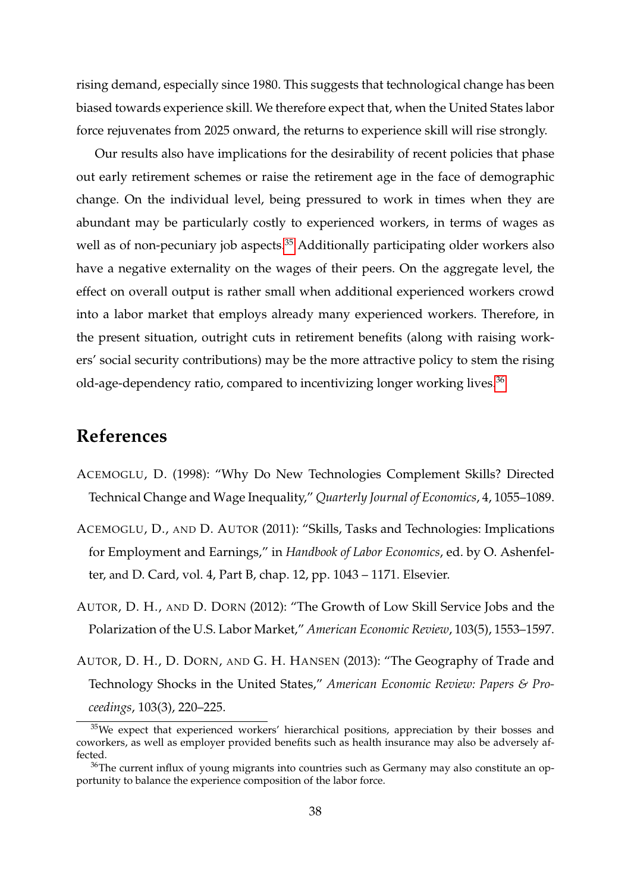rising demand, especially since 1980. This suggests that technological change has been biased towards experience skill. We therefore expect that, when the United States labor force rejuvenates from 2025 onward, the returns to experience skill will rise strongly.

Our results also have implications for the desirability of recent policies that phase out early retirement schemes or raise the retirement age in the face of demographic change. On the individual level, being pressured to work in times when they are abundant may be particularly costly to experienced workers, in terms of wages as well as of non-pecuniary job aspects.[35] Additionally participating older workers also have a negative externality on the wages of their peers. On the aggregate level, the effect on overall output is rather small when additional experienced workers crowd into a labor market that employs already many experienced workers. Therefore, in the present situation, outright cuts in retirement benefits (along with raising workers' social security contributions) may be the more attractive policy to stem the rising old-age-dependency ratio, compared to incentivizing longer working lives.[36]

# References

ACEMOGLU, D. (1998): "Why Do New Technologies Complement Skills? Directed Technical Change and Wage Inequality," *Quarterly Journal of Economics*, 4, 1055–1089.

ACEMOGLU, D., AND D. AUTOR (2011): "Skills, Tasks and Technologies: Implications for Employment and Earnings," in *Handbook of Labor Economics*, ed. by O. Ashenfelter, and D. Card, vol. 4, Part B, chap. 12, pp. 1043 – 1171. Elsevier.

AUTOR, D. H., AND D. DORN (2012): "The Growth of Low Skill Service Jobs and the Polarization of the U.S. Labor Market," *American Economic Review*, 103(5), 1553–1597.

AUTOR, D. H., D. DORN, AND G. H. HANSEN (2013): "The Geography of Trade and Technology Shocks in the United States," *American Economic Review: Papers & Proceedings*, 103(3), 220–225.

[35] We expect that experienced workers' hierarchical positions, appreciation by their bosses and coworkers, as well as employer provided benefits such as health insurance may also be adversely affected.

[36] The current influx of young migrants into countries such as Germany may also constitute an opportunity to balance the experience composition of the labor force.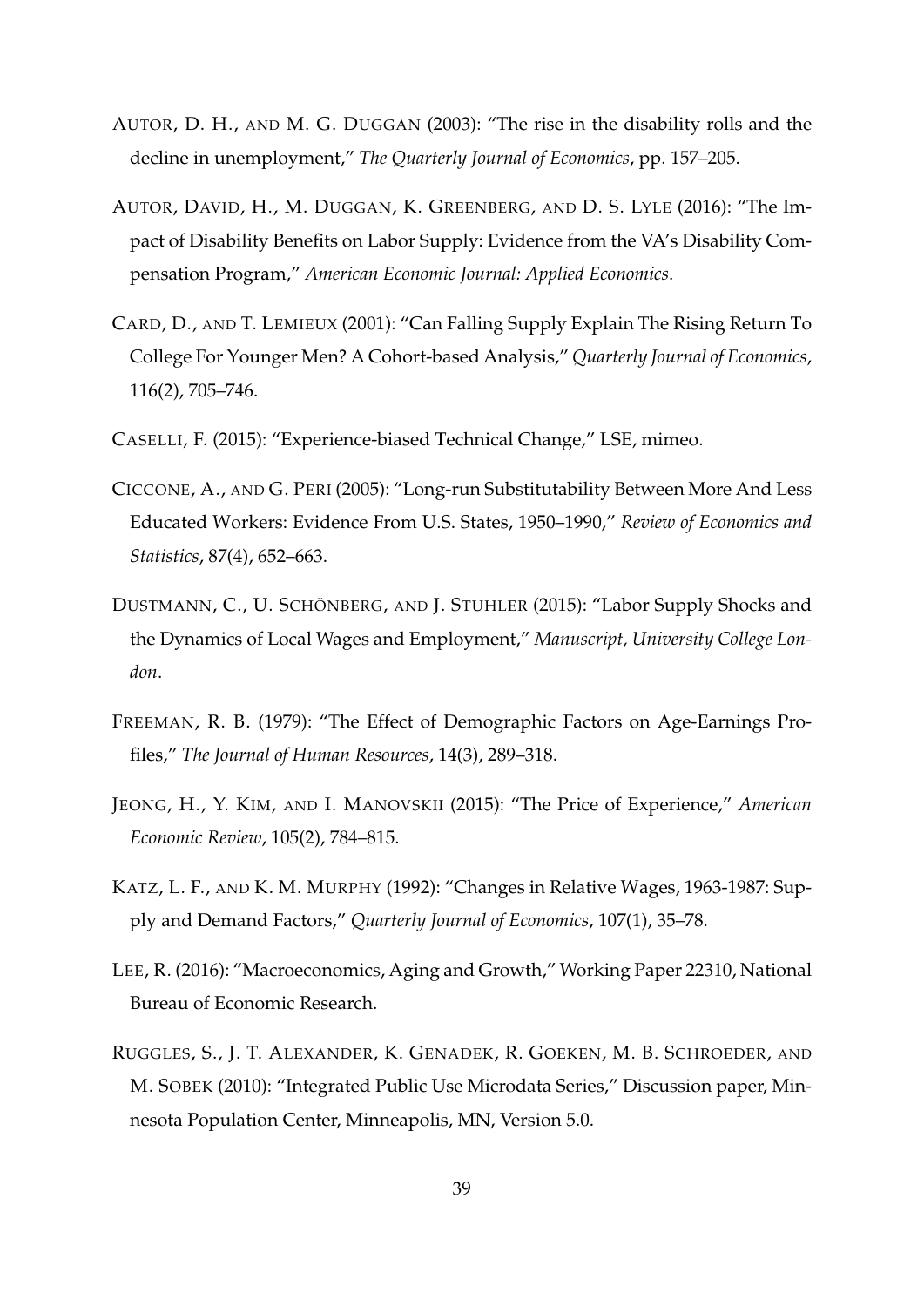AUTOR, D. H., AND M. G. DUGGAN (2003): "The rise in the disability rolls and the decline in unemployment," *The Quarterly Journal of Economics*, pp. 157–205.

AUTOR, DAVID, H., M. DUGGAN, K. GREENBERG, AND D. S. LYLE (2016): "The Impact of Disability Benefits on Labor Supply: Evidence from the VA's Disability Compensation Program," *American Economic Journal: Applied Economics*.

CARD, D., AND T. LEMIEUX (2001): "Can Falling Supply Explain The Rising Return To College For Younger Men? A Cohort-based Analysis," *Quarterly Journal of Economics*, 116(2), 705–746.

CASELLI, F. (2015): "Experience-biased Technical Change," LSE, mimeo.

CICCONE, A., AND G. PERI (2005): "Long-run Substitutability Between More And Less Educated Workers: Evidence From U.S. States, 1950–1990," *Review of Economics and Statistics*, 87(4), 652–663.

DUSTMANN, C., U. SCHÖNBERG, AND J. STUHLER (2015): "Labor Supply Shocks and the Dynamics of Local Wages and Employment," *Manuscript, University College London*.

FREEMAN, R. B. (1979): "The Effect of Demographic Factors on Age-Earnings Profiles," *The Journal of Human Resources*, 14(3), 289–318.

JEONG, H., Y. KIM, AND I. MANOVSKII (2015): "The Price of Experience," *American Economic Review*, 105(2), 784–815.

KATZ, L. F., AND K. M. MURPHY (1992): "Changes in Relative Wages, 1963-1987: Supply and Demand Factors," *Quarterly Journal of Economics*, 107(1), 35–78.

LEE, R. (2016): "Macroeconomics, Aging and Growth," Working Paper 22310, National Bureau of Economic Research.

RUGGLES, S., J. T. ALEXANDER, K. GENADEK, R. GOEKEN, M. B. SCHROEDER, AND M. SOBEK (2010): "Integrated Public Use Microdata Series," Discussion paper, Minnesota Population Center, Minneapolis, MN, Version 5.0.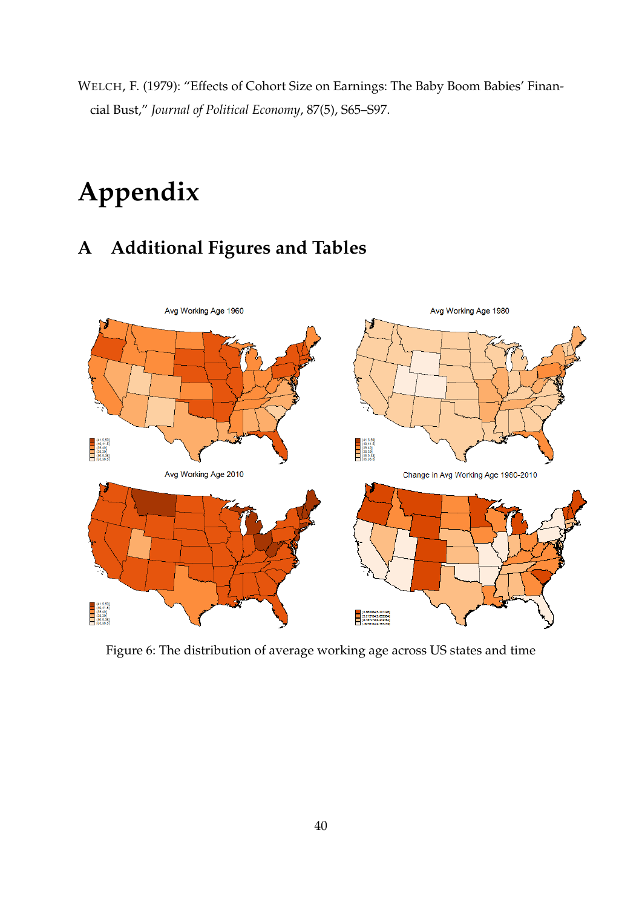WELCH, F. (1979): "Effects of Cohort Size on Earnings: The Baby Boom Babies' Financial Bust," *Journal of Political Economy*, 87(5), S65–S97.

# Appendix

## A Additional Figures and Tables

Figure 6: The distribution of average working age across US states and time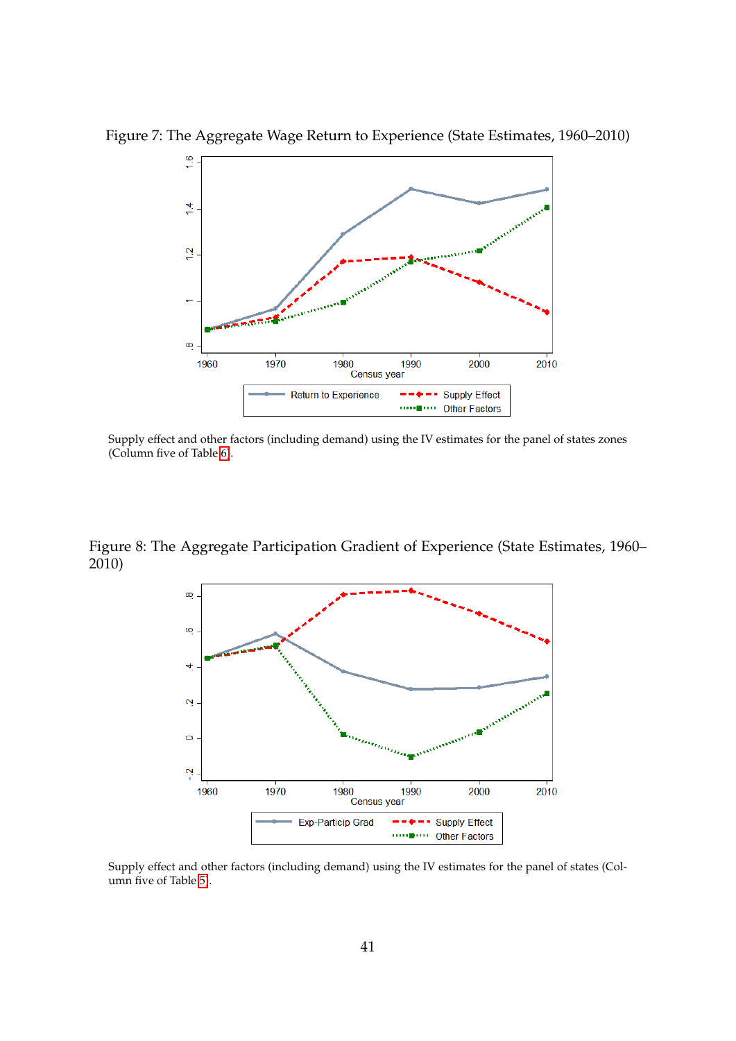Figure 7: The Aggregate Wage Return to Experience (State Estimates, 1960–2010)

Supply effect and other factors (including demand) using the IV estimates for the panel of states zones (Column five of Table 6).

Figure 8: The Aggregate Participation Gradient of Experience (State Estimates, 1960–2010)

Supply effect and other factors (including demand) using the IV estimates for the panel of states (Column five of Table 5).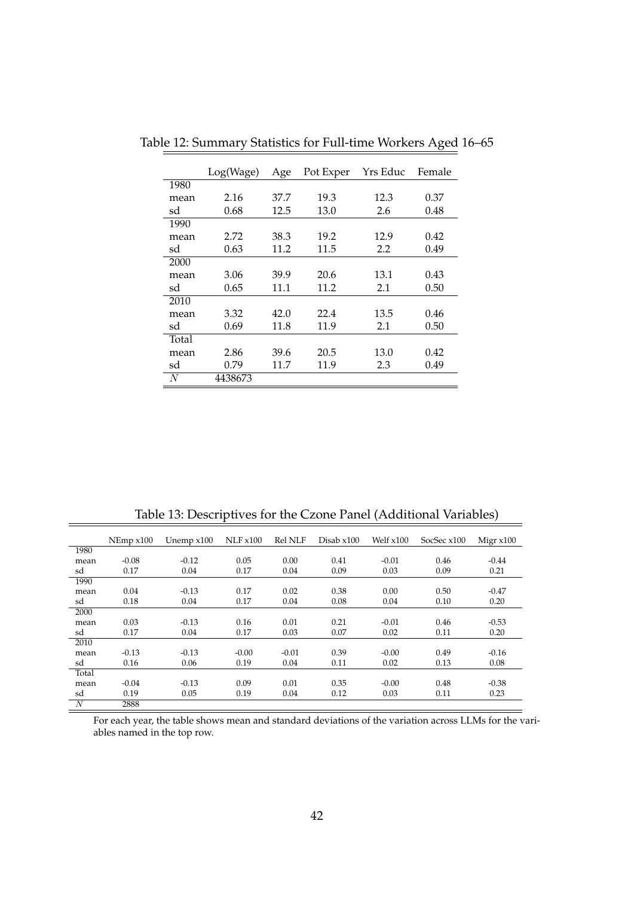Table 12: Summary Statistics for Full-time Workers Aged 16–65

| | Log(Wage) | Age | Pot Exper | Yrs Educ | Female |
|---|---|---|---|---|---|
| 1980 | | | | | |
| mean | 2.16 | 37.7 | 19.3 | 12.3 | 0.37 |
| sd | 0.68 | 12.5 | 13.0 | 2.6 | 0.48 |
| 1990 | | | | | |
| mean | 2.72 | 38.3 | 19.2 | 12.9 | 0.42 |
| sd | 0.63 | 11.2 | 11.5 | 2.2 | 0.49 |
| 2000 | | | | | |
| mean | 3.06 | 39.9 | 20.6 | 13.1 | 0.43 |
| sd | 0.65 | 11.1 | 11.2 | 2.1 | 0.50 |
| 2010 | | | | | |
| mean | 3.32 | 42.0 | 22.4 | 13.5 | 0.46 |
| sd | 0.69 | 11.8 | 11.9 | 2.1 | 0.50 |
| Total | | | | | |
| mean | 2.86 | 39.6 | 20.5 | 13.0 | 0.42 |
| sd | 0.79 | 11.7 | 11.9 | 2.3 | 0.49 |
| $N$ | 4438673 | | | | |

Table 13: Descriptives for the Czone Panel (Additional Variables)

| | NEmp x100 | Unemp x100 | NLF x100 | Rel NLF | Disab x100 | Welf x100 | SocSec x100 | Migr x100 |
|---|---|---|---|---|---|---|---|---|
| 1980 | | | | | | | | |
| mean | -0.08 | -0.12 | 0.05 | 0.00 | 0.41 | -0.01 | 0.46 | -0.44 |
| sd | 0.17 | 0.04 | 0.17 | 0.04 | 0.09 | 0.03 | 0.09 | 0.21 |
| 1990 | | | | | | | | |
| mean | 0.04 | -0.13 | 0.17 | 0.02 | 0.38 | 0.00 | 0.50 | -0.47 |
| sd | 0.18 | 0.04 | 0.17 | 0.04 | 0.08 | 0.04 | 0.10 | 0.20 |
| 2000 | | | | | | | | |
| mean | 0.03 | -0.13 | 0.16 | 0.01 | 0.21 | -0.01 | 0.46 | -0.53 |
| sd | 0.17 | 0.04 | 0.17 | 0.03 | 0.07 | 0.02 | 0.11 | 0.20 |
| 2010 | | | | | | | | |
| mean | -0.13 | -0.13 | -0.00 | -0.01 | 0.39 | -0.00 | 0.49 | -0.16 |
| sd | 0.16 | 0.06 | 0.19 | 0.04 | 0.11 | 0.02 | 0.13 | 0.08 |
| Total | | | | | | | | |
| mean | -0.04 | -0.13 | 0.09 | 0.01 | 0.35 | -0.00 | 0.48 | -0.38 |
| sd | 0.19 | 0.05 | 0.19 | 0.04 | 0.12 | 0.03 | 0.11 | 0.23 |
| $N$ | 2888 | | | | | | | |

For each year, the table shows mean and standard deviations of the variation across LLMs for the variables named in the top row.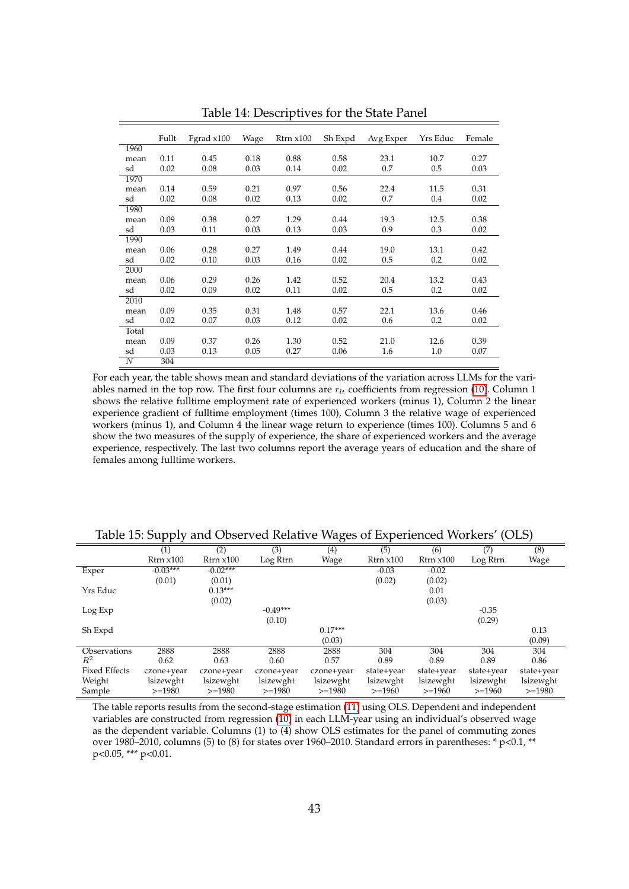Table 14: Descriptives for the State Panel

| | Fullt | Fgrad x100 | Wage | Rtrn x100 | Sh Expd | Avg Exper | Yrs Educ | Female |
|---|---|---|---|---|---|---|---|---|
| 1960 | | | | | | | | |
| mean | 0.11 | 0.45 | 0.18 | 0.88 | 0.58 | 23.1 | 10.7 | 0.27 |
| sd | 0.02 | 0.08 | 0.03 | 0.14 | 0.02 | 0.7 | 0.5 | 0.03 |
| 1970 | | | | | | | | |
| mean | 0.14 | 0.59 | 0.21 | 0.97 | 0.56 | 22.4 | 11.5 | 0.31 |
| sd | 0.02 | 0.08 | 0.02 | 0.13 | 0.02 | 0.7 | 0.4 | 0.02 |
| 1980 | | | | | | | | |
| mean | 0.09 | 0.38 | 0.27 | 1.29 | 0.44 | 19.3 | 12.5 | 0.38 |
| sd | 0.03 | 0.11 | 0.03 | 0.13 | 0.03 | 0.9 | 0.3 | 0.02 |
| 1990 | | | | | | | | |
| mean | 0.06 | 0.28 | 0.27 | 1.49 | 0.44 | 19.0 | 13.1 | 0.42 |
| sd | 0.02 | 0.10 | 0.03 | 0.16 | 0.02 | 0.5 | 0.2 | 0.02 |
| 2000 | | | | | | | | |
| mean | 0.06 | 0.29 | 0.26 | 1.42 | 0.52 | 20.4 | 13.2 | 0.43 |
| sd | 0.02 | 0.09 | 0.02 | 0.11 | 0.02 | 0.5 | 0.2 | 0.02 |
| 2010 | | | | | | | | |
| mean | 0.09 | 0.35 | 0.31 | 1.48 | 0.57 | 22.1 | 13.6 | 0.46 |
| sd | 0.02 | 0.07 | 0.03 | 0.12 | 0.02 | 0.6 | 0.2 | 0.02 |
| Total | | | | | | | | |
| mean | 0.09 | 0.37 | 0.26 | 1.30 | 0.52 | 21.0 | 12.6 | 0.39 |
| sd | 0.03 | 0.13 | 0.05 | 0.27 | 0.06 | 1.6 | 1.0 | 0.07 |
| $N$ | 304 | | | | | | | |

For each year, the table shows mean and standard deviations of the variation across LLMs for the variables named in the top row. The first four columns are $r_{lt}$ coefficients from regression (10). Column 1 shows the relative fulltime employment rate of experienced workers (minus 1), Column 2 the linear experience gradient of fulltime employment (times 100), Column 3 the relative wage of experienced workers (minus 1), and Column 4 the linear wage return to experience (times 100). Columns 5 and 6 show the two measures of the supply of experience, the share of experienced workers and the average experience, respectively. The last two columns report the average years of education and the share of females among fulltime workers.

Table 15: Supply and Observed Relative Wages of Experienced Workers' (OLS)

| | (1) | (2) | (3) | (4) | (5) | (6) | (7) | (8) |
|---|---|---|---|---|---|---|---|---|
| | Rtrn x100 | Rtrn x100 | Log Rtrn | Wage | Rtrn x100 | Rtrn x100 | Log Rtrn | Wage |
| Exper | -0.03*** | -0.02*** | | | -0.03 | -0.02 | | |
| | (0.01) | (0.01) | | | (0.02) | (0.02) | | |
| Yrs Educ | | 0.13*** | | | | 0.01 | | |
| | | (0.02) | | | | (0.03) | | |
| Log Exp | | | -0.49*** | | | | -0.35 | |
| | | | (0.10) | | | | (0.29) | |
| Sh Expd | | | | 0.17*** | | | | 0.13 |
| | | | | (0.03) | | | | (0.09) |
| Observations | 2888 | 2888 | 2888 | 2888 | 304 | 304 | 304 | 304 |
| $R^2$ | 0.62 | 0.63 | 0.60 | 0.57 | 0.89 | 0.89 | 0.89 | 0.86 |
| Fixed Effects | czone+year | czone+year | czone+year | czone+year | state+year | state+year | state+year | state+year |
| Weight | lsizewght | lsizewght | lsizewght | lsizewght | lsizewght | lsizewght | lsizewght | lsizewght |
| Sample | >=1980 | >=1980 | >=1980 | >=1980 | >=1960 | >=1960 | >=1960 | >=1980 |

The table reports results from the second-stage estimation (11) using OLS. Dependent and independent variables are constructed from regression (10) in each LLM-year using an individual's observed wage as the dependent variable. Columns (1) to (4) show OLS estimates for the panel of commuting zones over 1980–2010, columns (5) to (8) for states over 1960–2010. Standard errors in parentheses: * p<0.1, ** p<0.05, *** p<0.01.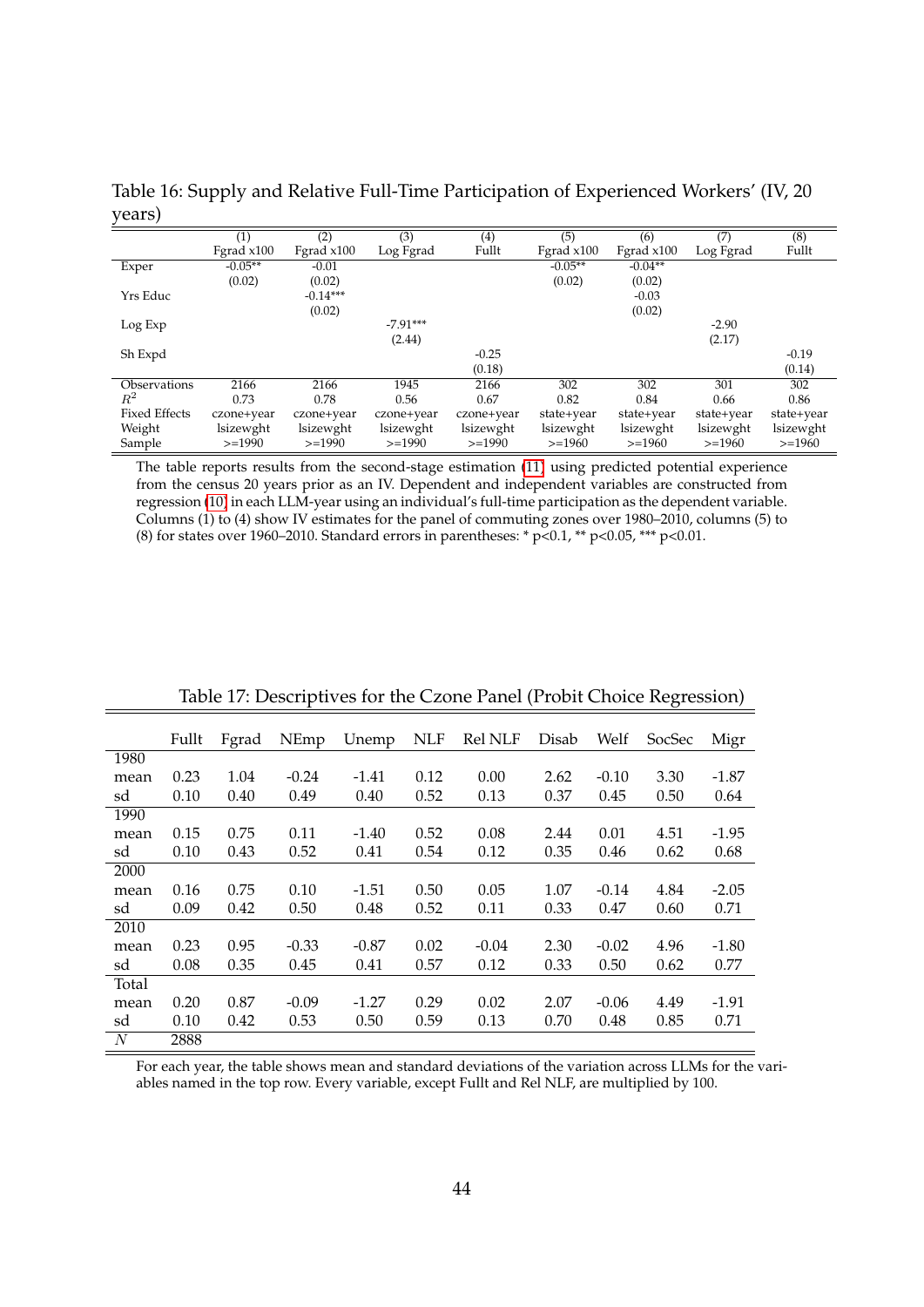Table 16: Supply and Relative Full-Time Participation of Experienced Workers' (IV, 20 years)

| | (1) | (2) | (3) | (4) | (5) | (6) | (7) | (8) |
|---|---|---|---|---|---|---|---|---|
| | Fgrad x100 | Fgrad x100 | Log Fgrad | Fullt | Fgrad x100 | Fgrad x100 | Log Fgrad | Fullt |
| Exper | -0.05** | -0.01 | | | -0.05** | -0.04** | | |
| | (0.02) | (0.02) | | | (0.02) | (0.02) | | |
| Yrs Educ | | -0.14*** | | | | -0.03 | | |
| | | (0.02) | | | | (0.02) | | |
| Log Exp | | | -7.91*** | | | | -2.90 | |
| | | | (2.44) | | | | (2.17) | |
| Sh Expd | | | | -0.25 | | | | -0.19 |
| | | | | (0.18) | | | | (0.14) |
| Observations | 2166 | 2166 | 1945 | 2166 | 302 | 302 | 301 | 302 |
| $R^2$ | 0.73 | 0.78 | 0.56 | 0.67 | 0.82 | 0.84 | 0.66 | 0.86 |
| Fixed Effects | czone+year | czone+year | czone+year | czone+year | state+year | state+year | state+year | state+year |
| Weight | lsizewght | lsizewght | lsizewght | lsizewght | lsizewght | lsizewght | lsizewght | lsizewght |
| Sample | >=1990 | >=1990 | >=1990 | >=1990 | >=1960 | >=1960 | >=1960 | >=1960 |

The table reports results from the second-stage estimation (11) using predicted potential experience from the census 20 years prior as an IV. Dependent and independent variables are constructed from regression (10) in each LLM-year using an individual's full-time participation as the dependent variable. Columns (1) to (4) show IV estimates for the panel of commuting zones over 1980–2010, columns (5) to (8) for states over 1960–2010. Standard errors in parentheses: * p<0.1, ** p<0.05, *** p<0.01.

Table 17: Descriptives for the Czone Panel (Probit Choice Regression)

| | Fullt | Fgrad | NEmp | Unemp | NLF | Rel NLF | Disab | Welf | SocSec | Migr |
|---|---|---|---|---|---|---|---|---|---|---|
| 1980 | | | | | | | | | | |
| mean | 0.23 | 1.04 | -0.24 | -1.41 | 0.12 | 0.00 | 2.62 | -0.10 | 3.30 | -1.87 |
| sd | 0.10 | 0.40 | 0.49 | 0.40 | 0.52 | 0.13 | 0.37 | 0.45 | 0.50 | 0.64 |
| 1990 | | | | | | | | | | |
| mean | 0.15 | 0.75 | 0.11 | -1.40 | 0.52 | 0.08 | 2.44 | 0.01 | 4.51 | -1.95 |
| sd | 0.10 | 0.43 | 0.52 | 0.41 | 0.54 | 0.12 | 0.35 | 0.46 | 0.62 | 0.68 |
| 2000 | | | | | | | | | | |
| mean | 0.16 | 0.75 | 0.10 | -1.51 | 0.50 | 0.05 | 1.07 | -0.14 | 4.84 | -2.05 |
| sd | 0.09 | 0.42 | 0.50 | 0.48 | 0.52 | 0.11 | 0.33 | 0.47 | 0.60 | 0.71 |
| 2010 | | | | | | | | | | |
| mean | 0.23 | 0.95 | -0.33 | -0.87 | 0.02 | -0.04 | 2.30 | -0.02 | 4.96 | -1.80 |
| sd | 0.08 | 0.35 | 0.45 | 0.41 | 0.57 | 0.12 | 0.33 | 0.50 | 0.62 | 0.77 |
| Total | | | | | | | | | | |
| mean | 0.20 | 0.87 | -0.09 | -1.27 | 0.29 | 0.02 | 2.07 | -0.06 | 4.49 | -1.91 |
| sd | 0.10 | 0.42 | 0.53 | 0.50 | 0.59 | 0.13 | 0.70 | 0.48 | 0.85 | 0.71 |
| $N$ | 2888 | | | | | | | | | |

For each year, the table shows mean and standard deviations of the variation across LLMs for the variables named in the top row. Every variable, except Fullt and Rel NLF, are multiplied by 100.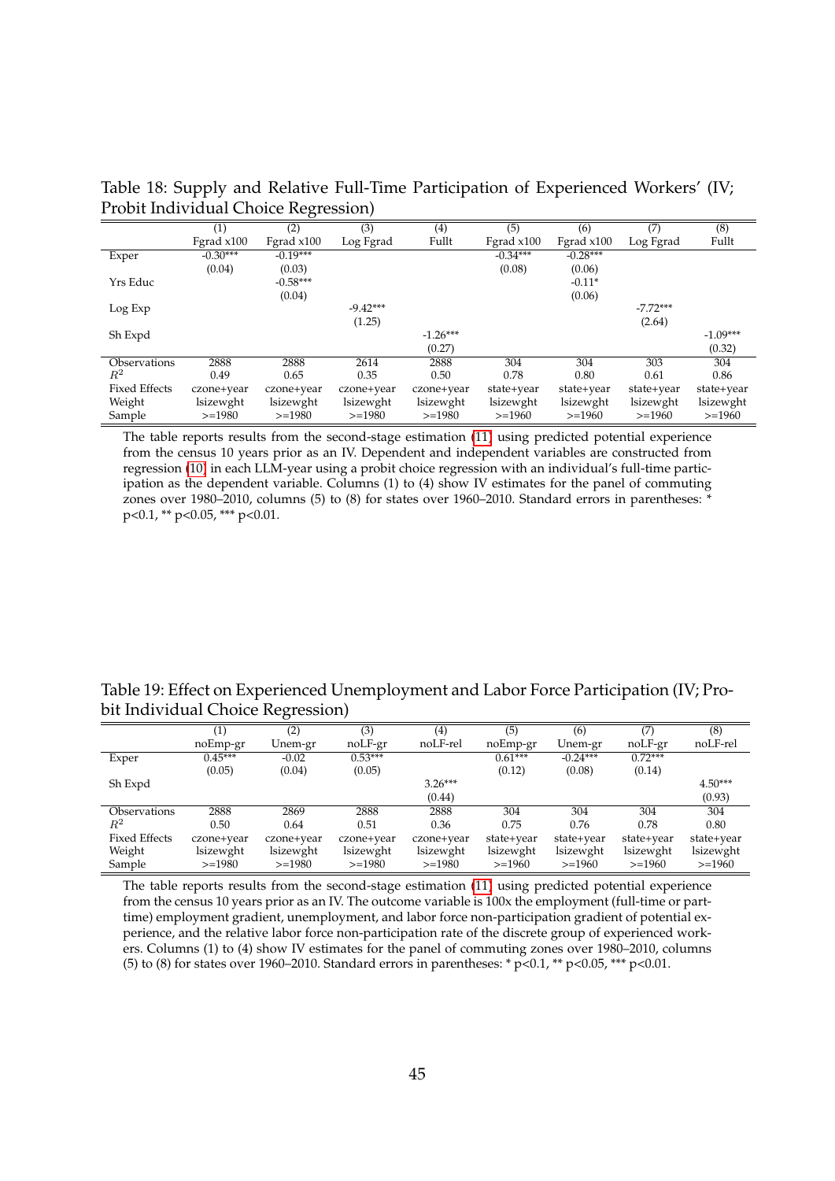Table 18: Supply and Relative Full-Time Participation of Experienced Workers' (IV; Probit Individual Choice Regression)

| | (1) | (2) | (3) | (4) | (5) | (6) | (7) | (8) |
|---|---|---|---|---|---|---|---|---|
| | Fgrad x100 | Fgrad x100 | Log Fgrad | Fullt | Fgrad x100 | Fgrad x100 | Log Fgrad | Fullt |
| Exper | -0.30*** | -0.19*** | | | -0.34*** | -0.28*** | | |
| | (0.04) | (0.03) | | | (0.08) | (0.06) | | |
| Yrs Educ | | -0.58*** | | | | -0.11* | | |
| | | (0.04) | | | | (0.06) | | |
| Log Exp | | | -9.42*** | | | | -7.72*** | |
| | | | (1.25) | | | | (2.64) | |
| Sh Expd | | | | -1.26*** | | | | -1.09*** |
| | | | | (0.27) | | | | (0.32) |
| Observations | 2888 | 2888 | 2614 | 2888 | 304 | 304 | 303 | 304 |
| $R^2$ | 0.49 | 0.65 | 0.35 | 0.50 | 0.78 | 0.80 | 0.61 | 0.86 |
| Fixed Effects | czone+year | czone+year | czone+year | czone+year | state+year | state+year | state+year | state+year |
| Weight | lsizewght | lsizewght | lsizewght | lsizewght | lsizewght | lsizewght | lsizewght | lsizewght |
| Sample | >=1980 | >=1980 | >=1980 | >=1980 | >=1960 | >=1960 | >=1960 | >=1960 |

The table reports results from the second-stage estimation (11) using predicted potential experience from the census 10 years prior as an IV. Dependent and independent variables are constructed from regression (10) in each LLM-year using a probit choice regression with an individual's full-time participation as the dependent variable. Columns (1) to (4) show IV estimates for the panel of commuting zones over 1980–2010, columns (5) to (8) for states over 1960–2010. Standard errors in parentheses: * p<0.1, ** p<0.05, *** p<0.01.

Table 19: Effect on Experienced Unemployment and Labor Force Participation (IV; Probit Individual Choice Regression)

| | (1) | (2) | (3) | (4) | (5) | (6) | (7) | (8) |
|---|---|---|---|---|---|---|---|---|
| | noEmp-gr | Unem-gr | noLF-gr | noLF-rel | noEmp-gr | Unem-gr | noLF-gr | noLF-rel |
| Exper | 0.45*** | -0.02 | 0.53*** | | 0.61*** | -0.24*** | 0.72*** | |
| | (0.05) | (0.04) | (0.05) | | (0.12) | (0.08) | (0.14) | |
| Sh Expd | | | | 3.26*** | | | | 4.50*** |
| | | | | (0.44) | | | | (0.93) |
| Observations | 2888 | 2869 | 2888 | 2888 | 304 | 304 | 304 | 304 |
| $R^2$ | 0.50 | 0.64 | 0.51 | 0.36 | 0.75 | 0.76 | 0.78 | 0.80 |
| Fixed Effects | czone+year | czone+year | czone+year | czone+year | state+year | state+year | state+year | state+year |
| Weight | lsizewght | lsizewght | lsizewght | lsizewght | lsizewght | lsizewght | lsizewght | lsizewght |
| Sample | >=1980 | >=1980 | >=1980 | >=1980 | >=1960 | >=1960 | >=1960 | >=1960 |

The table reports results from the second-stage estimation (11) using predicted potential experience from the census 10 years prior as an IV. The outcome variable is 100x the employment (full-time or part-time) employment gradient, unemployment, and labor force non-participation gradient of potential experience, and the relative labor force non-participation rate of the discrete group of experienced workers. Columns (1) to (4) show IV estimates for the panel of commuting zones over 1980–2010, columns (5) to (8) for states over 1960–2010. Standard errors in parentheses: * p<0.1, ** p<0.05, *** p<0.01.